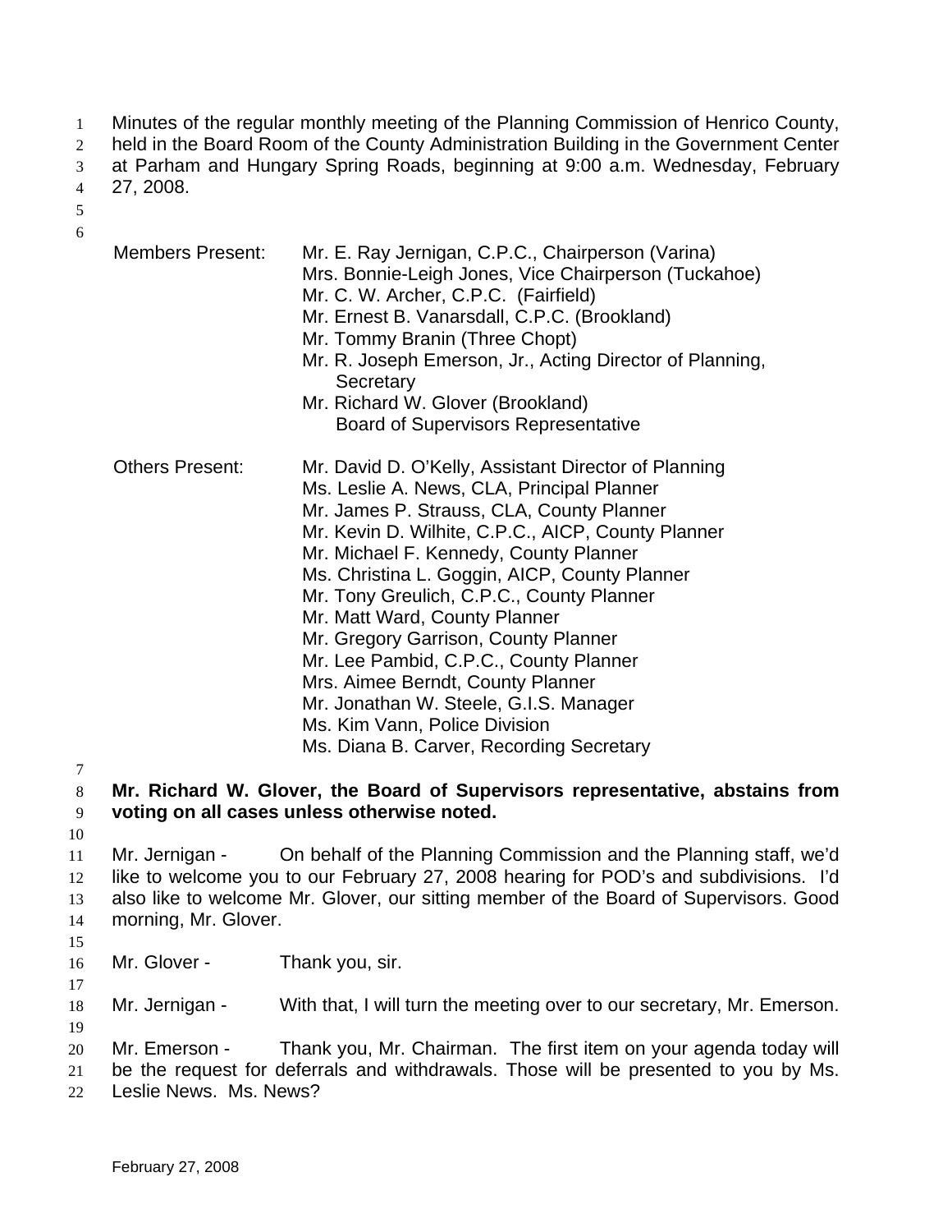Minutes of the regular monthly meeting of the Planning Commission of Henrico County, held in the Board Room of the County Administration Building in the Government Center at Parham and Hungary Spring Roads, beginning at 9:00 a.m. Wednesday, February 27, 2008.

| | |
|---|---|
| Members Present: | Mr. E. Ray Jernigan, C.P.C., Chairperson (Varina) |
| | Mrs. Bonnie-Leigh Jones, Vice Chairperson (Tuckahoe) |
| | Mr. C. W. Archer, C.P.C. (Fairfield) |
| | Mr. Ernest B. Vanarsdall, C.P.C. (Brookland) |
| | Mr. Tommy Branin (Three Chopt) |
| | Mr. R. Joseph Emerson, Jr., Acting Director of Planning, Secretary |
| | Mr. Richard W. Glover (Brookland) Board of Supervisors Representative |
| Others Present: | Mr. David D. O'Kelly, Assistant Director of Planning |
| | Ms. Leslie A. News, CLA, Principal Planner |
| | Mr. James P. Strauss, CLA, County Planner |
| | Mr. Kevin D. Wilhite, C.P.C., AICP, County Planner |
| | Mr. Michael F. Kennedy, County Planner |
| | Ms. Christina L. Goggin, AICP, County Planner |
| | Mr. Tony Greulich, C.P.C., County Planner |
| | Mr. Matt Ward, County Planner |
| | Mr. Gregory Garrison, County Planner |
| | Mr. Lee Pambid, C.P.C., County Planner |
| | Mrs. Aimee Berndt, County Planner |
| | Mr. Jonathan W. Steele, G.I.S. Manager |
| | Ms. Kim Vann, Police Division |
| | Ms. Diana B. Carver, Recording Secretary |

**Mr. Richard W. Glover, the Board of Supervisors representative, abstains from voting on all cases unless otherwise noted.**

Mr. Jernigan - On behalf of the Planning Commission and the Planning staff, we'd like to welcome you to our February 27, 2008 hearing for POD's and subdivisions. I'd also like to welcome Mr. Glover, our sitting member of the Board of Supervisors. Good morning, Mr. Glover.

Mr. Glover - Thank you, sir.

Mr. Jernigan - With that, I will turn the meeting over to our secretary, Mr. Emerson.

Mr. Emerson - Thank you, Mr. Chairman. The first item on your agenda today will be the request for deferrals and withdrawals. Those will be presented to you by Ms. Leslie News. Ms. News?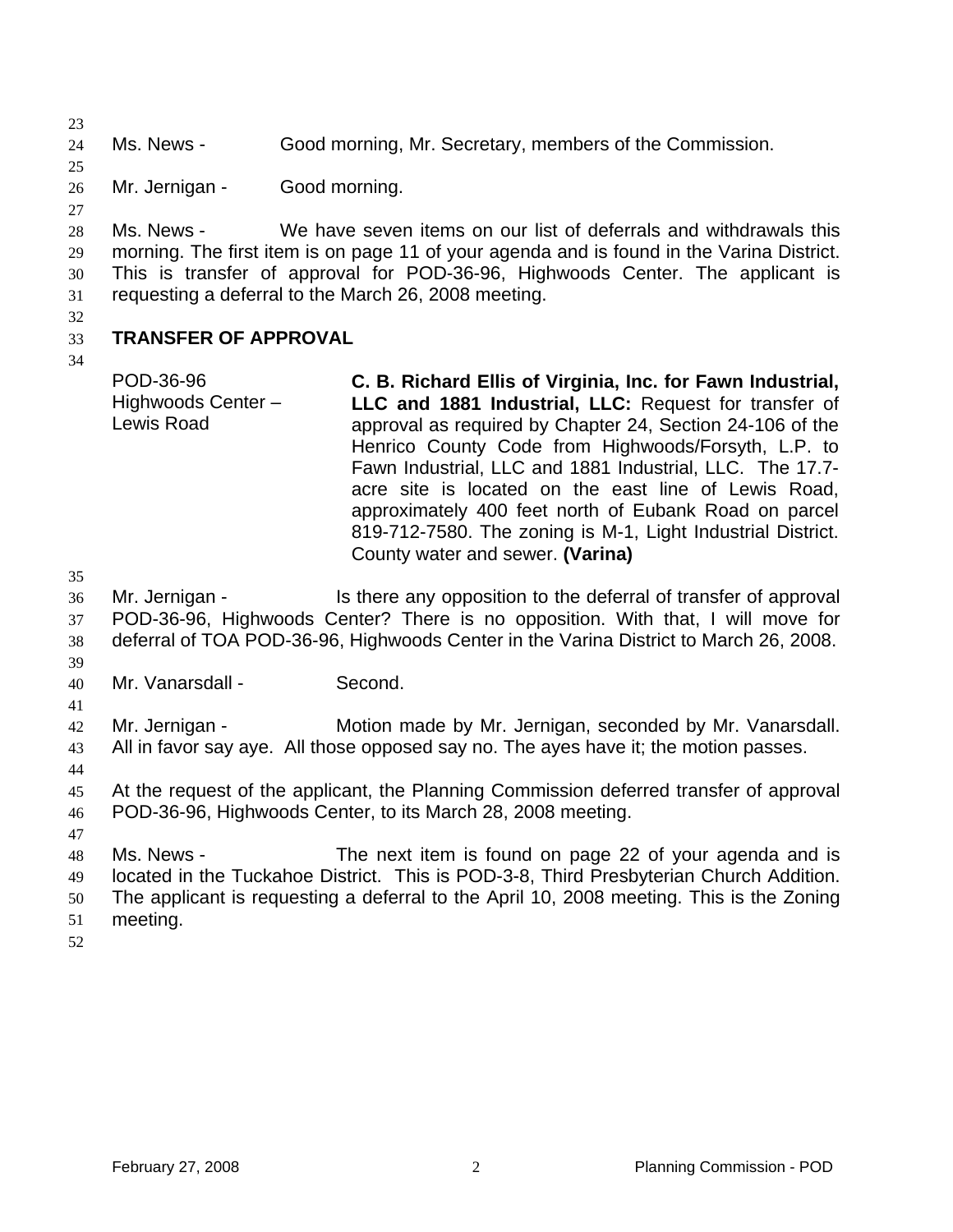Ms. News - Good morning, Mr. Secretary, members of the Commission.

Mr. Jernigan - Good morning.

Ms. News - We have seven items on our list of deferrals and withdrawals this morning. The first item is on page 11 of your agenda and is found in the Varina District. This is transfer of approval for POD-36-96, Highwoods Center. The applicant is requesting a deferral to the March 26, 2008 meeting.

## TRANSFER OF APPROVAL

| | |
|---|---|
| POD-36-96<br>Highwoods Center – Lewis Road | **C. B. Richard Ellis of Virginia, Inc. for Fawn Industrial, LLC and 1881 Industrial, LLC:** Request for transfer of approval as required by Chapter 24, Section 24-106 of the Henrico County Code from Highwoods/Forsyth, L.P. to Fawn Industrial, LLC and 1881 Industrial, LLC. The 17.7-acre site is located on the east line of Lewis Road, approximately 400 feet north of Eubank Road on parcel 819-712-7580. The zoning is M-1, Light Industrial District. County water and sewer. **(Varina)** |

Mr. Jernigan - Is there any opposition to the deferral of transfer of approval POD-36-96, Highwoods Center? There is no opposition. With that, I will move for deferral of TOA POD-36-96, Highwoods Center in the Varina District to March 26, 2008.

Mr. Vanarsdall - Second.

Mr. Jernigan - Motion made by Mr. Jernigan, seconded by Mr. Vanarsdall. All in favor say aye. All those opposed say no. The ayes have it; the motion passes.

At the request of the applicant, the Planning Commission deferred transfer of approval POD-36-96, Highwoods Center, to its March 28, 2008 meeting.

Ms. News - The next item is found on page 22 of your agenda and is located in the Tuckahoe District. This is POD-3-8, Third Presbyterian Church Addition. The applicant is requesting a deferral to the April 10, 2008 meeting. This is the Zoning meeting.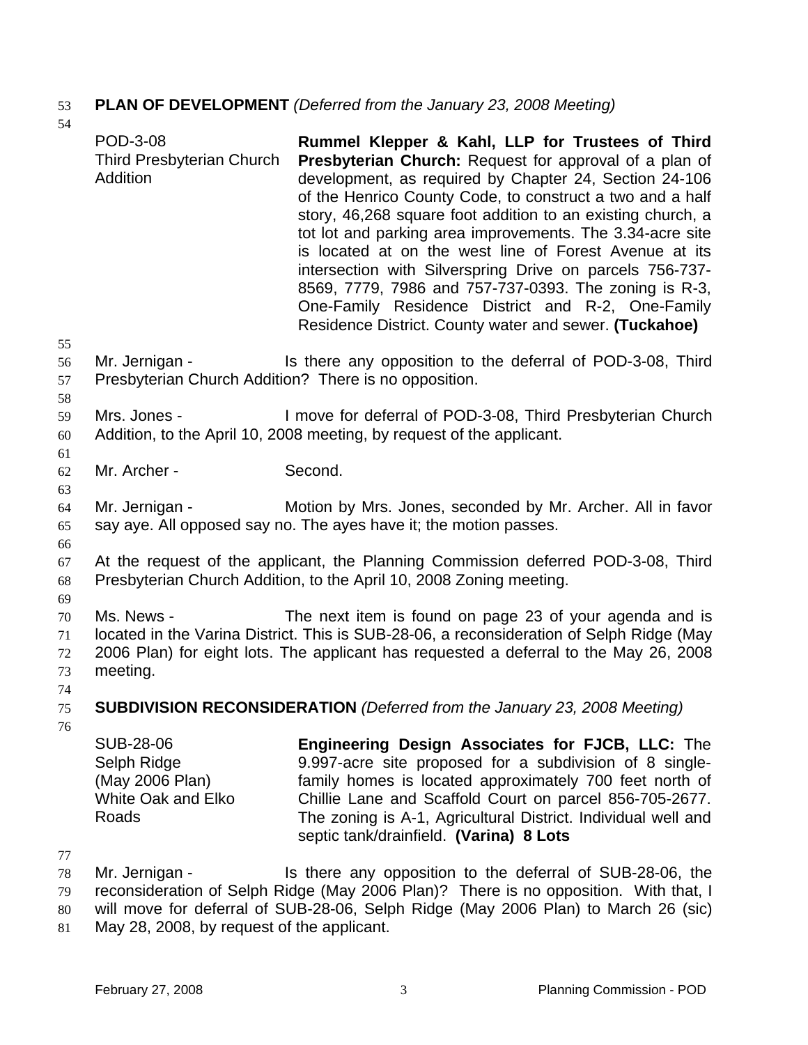**PLAN OF DEVELOPMENT** *(Deferred from the January 23, 2008 Meeting)*

| | |
|---|---|
| POD-3-08<br>Third Presbyterian Church Addition | **Rummel Klepper & Kahl, LLP for Trustees of Third Presbyterian Church:** Request for approval of a plan of development, as required by Chapter 24, Section 24-106 of the Henrico County Code, to construct a two and a half story, 46,268 square foot addition to an existing church, a tot lot and parking area improvements. The 3.34-acre site is located at on the west line of Forest Avenue at its intersection with Silverspring Drive on parcels 756-737-8569, 7779, 7986 and 757-737-0393. The zoning is R-3, One-Family Residence District and R-2, One-Family Residence District. County water and sewer. **(Tuckahoe)** |

Mr. Jernigan - Is there any opposition to the deferral of POD-3-08, Third Presbyterian Church Addition? There is no opposition.

Mrs. Jones - I move for deferral of POD-3-08, Third Presbyterian Church Addition, to the April 10, 2008 meeting, by request of the applicant.

Mr. Archer - Second.

Mr. Jernigan - Motion by Mrs. Jones, seconded by Mr. Archer. All in favor say aye. All opposed say no. The ayes have it; the motion passes.

At the request of the applicant, the Planning Commission deferred POD-3-08, Third Presbyterian Church Addition, to the April 10, 2008 Zoning meeting.

Ms. News - The next item is found on page 23 of your agenda and is located in the Varina District. This is SUB-28-06, a reconsideration of Selph Ridge (May 2006 Plan) for eight lots. The applicant has requested a deferral to the May 26, 2008 meeting.

**SUBDIVISION RECONSIDERATION** *(Deferred from the January 23, 2008 Meeting)*

| | |
|---|---|
| SUB-28-06<br>Selph Ridge<br>(May 2006 Plan)<br>White Oak and Elko Roads | **Engineering Design Associates for FJCB, LLC:** The 9.997-acre site proposed for a subdivision of 8 single-family homes is located approximately 700 feet north of Chillie Lane and Scaffold Court on parcel 856-705-2677. The zoning is A-1, Agricultural District. Individual well and septic tank/drainfield. **(Varina) 8 Lots** |

Mr. Jernigan - Is there any opposition to the deferral of SUB-28-06, the reconsideration of Selph Ridge (May 2006 Plan)? There is no opposition. With that, I will move for deferral of SUB-28-06, Selph Ridge (May 2006 Plan) to March 26 (sic) May 28, 2008, by request of the applicant.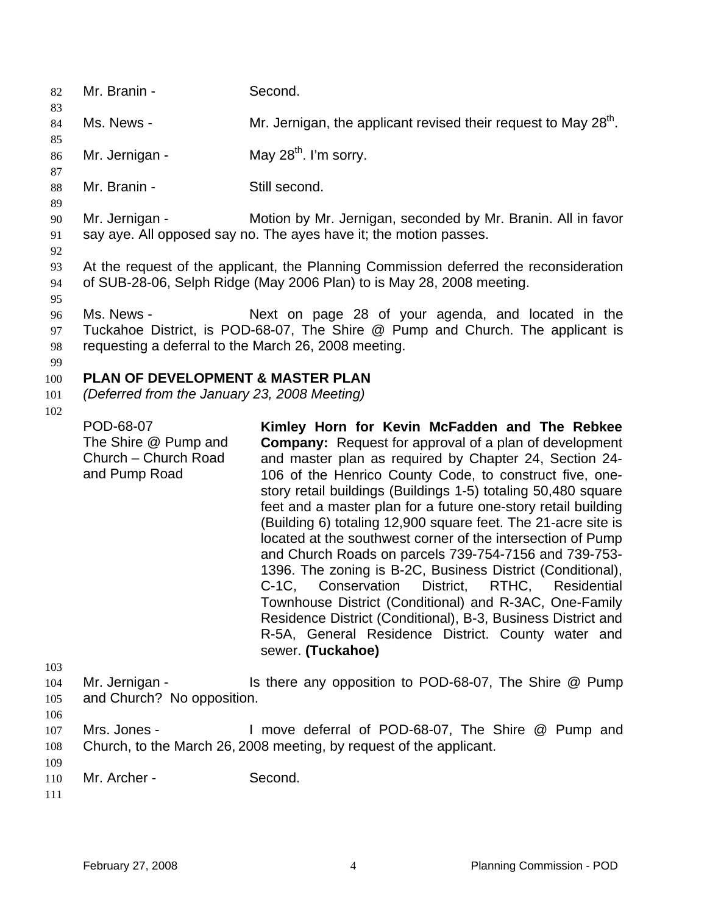Mr. Branin - Second.

Ms. News - Mr. Jernigan, the applicant revised their request to May 28th.

Mr. Jernigan - May 28th. I'm sorry.

Mr. Branin - Still second.

Mr. Jernigan - Motion by Mr. Jernigan, seconded by Mr. Branin. All in favor say aye. All opposed say no. The ayes have it; the motion passes.

At the request of the applicant, the Planning Commission deferred the reconsideration of SUB-28-06, Selph Ridge (May 2006 Plan) to is May 28, 2008 meeting.

Ms. News - Next on page 28 of your agenda, and located in the Tuckahoe District, is POD-68-07, The Shire @ Pump and Church. The applicant is requesting a deferral to the March 26, 2008 meeting.

**PLAN OF DEVELOPMENT & MASTER PLAN**

*(Deferred from the January 23, 2008 Meeting)*

| | |
|---|---|
| POD-68-07<br>The Shire @ Pump and Church – Church Road and Pump Road | **Kimley Horn for Kevin McFadden and The Rebkee Company:** Request for approval of a plan of development and master plan as required by Chapter 24, Section 24-106 of the Henrico County Code, to construct five, one-story retail buildings (Buildings 1-5) totaling 50,480 square feet and a master plan for a future one-story retail building (Building 6) totaling 12,900 square feet. The 21-acre site is located at the southwest corner of the intersection of Pump and Church Roads on parcels 739-754-7156 and 739-753-1396. The zoning is B-2C, Business District (Conditional), C-1C, Conservation District, RTHC, Residential Townhouse District (Conditional) and R-3AC, One-Family Residence District (Conditional), B-3, Business District and R-5A, General Residence District. County water and sewer. **(Tuckahoe)** |

Mr. Jernigan - Is there any opposition to POD-68-07, The Shire @ Pump and Church? No opposition.

Mrs. Jones - I move deferral of POD-68-07, The Shire @ Pump and Church, to the March 26, 2008 meeting, by request of the applicant.

Mr. Archer - Second.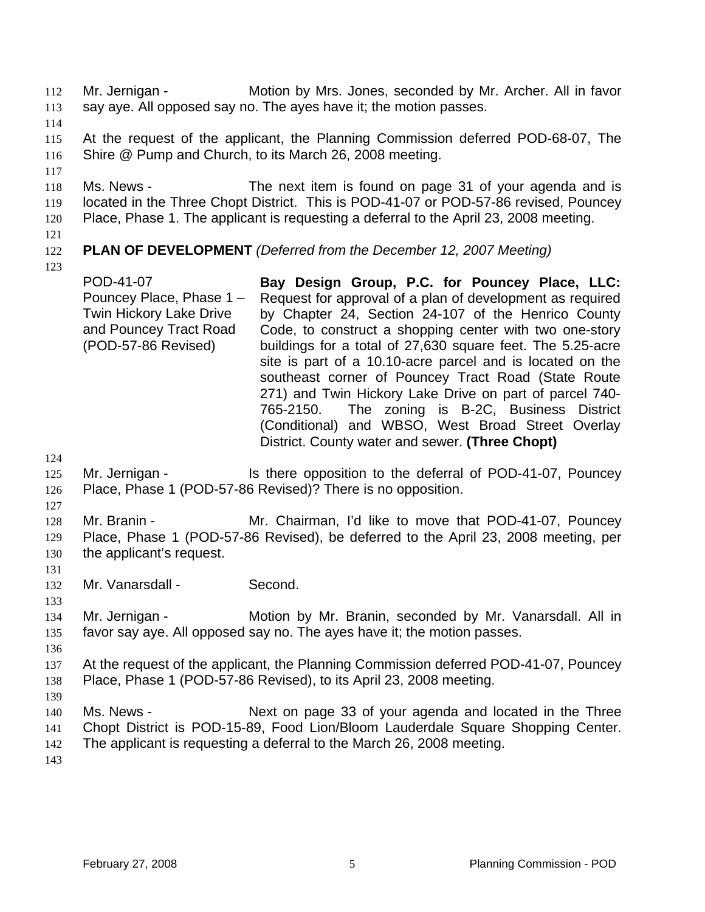Mr. Jernigan - Motion by Mrs. Jones, seconded by Mr. Archer. All in favor say aye. All opposed say no. The ayes have it; the motion passes.

At the request of the applicant, the Planning Commission deferred POD-68-07, The Shire @ Pump and Church, to its March 26, 2008 meeting.

Ms. News - The next item is found on page 31 of your agenda and is located in the Three Chopt District. This is POD-41-07 or POD-57-86 revised, Pouncey Place, Phase 1. The applicant is requesting a deferral to the April 23, 2008 meeting.

**PLAN OF DEVELOPMENT** *(Deferred from the December 12, 2007 Meeting)*

| | |
|---|---|
| POD-41-07<br>Pouncey Place, Phase 1 – Twin Hickory Lake Drive and Pouncey Tract Road (POD-57-86 Revised) | **Bay Design Group, P.C. for Pouncey Place, LLC:** Request for approval of a plan of development as required by Chapter 24, Section 24-107 of the Henrico County Code, to construct a shopping center with two one-story buildings for a total of 27,630 square feet. The 5.25-acre site is part of a 10.10-acre parcel and is located on the southeast corner of Pouncey Tract Road (State Route 271) and Twin Hickory Lake Drive on part of parcel 740-765-2150. The zoning is B-2C, Business District (Conditional) and WBSO, West Broad Street Overlay District. County water and sewer. **(Three Chopt)** |

Mr. Jernigan - Is there opposition to the deferral of POD-41-07, Pouncey Place, Phase 1 (POD-57-86 Revised)? There is no opposition.

Mr. Branin - Mr. Chairman, I'd like to move that POD-41-07, Pouncey Place, Phase 1 (POD-57-86 Revised), be deferred to the April 23, 2008 meeting, per the applicant's request.

Mr. Vanarsdall - Second.

Mr. Jernigan - Motion by Mr. Branin, seconded by Mr. Vanarsdall. All in favor say aye. All opposed say no. The ayes have it; the motion passes.

At the request of the applicant, the Planning Commission deferred POD-41-07, Pouncey Place, Phase 1 (POD-57-86 Revised), to its April 23, 2008 meeting.

Ms. News - Next on page 33 of your agenda and located in the Three Chopt District is POD-15-89, Food Lion/Bloom Lauderdale Square Shopping Center. The applicant is requesting a deferral to the March 26, 2008 meeting.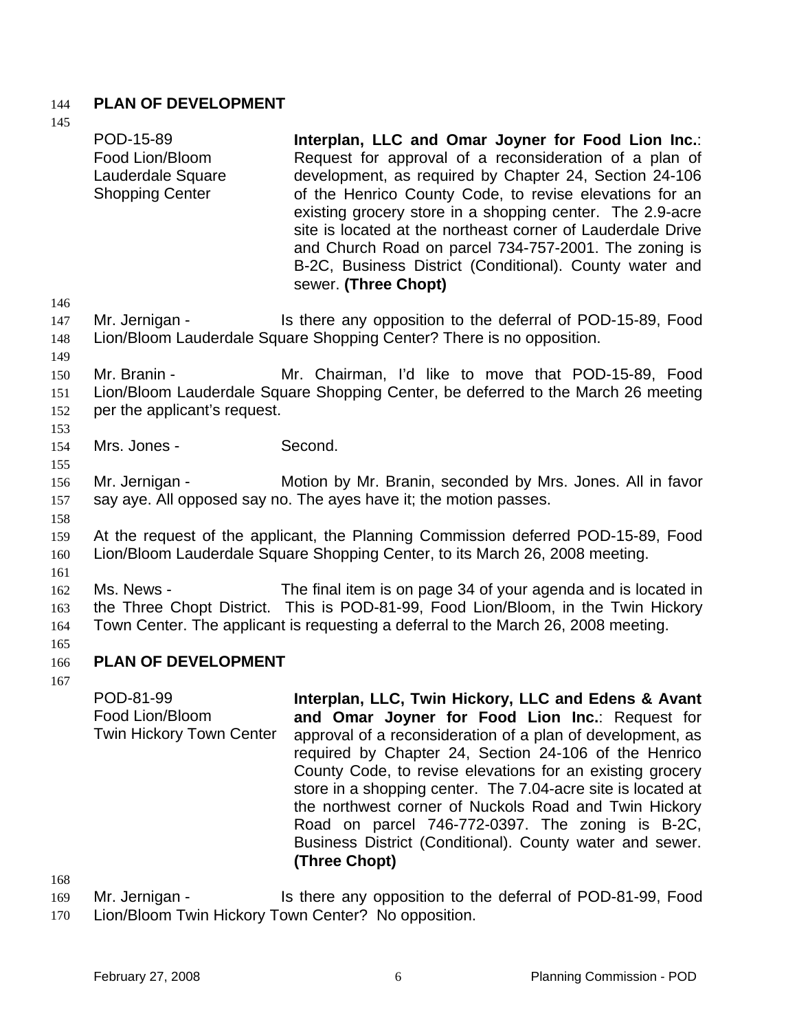## PLAN OF DEVELOPMENT

| | |
|---|---|
| POD-15-89<br>Food Lion/Bloom<br>Lauderdale Square<br>Shopping Center | **Interplan, LLC and Omar Joyner for Food Lion Inc.**: Request for approval of a reconsideration of a plan of development, as required by Chapter 24, Section 24-106 of the Henrico County Code, to revise elevations for an existing grocery store in a shopping center. The 2.9-acre site is located at the northeast corner of Lauderdale Drive and Church Road on parcel 734-757-2001. The zoning is B-2C, Business District (Conditional). County water and sewer. **(Three Chopt)** |

Mr. Jernigan - Is there any opposition to the deferral of POD-15-89, Food Lion/Bloom Lauderdale Square Shopping Center? There is no opposition.

Mr. Branin - Mr. Chairman, I'd like to move that POD-15-89, Food Lion/Bloom Lauderdale Square Shopping Center, be deferred to the March 26 meeting per the applicant's request.

Mrs. Jones - Second.

Mr. Jernigan - Motion by Mr. Branin, seconded by Mrs. Jones. All in favor say aye. All opposed say no. The ayes have it; the motion passes.

At the request of the applicant, the Planning Commission deferred POD-15-89, Food Lion/Bloom Lauderdale Square Shopping Center, to its March 26, 2008 meeting.

Ms. News - The final item is on page 34 of your agenda and is located in the Three Chopt District. This is POD-81-99, Food Lion/Bloom, in the Twin Hickory Town Center. The applicant is requesting a deferral to the March 26, 2008 meeting.

## PLAN OF DEVELOPMENT

| | |
|---|---|
| POD-81-99<br>Food Lion/Bloom<br>Twin Hickory Town Center | **Interplan, LLC, Twin Hickory, LLC and Edens & Avant and Omar Joyner for Food Lion Inc.**: Request for approval of a reconsideration of a plan of development, as required by Chapter 24, Section 24-106 of the Henrico County Code, to revise elevations for an existing grocery store in a shopping center. The 7.04-acre site is located at the northwest corner of Nuckols Road and Twin Hickory Road on parcel 746-772-0397. The zoning is B-2C, Business District (Conditional). County water and sewer. **(Three Chopt)** |

Mr. Jernigan - Is there any opposition to the deferral of POD-81-99, Food Lion/Bloom Twin Hickory Town Center? No opposition.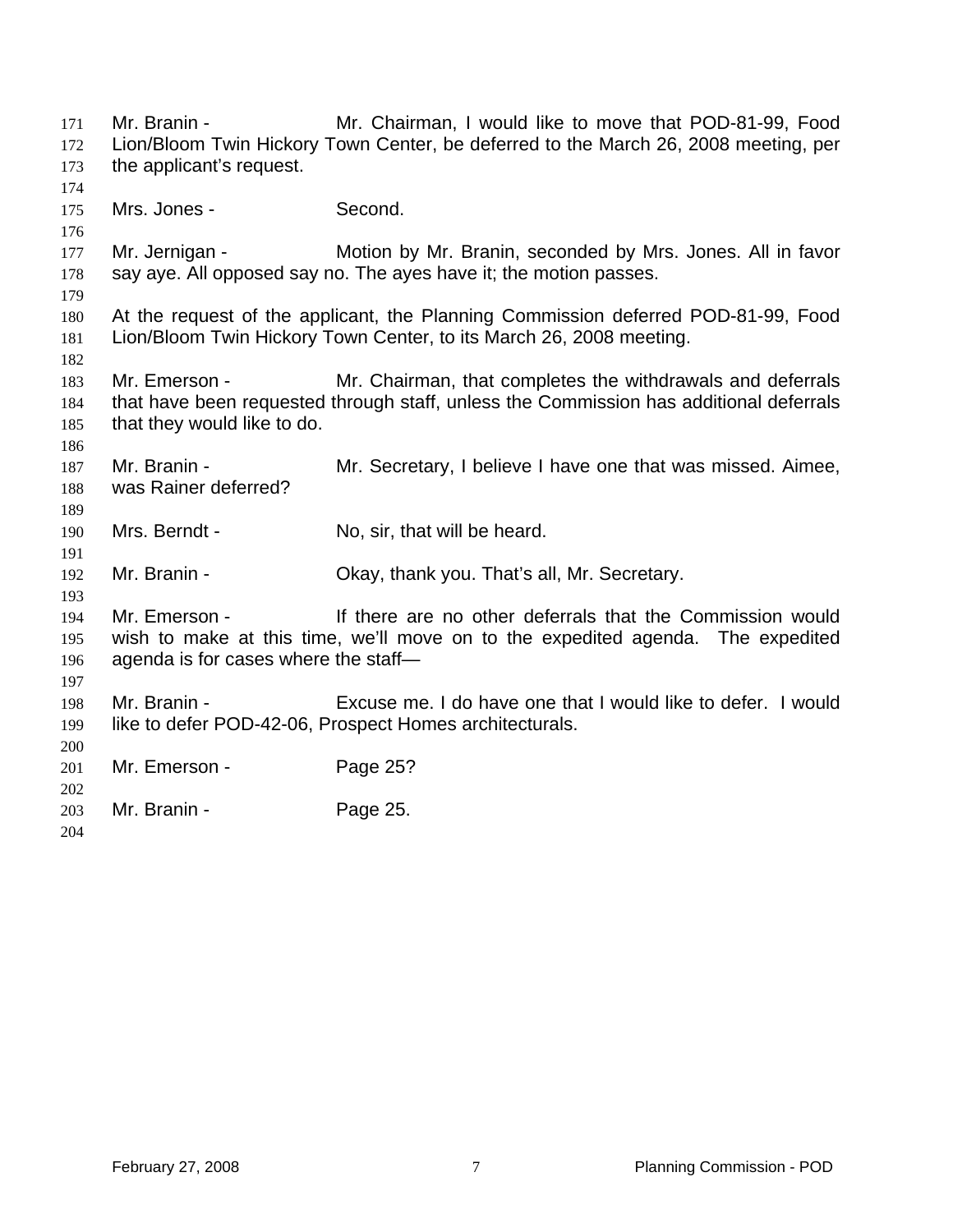Mr. Branin - Mr. Chairman, I would like to move that POD-81-99, Food Lion/Bloom Twin Hickory Town Center, be deferred to the March 26, 2008 meeting, per the applicant's request.

Mrs. Jones - Second.

Mr. Jernigan - Motion by Mr. Branin, seconded by Mrs. Jones. All in favor say aye. All opposed say no. The ayes have it; the motion passes.

At the request of the applicant, the Planning Commission deferred POD-81-99, Food Lion/Bloom Twin Hickory Town Center, to its March 26, 2008 meeting.

Mr. Emerson - Mr. Chairman, that completes the withdrawals and deferrals that have been requested through staff, unless the Commission has additional deferrals that they would like to do.

Mr. Branin - Mr. Secretary, I believe I have one that was missed. Aimee, was Rainer deferred?

Mrs. Berndt - No, sir, that will be heard.

Mr. Branin - Okay, thank you. That's all, Mr. Secretary.

Mr. Emerson - If there are no other deferrals that the Commission would wish to make at this time, we'll move on to the expedited agenda. The expedited agenda is for cases where the staff—

Mr. Branin - Excuse me. I do have one that I would like to defer. I would like to defer POD-42-06, Prospect Homes architecturals.

Mr. Emerson - Page 25?

Mr. Branin - Page 25.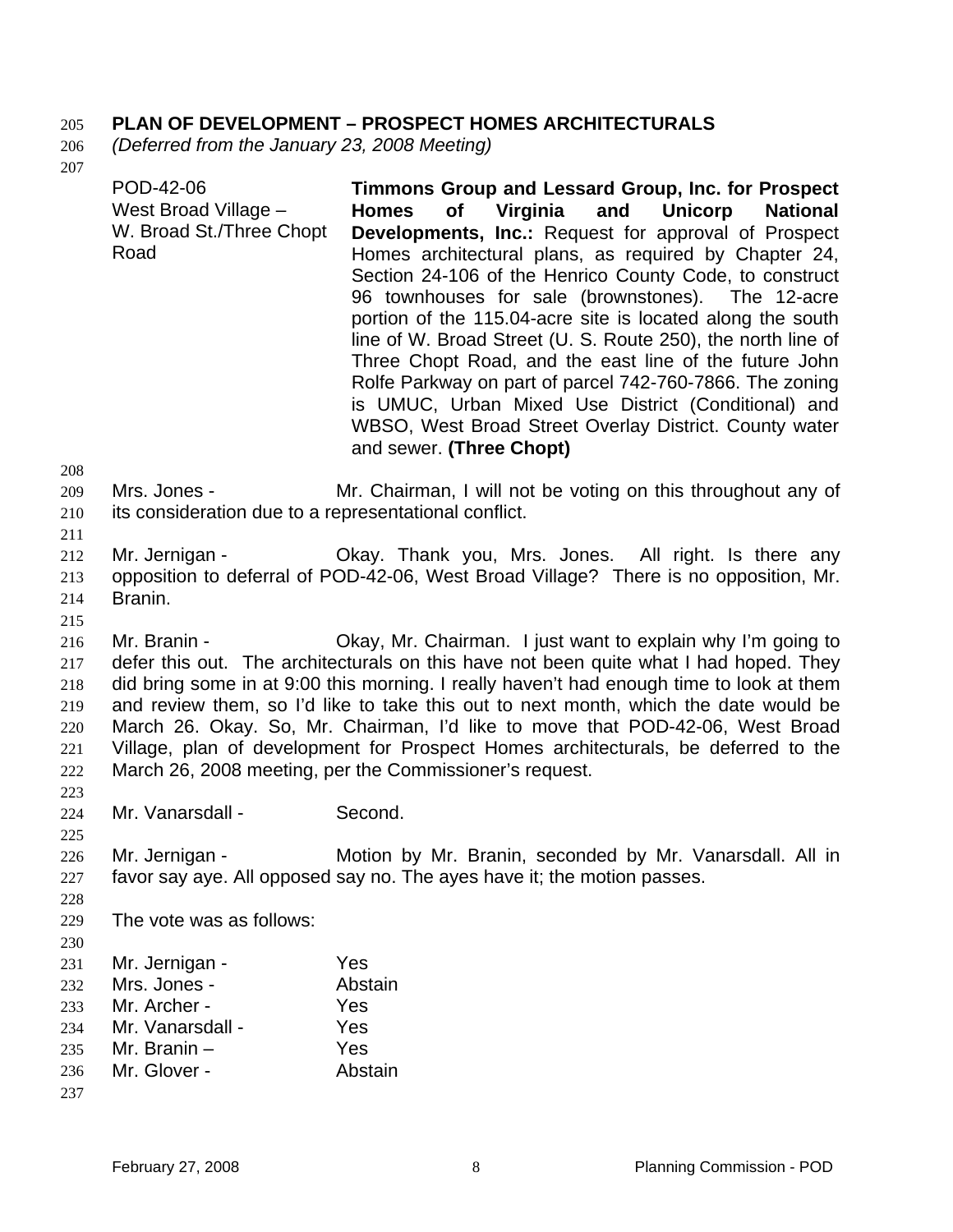## PLAN OF DEVELOPMENT – PROSPECT HOMES ARCHITECTURALS

*(Deferred from the January 23, 2008 Meeting)*

| | |
|---|---|
| POD-42-06<br>West Broad Village – W. Broad St./Three Chopt Road | **Timmons Group and Lessard Group, Inc. for Prospect Homes of Virginia and Unicorp National Developments, Inc.:** Request for approval of Prospect Homes architectural plans, as required by Chapter 24, Section 24-106 of the Henrico County Code, to construct 96 townhouses for sale (brownstones). The 12-acre portion of the 115.04-acre site is located along the south line of W. Broad Street (U. S. Route 250), the north line of Three Chopt Road, and the east line of the future John Rolfe Parkway on part of parcel 742-760-7866. The zoning is UMUC, Urban Mixed Use District (Conditional) and WBSO, West Broad Street Overlay District. County water and sewer. **(Three Chopt)** |

Mrs. Jones - Mr. Chairman, I will not be voting on this throughout any of its consideration due to a representational conflict.

Mr. Jernigan - Okay. Thank you, Mrs. Jones. All right. Is there any opposition to deferral of POD-42-06, West Broad Village? There is no opposition, Mr. Branin.

Mr. Branin - Okay, Mr. Chairman. I just want to explain why I'm going to defer this out. The architecturals on this have not been quite what I had hoped. They did bring some in at 9:00 this morning. I really haven't had enough time to look at them and review them, so I'd like to take this out to next month, which the date would be March 26. Okay. So, Mr. Chairman, I'd like to move that POD-42-06, West Broad Village, plan of development for Prospect Homes architecturals, be deferred to the March 26, 2008 meeting, per the Commissioner's request.

Mr. Vanarsdall - Second.

Mr. Jernigan - Motion by Mr. Branin, seconded by Mr. Vanarsdall. All in favor say aye. All opposed say no. The ayes have it; the motion passes.

The vote was as follows:

Mr. Jernigan - Yes
Mrs. Jones - Abstain
Mr. Archer - Yes
Mr. Vanarsdall - Yes
Mr. Branin – Yes
Mr. Glover - Abstain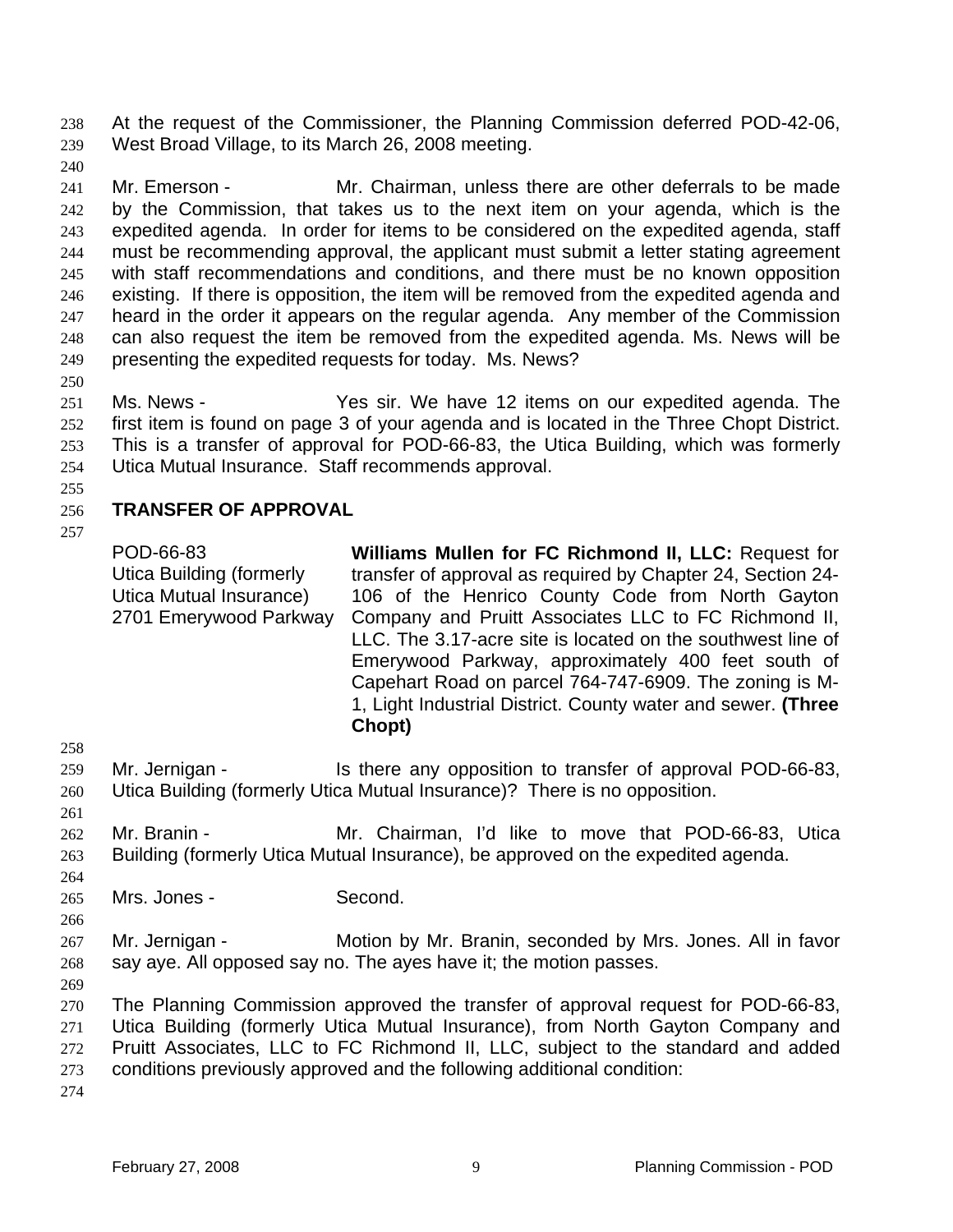At the request of the Commissioner, the Planning Commission deferred POD-42-06, West Broad Village, to its March 26, 2008 meeting.

Mr. Emerson - Mr. Chairman, unless there are other deferrals to be made by the Commission, that takes us to the next item on your agenda, which is the expedited agenda. In order for items to be considered on the expedited agenda, staff must be recommending approval, the applicant must submit a letter stating agreement with staff recommendations and conditions, and there must be no known opposition existing. If there is opposition, the item will be removed from the expedited agenda and heard in the order it appears on the regular agenda. Any member of the Commission can also request the item be removed from the expedited agenda. Ms. News will be presenting the expedited requests for today. Ms. News?

Ms. News - Yes sir. We have 12 items on our expedited agenda. The first item is found on page 3 of your agenda and is located in the Three Chopt District. This is a transfer of approval for POD-66-83, the Utica Building, which was formerly Utica Mutual Insurance. Staff recommends approval.

**TRANSFER OF APPROVAL**

| | |
|---|---|
| POD-66-83<br>Utica Building (formerly Utica Mutual Insurance)<br>2701 Emerywood Parkway | **Williams Mullen for FC Richmond II, LLC:** Request for transfer of approval as required by Chapter 24, Section 24-106 of the Henrico County Code from North Gayton Company and Pruitt Associates LLC to FC Richmond II, LLC. The 3.17-acre site is located on the southwest line of Emerywood Parkway, approximately 400 feet south of Capehart Road on parcel 764-747-6909. The zoning is M-1, Light Industrial District. County water and sewer. **(Three Chopt)** |

Mr. Jernigan - Is there any opposition to transfer of approval POD-66-83, Utica Building (formerly Utica Mutual Insurance)? There is no opposition.

Mr. Branin - Mr. Chairman, I'd like to move that POD-66-83, Utica Building (formerly Utica Mutual Insurance), be approved on the expedited agenda.

Mrs. Jones - Second.

Mr. Jernigan - Motion by Mr. Branin, seconded by Mrs. Jones. All in favor say aye. All opposed say no. The ayes have it; the motion passes.

The Planning Commission approved the transfer of approval request for POD-66-83, Utica Building (formerly Utica Mutual Insurance), from North Gayton Company and Pruitt Associates, LLC to FC Richmond II, LLC, subject to the standard and added conditions previously approved and the following additional condition: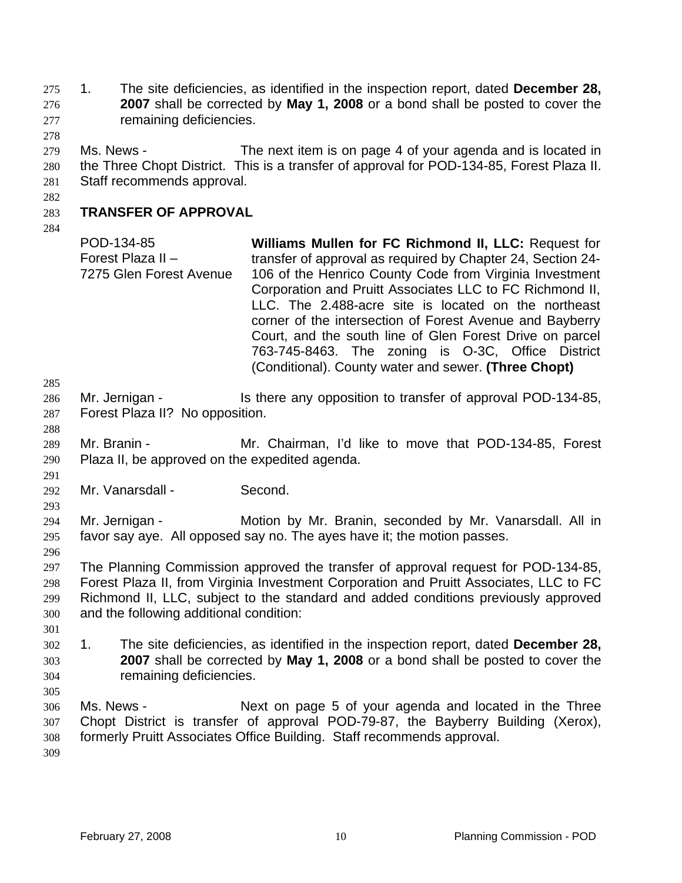1. The site deficiencies, as identified in the inspection report, dated **December 28, 2007** shall be corrected by **May 1, 2008** or a bond shall be posted to cover the remaining deficiencies.

Ms. News - The next item is on page 4 of your agenda and is located in the Three Chopt District. This is a transfer of approval for POD-134-85, Forest Plaza II. Staff recommends approval.

## TRANSFER OF APPROVAL

| | |
|---|---|
| POD-134-85<br>Forest Plaza II –<br>7275 Glen Forest Avenue | **Williams Mullen for FC Richmond II, LLC:** Request for transfer of approval as required by Chapter 24, Section 24-106 of the Henrico County Code from Virginia Investment Corporation and Pruitt Associates LLC to FC Richmond II, LLC. The 2.488-acre site is located on the northeast corner of the intersection of Forest Avenue and Bayberry Court, and the south line of Glen Forest Drive on parcel 763-745-8463. The zoning is O-3C, Office District (Conditional). County water and sewer. **(Three Chopt)** |

Mr. Jernigan - Is there any opposition to transfer of approval POD-134-85, Forest Plaza II? No opposition.

Mr. Branin - Mr. Chairman, I'd like to move that POD-134-85, Forest Plaza II, be approved on the expedited agenda.

Mr. Vanarsdall - Second.

Mr. Jernigan - Motion by Mr. Branin, seconded by Mr. Vanarsdall. All in favor say aye. All opposed say no. The ayes have it; the motion passes.

The Planning Commission approved the transfer of approval request for POD-134-85, Forest Plaza II, from Virginia Investment Corporation and Pruitt Associates, LLC to FC Richmond II, LLC, subject to the standard and added conditions previously approved and the following additional condition:

1. The site deficiencies, as identified in the inspection report, dated **December 28, 2007** shall be corrected by **May 1, 2008** or a bond shall be posted to cover the remaining deficiencies.

Ms. News - Next on page 5 of your agenda and located in the Three Chopt District is transfer of approval POD-79-87, the Bayberry Building (Xerox), formerly Pruitt Associates Office Building. Staff recommends approval.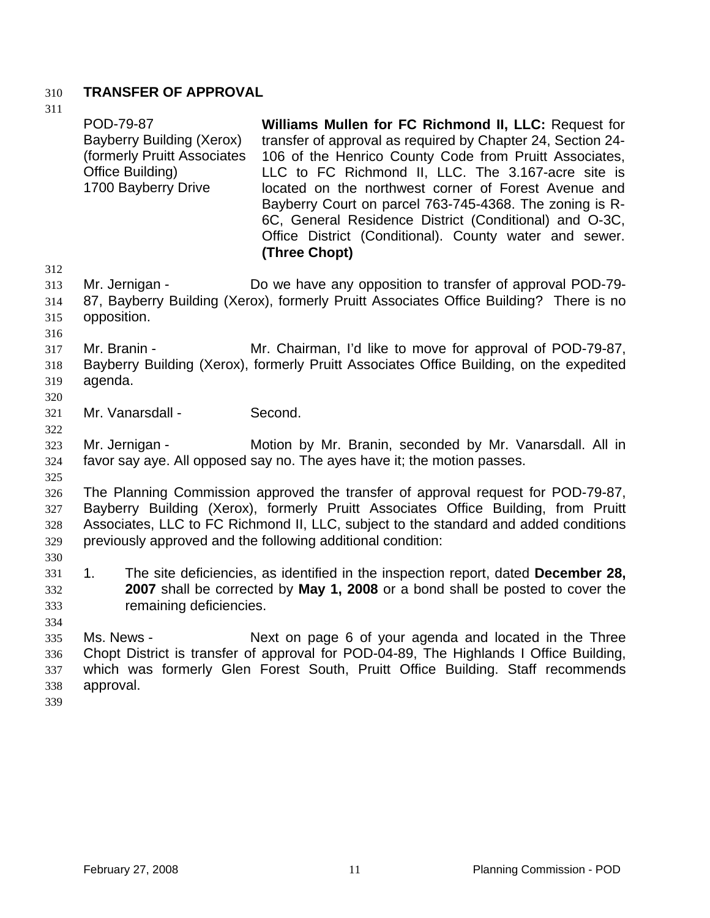**TRANSFER OF APPROVAL**

| | |
|---|---|
| POD-79-87<br>Bayberry Building (Xerox)<br>(formerly Pruitt Associates Office Building)<br>1700 Bayberry Drive | **Williams Mullen for FC Richmond II, LLC:** Request for transfer of approval as required by Chapter 24, Section 24-106 of the Henrico County Code from Pruitt Associates, LLC to FC Richmond II, LLC. The 3.167-acre site is located on the northwest corner of Forest Avenue and Bayberry Court on parcel 763-745-4368. The zoning is R-6C, General Residence District (Conditional) and O-3C, Office District (Conditional). County water and sewer. **(Three Chopt)** |

Mr. Jernigan - Do we have any opposition to transfer of approval POD-79-87, Bayberry Building (Xerox), formerly Pruitt Associates Office Building? There is no opposition.

Mr. Branin - Mr. Chairman, I'd like to move for approval of POD-79-87, Bayberry Building (Xerox), formerly Pruitt Associates Office Building, on the expedited agenda.

Mr. Vanarsdall - Second.

Mr. Jernigan - Motion by Mr. Branin, seconded by Mr. Vanarsdall. All in favor say aye. All opposed say no. The ayes have it; the motion passes.

The Planning Commission approved the transfer of approval request for POD-79-87, Bayberry Building (Xerox), formerly Pruitt Associates Office Building, from Pruitt Associates, LLC to FC Richmond II, LLC, subject to the standard and added conditions previously approved and the following additional condition:

1. The site deficiencies, as identified in the inspection report, dated **December 28, 2007** shall be corrected by **May 1, 2008** or a bond shall be posted to cover the remaining deficiencies.

Ms. News - Next on page 6 of your agenda and located in the Three Chopt District is transfer of approval for POD-04-89, The Highlands I Office Building, which was formerly Glen Forest South, Pruitt Office Building. Staff recommends approval.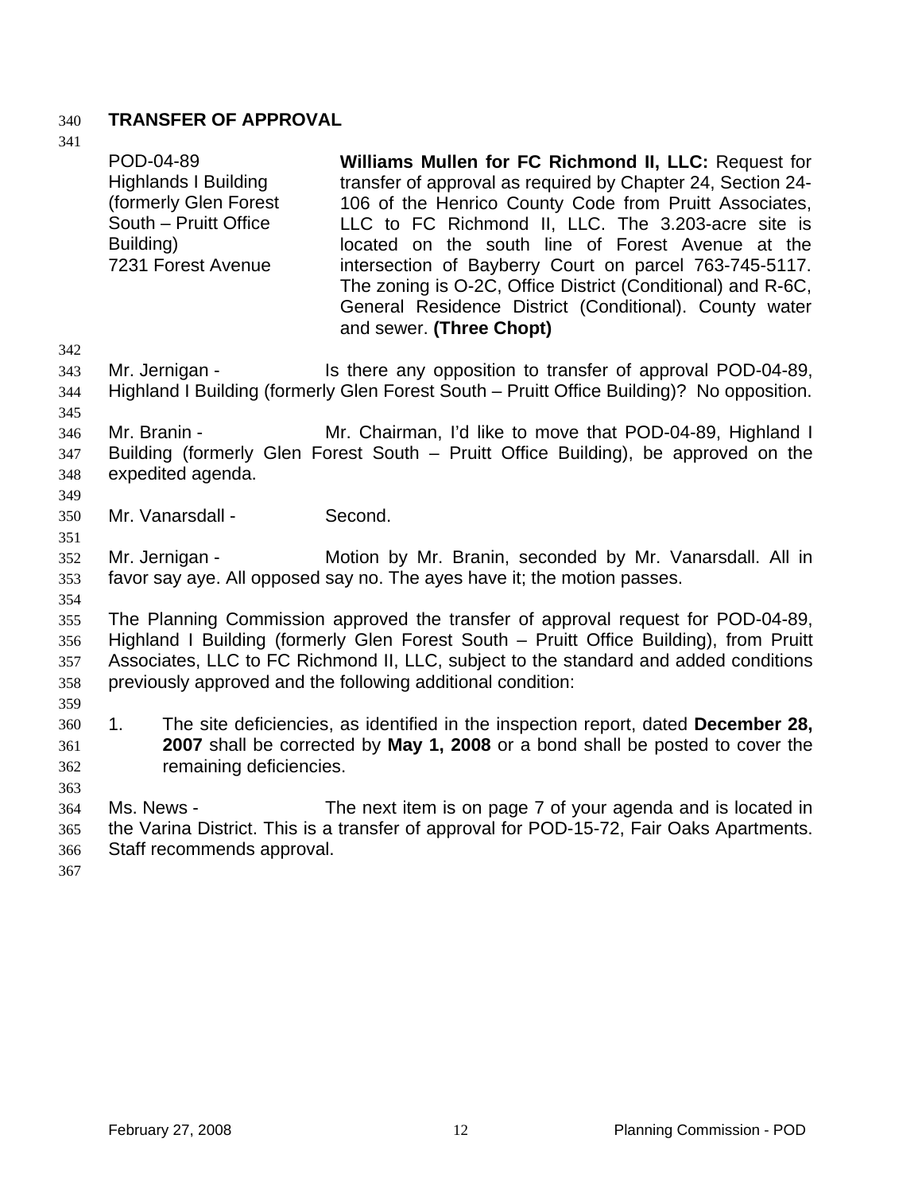**TRANSFER OF APPROVAL**

| | |
|---|---|
| POD-04-89<br>Highlands I Building<br>(formerly Glen Forest South – Pruitt Office Building)<br>7231 Forest Avenue | **Williams Mullen for FC Richmond II, LLC:** Request for transfer of approval as required by Chapter 24, Section 24-106 of the Henrico County Code from Pruitt Associates, LLC to FC Richmond II, LLC. The 3.203-acre site is located on the south line of Forest Avenue at the intersection of Bayberry Court on parcel 763-745-5117. The zoning is O-2C, Office District (Conditional) and R-6C, General Residence District (Conditional). County water and sewer. **(Three Chopt)** |

Mr. Jernigan - Is there any opposition to transfer of approval POD-04-89, Highland I Building (formerly Glen Forest South – Pruitt Office Building)? No opposition.

Mr. Branin - Mr. Chairman, I'd like to move that POD-04-89, Highland I Building (formerly Glen Forest South – Pruitt Office Building), be approved on the expedited agenda.

Mr. Vanarsdall - Second.

Mr. Jernigan - Motion by Mr. Branin, seconded by Mr. Vanarsdall. All in favor say aye. All opposed say no. The ayes have it; the motion passes.

The Planning Commission approved the transfer of approval request for POD-04-89, Highland I Building (formerly Glen Forest South – Pruitt Office Building), from Pruitt Associates, LLC to FC Richmond II, LLC, subject to the standard and added conditions previously approved and the following additional condition:

1. The site deficiencies, as identified in the inspection report, dated **December 28, 2007** shall be corrected by **May 1, 2008** or a bond shall be posted to cover the remaining deficiencies.

Ms. News - The next item is on page 7 of your agenda and is located in the Varina District. This is a transfer of approval for POD-15-72, Fair Oaks Apartments. Staff recommends approval.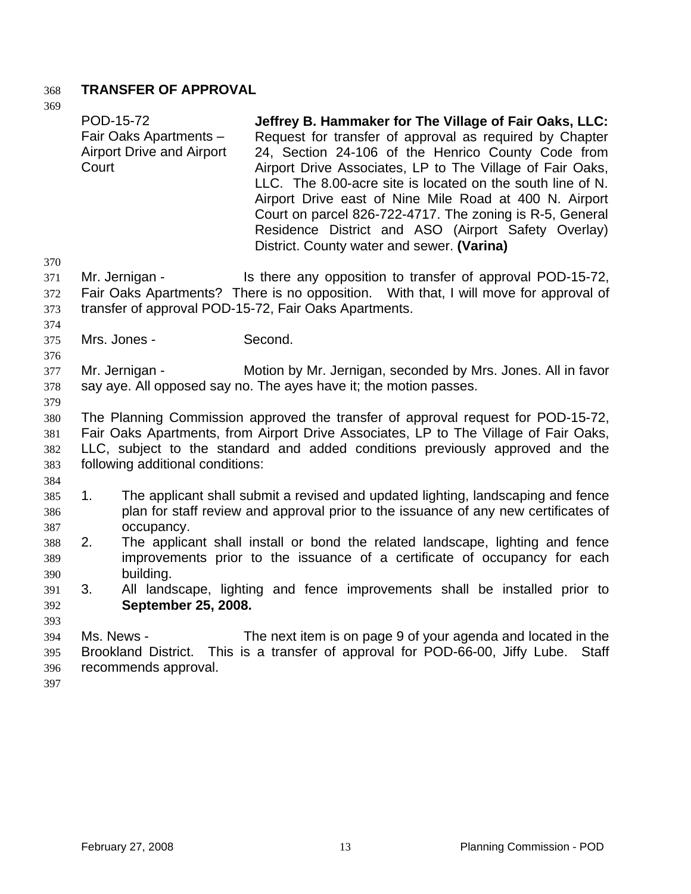**TRANSFER OF APPROVAL**

| | |
|---|---|
| POD-15-72<br>Fair Oaks Apartments – Airport Drive and Airport Court | **Jeffrey B. Hammaker for The Village of Fair Oaks, LLC:** Request for transfer of approval as required by Chapter 24, Section 24-106 of the Henrico County Code from Airport Drive Associates, LP to The Village of Fair Oaks, LLC. The 8.00-acre site is located on the south line of N. Airport Drive east of Nine Mile Road at 400 N. Airport Court on parcel 826-722-4717. The zoning is R-5, General Residence District and ASO (Airport Safety Overlay) District. County water and sewer. **(Varina)** |

Mr. Jernigan - Is there any opposition to transfer of approval POD-15-72, Fair Oaks Apartments? There is no opposition. With that, I will move for approval of transfer of approval POD-15-72, Fair Oaks Apartments.

Mrs. Jones - Second.

Mr. Jernigan - Motion by Mr. Jernigan, seconded by Mrs. Jones. All in favor say aye. All opposed say no. The ayes have it; the motion passes.

The Planning Commission approved the transfer of approval request for POD-15-72, Fair Oaks Apartments, from Airport Drive Associates, LP to The Village of Fair Oaks, LLC, subject to the standard and added conditions previously approved and the following additional conditions:

1. The applicant shall submit a revised and updated lighting, landscaping and fence plan for staff review and approval prior to the issuance of any new certificates of occupancy.
2. The applicant shall install or bond the related landscape, lighting and fence improvements prior to the issuance of a certificate of occupancy for each building.
3. All landscape, lighting and fence improvements shall be installed prior to **September 25, 2008.**

Ms. News - The next item is on page 9 of your agenda and located in the Brookland District. This is a transfer of approval for POD-66-00, Jiffy Lube. Staff recommends approval.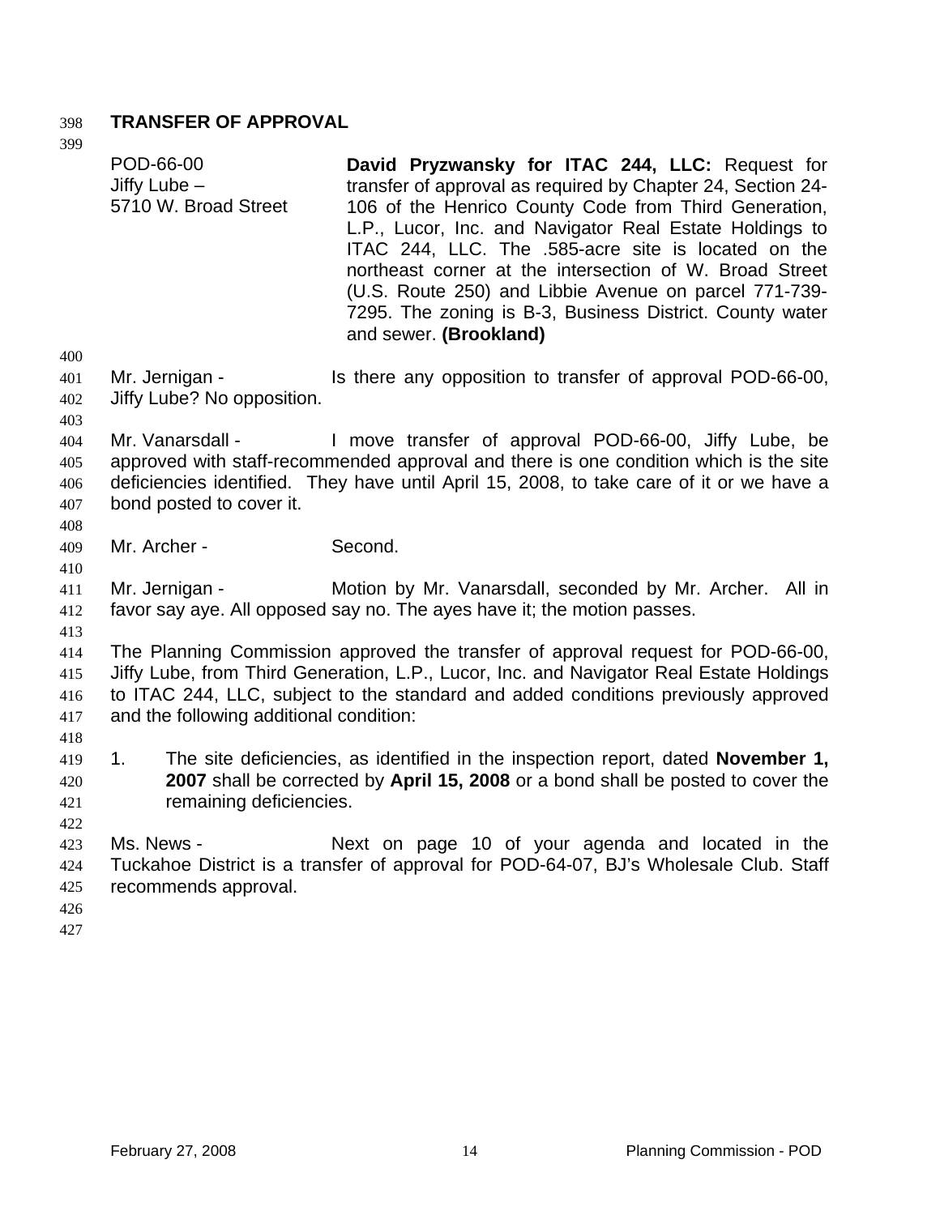**TRANSFER OF APPROVAL**

| | |
|---|---|
| POD-66-00<br>Jiffy Lube –<br>5710 W. Broad Street | **David Pryzwansky for ITAC 244, LLC:** Request for transfer of approval as required by Chapter 24, Section 24-106 of the Henrico County Code from Third Generation, L.P., Lucor, Inc. and Navigator Real Estate Holdings to ITAC 244, LLC. The .585-acre site is located on the northeast corner at the intersection of W. Broad Street (U.S. Route 250) and Libbie Avenue on parcel 771-739-7295. The zoning is B-3, Business District. County water and sewer. **(Brookland)** |

Mr. Jernigan - Is there any opposition to transfer of approval POD-66-00, Jiffy Lube? No opposition.

Mr. Vanarsdall - I move transfer of approval POD-66-00, Jiffy Lube, be approved with staff-recommended approval and there is one condition which is the site deficiencies identified. They have until April 15, 2008, to take care of it or we have a bond posted to cover it.

Mr. Archer - Second.

Mr. Jernigan - Motion by Mr. Vanarsdall, seconded by Mr. Archer. All in favor say aye. All opposed say no. The ayes have it; the motion passes.

The Planning Commission approved the transfer of approval request for POD-66-00, Jiffy Lube, from Third Generation, L.P., Lucor, Inc. and Navigator Real Estate Holdings to ITAC 244, LLC, subject to the standard and added conditions previously approved and the following additional condition:

1. The site deficiencies, as identified in the inspection report, dated **November 1, 2007** shall be corrected by **April 15, 2008** or a bond shall be posted to cover the remaining deficiencies.

Ms. News - Next on page 10 of your agenda and located in the Tuckahoe District is a transfer of approval for POD-64-07, BJ's Wholesale Club. Staff recommends approval.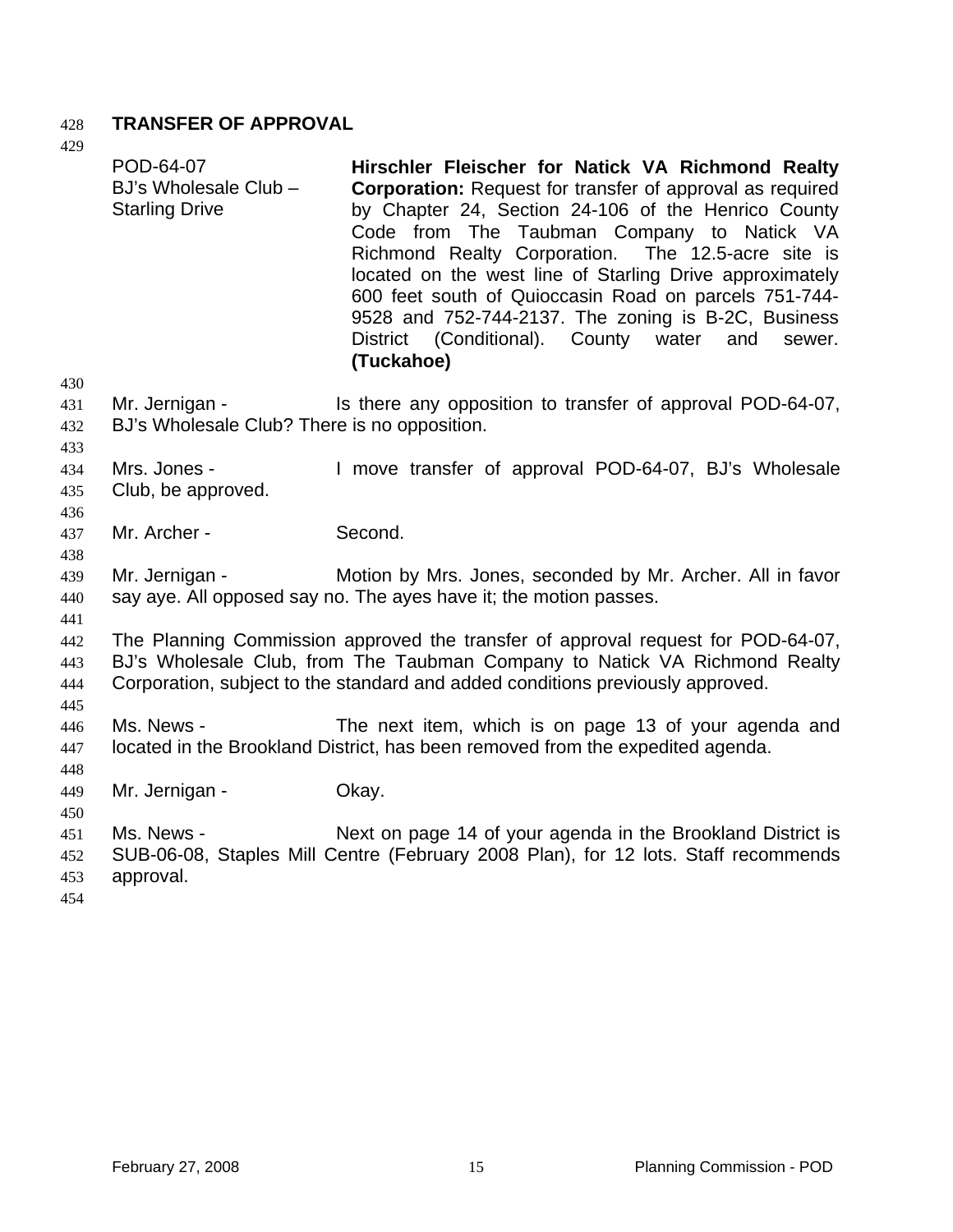**TRANSFER OF APPROVAL**

| | |
|---|---|
| POD-64-07<br>BJ's Wholesale Club – Starling Drive | **Hirschler Fleischer for Natick VA Richmond Realty Corporation:** Request for transfer of approval as required by Chapter 24, Section 24-106 of the Henrico County Code from The Taubman Company to Natick VA Richmond Realty Corporation. The 12.5-acre site is located on the west line of Starling Drive approximately 600 feet south of Quioccasin Road on parcels 751-744-9528 and 752-744-2137. The zoning is B-2C, Business District (Conditional). County water and sewer. **(Tuckahoe)** |

Mr. Jernigan - Is there any opposition to transfer of approval POD-64-07, BJ's Wholesale Club? There is no opposition.

Mrs. Jones - I move transfer of approval POD-64-07, BJ's Wholesale Club, be approved.

Mr. Archer - Second.

Mr. Jernigan - Motion by Mrs. Jones, seconded by Mr. Archer. All in favor say aye. All opposed say no. The ayes have it; the motion passes.

The Planning Commission approved the transfer of approval request for POD-64-07, BJ's Wholesale Club, from The Taubman Company to Natick VA Richmond Realty Corporation, subject to the standard and added conditions previously approved.

Ms. News - The next item, which is on page 13 of your agenda and located in the Brookland District, has been removed from the expedited agenda.

Mr. Jernigan - Okay.

Ms. News - Next on page 14 of your agenda in the Brookland District is SUB-06-08, Staples Mill Centre (February 2008 Plan), for 12 lots. Staff recommends approval.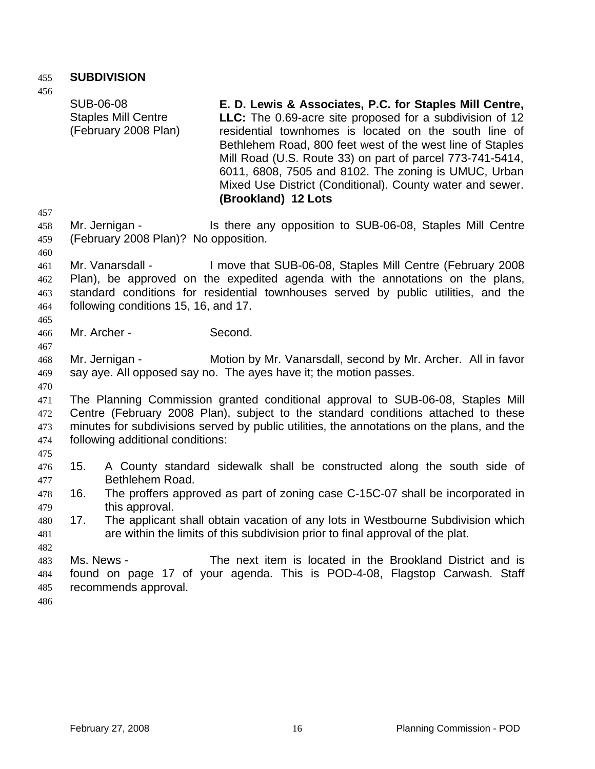## SUBDIVISION

| | |
|---|---|
| SUB-06-08<br>Staples Mill Centre<br>(February 2008 Plan) | **E. D. Lewis & Associates, P.C. for Staples Mill Centre, LLC:** The 0.69-acre site proposed for a subdivision of 12 residential townhomes is located on the south line of Bethlehem Road, 800 feet west of the west line of Staples Mill Road (U.S. Route 33) on part of parcel 773-741-5414, 6011, 6808, 7505 and 8102. The zoning is UMUC, Urban Mixed Use District (Conditional). County water and sewer. **(Brookland) 12 Lots** |

Mr. Jernigan - Is there any opposition to SUB-06-08, Staples Mill Centre (February 2008 Plan)? No opposition.

Mr. Vanarsdall - I move that SUB-06-08, Staples Mill Centre (February 2008 Plan), be approved on the expedited agenda with the annotations on the plans, standard conditions for residential townhouses served by public utilities, and the following conditions 15, 16, and 17.

Mr. Archer - Second.

Mr. Jernigan - Motion by Mr. Vanarsdall, second by Mr. Archer. All in favor say aye. All opposed say no. The ayes have it; the motion passes.

The Planning Commission granted conditional approval to SUB-06-08, Staples Mill Centre (February 2008 Plan), subject to the standard conditions attached to these minutes for subdivisions served by public utilities, the annotations on the plans, and the following additional conditions:

15. A County standard sidewalk shall be constructed along the south side of Bethlehem Road.
16. The proffers approved as part of zoning case C-15C-07 shall be incorporated in this approval.
17. The applicant shall obtain vacation of any lots in Westbourne Subdivision which are within the limits of this subdivision prior to final approval of the plat.

Ms. News - The next item is located in the Brookland District and is found on page 17 of your agenda. This is POD-4-08, Flagstop Carwash. Staff recommends approval.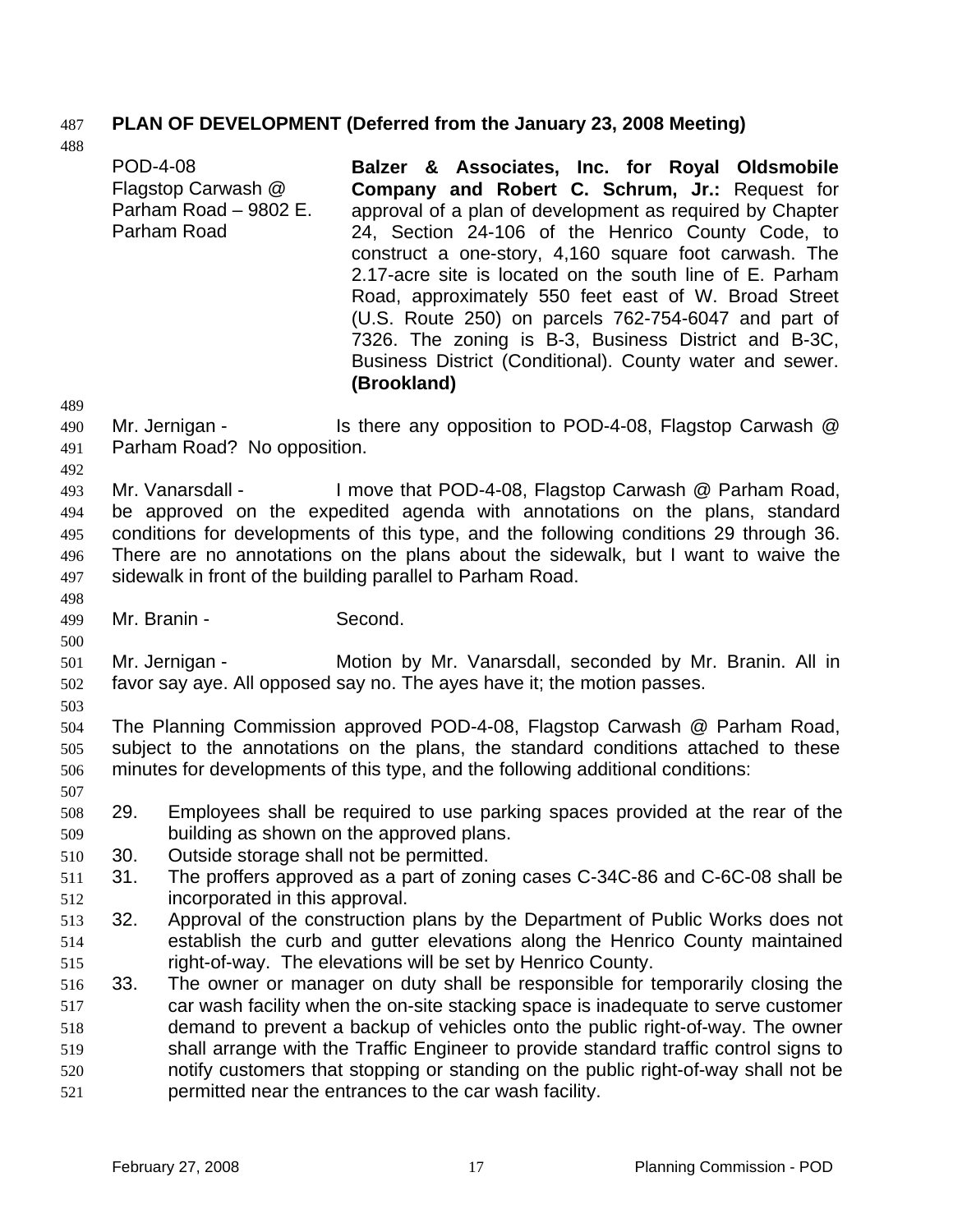**PLAN OF DEVELOPMENT (Deferred from the January 23, 2008 Meeting)**

POD-4-08
Flagstop Carwash @ Parham Road – 9802 E. Parham Road

**Balzer & Associates, Inc. for Royal Oldsmobile Company and Robert C. Schrum, Jr.:** Request for approval of a plan of development as required by Chapter 24, Section 24-106 of the Henrico County Code, to construct a one-story, 4,160 square foot carwash. The 2.17-acre site is located on the south line of E. Parham Road, approximately 550 feet east of W. Broad Street (U.S. Route 250) on parcels 762-754-6047 and part of 7326. The zoning is B-3, Business District and B-3C, Business District (Conditional). County water and sewer. **(Brookland)**

Mr. Jernigan - Is there any opposition to POD-4-08, Flagstop Carwash @ Parham Road? No opposition.

Mr. Vanarsdall - I move that POD-4-08, Flagstop Carwash @ Parham Road, be approved on the expedited agenda with annotations on the plans, standard conditions for developments of this type, and the following conditions 29 through 36. There are no annotations on the plans about the sidewalk, but I want to waive the sidewalk in front of the building parallel to Parham Road.

Mr. Branin - Second.

Mr. Jernigan - Motion by Mr. Vanarsdall, seconded by Mr. Branin. All in favor say aye. All opposed say no. The ayes have it; the motion passes.

The Planning Commission approved POD-4-08, Flagstop Carwash @ Parham Road, subject to the annotations on the plans, the standard conditions attached to these minutes for developments of this type, and the following additional conditions:

29. Employees shall be required to use parking spaces provided at the rear of the building as shown on the approved plans.
30. Outside storage shall not be permitted.
31. The proffers approved as a part of zoning cases C-34C-86 and C-6C-08 shall be incorporated in this approval.
32. Approval of the construction plans by the Department of Public Works does not establish the curb and gutter elevations along the Henrico County maintained right-of-way. The elevations will be set by Henrico County.
33. The owner or manager on duty shall be responsible for temporarily closing the car wash facility when the on-site stacking space is inadequate to serve customer demand to prevent a backup of vehicles onto the public right-of-way. The owner shall arrange with the Traffic Engineer to provide standard traffic control signs to notify customers that stopping or standing on the public right-of-way shall not be permitted near the entrances to the car wash facility.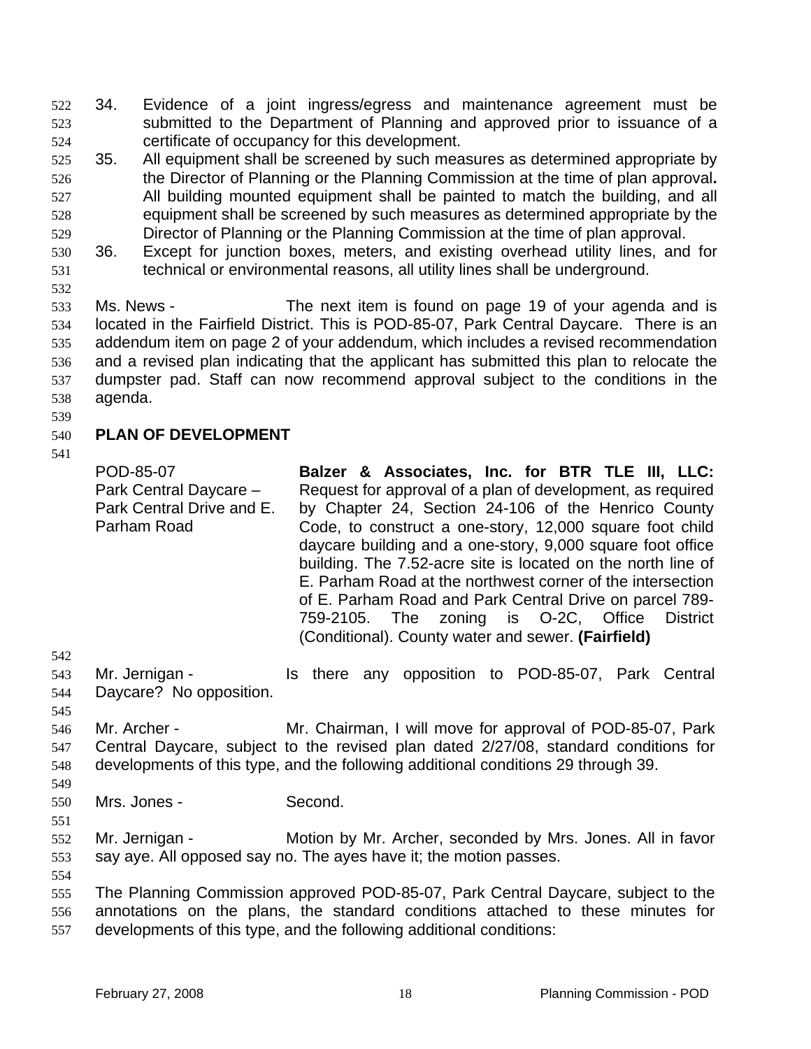34. Evidence of a joint ingress/egress and maintenance agreement must be submitted to the Department of Planning and approved prior to issuance of a certificate of occupancy for this development.
35. All equipment shall be screened by such measures as determined appropriate by the Director of Planning or the Planning Commission at the time of plan approval**.** All building mounted equipment shall be painted to match the building, and all equipment shall be screened by such measures as determined appropriate by the Director of Planning or the Planning Commission at the time of plan approval.
36. Except for junction boxes, meters, and existing overhead utility lines, and for technical or environmental reasons, all utility lines shall be underground.

Ms. News - The next item is found on page 19 of your agenda and is located in the Fairfield District. This is POD-85-07, Park Central Daycare. There is an addendum item on page 2 of your addendum, which includes a revised recommendation and a revised plan indicating that the applicant has submitted this plan to relocate the dumpster pad. Staff can now recommend approval subject to the conditions in the agenda.

## PLAN OF DEVELOPMENT

| | |
|---|---|
| POD-85-07<br>Park Central Daycare – Park Central Drive and E. Parham Road | **Balzer & Associates, Inc. for BTR TLE III, LLC:** Request for approval of a plan of development, as required by Chapter 24, Section 24-106 of the Henrico County Code, to construct a one-story, 12,000 square foot child daycare building and a one-story, 9,000 square foot office building. The 7.52-acre site is located on the north line of E. Parham Road at the northwest corner of the intersection of E. Parham Road and Park Central Drive on parcel 789-759-2105. The zoning is O-2C, Office District (Conditional). County water and sewer. **(Fairfield)** |

Mr. Jernigan - Is there any opposition to POD-85-07, Park Central Daycare? No opposition.

Mr. Archer - Mr. Chairman, I will move for approval of POD-85-07, Park Central Daycare, subject to the revised plan dated 2/27/08, standard conditions for developments of this type, and the following additional conditions 29 through 39.

Mrs. Jones - Second.

Mr. Jernigan - Motion by Mr. Archer, seconded by Mrs. Jones. All in favor say aye. All opposed say no. The ayes have it; the motion passes.

The Planning Commission approved POD-85-07, Park Central Daycare, subject to the annotations on the plans, the standard conditions attached to these minutes for developments of this type, and the following additional conditions: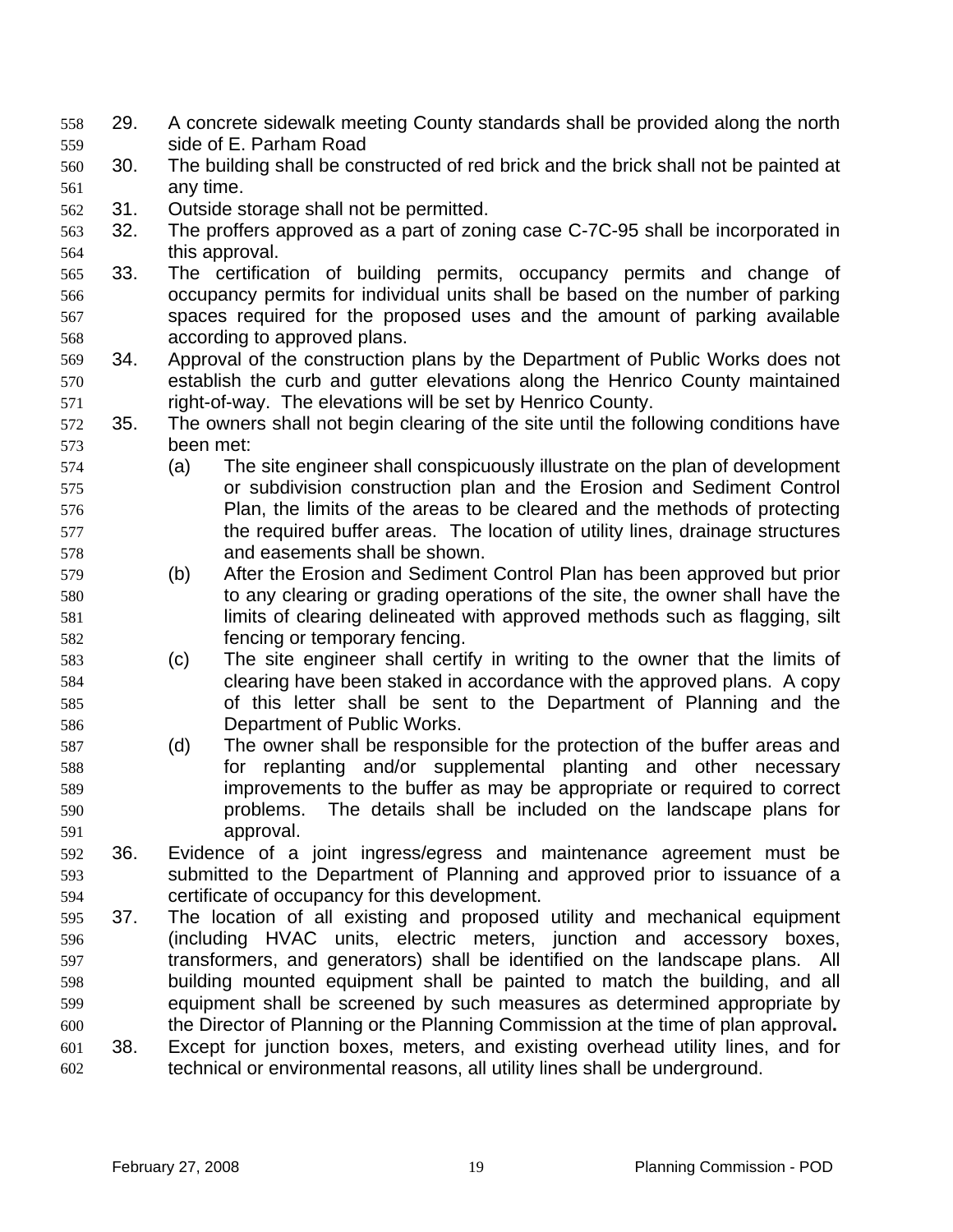29. A concrete sidewalk meeting County standards shall be provided along the north side of E. Parham Road
30. The building shall be constructed of red brick and the brick shall not be painted at any time.
31. Outside storage shall not be permitted.
32. The proffers approved as a part of zoning case C-7C-95 shall be incorporated in this approval.
33. The certification of building permits, occupancy permits and change of occupancy permits for individual units shall be based on the number of parking spaces required for the proposed uses and the amount of parking available according to approved plans.
34. Approval of the construction plans by the Department of Public Works does not establish the curb and gutter elevations along the Henrico County maintained right-of-way. The elevations will be set by Henrico County.
35. The owners shall not begin clearing of the site until the following conditions have been met:
    - (a) The site engineer shall conspicuously illustrate on the plan of development or subdivision construction plan and the Erosion and Sediment Control Plan, the limits of the areas to be cleared and the methods of protecting the required buffer areas. The location of utility lines, drainage structures and easements shall be shown.
    - (b) After the Erosion and Sediment Control Plan has been approved but prior to any clearing or grading operations of the site, the owner shall have the limits of clearing delineated with approved methods such as flagging, silt fencing or temporary fencing.
    - (c) The site engineer shall certify in writing to the owner that the limits of clearing have been staked in accordance with the approved plans. A copy of this letter shall be sent to the Department of Planning and the Department of Public Works.
    - (d) The owner shall be responsible for the protection of the buffer areas and for replanting and/or supplemental planting and other necessary improvements to the buffer as may be appropriate or required to correct problems. The details shall be included on the landscape plans for approval.
36. Evidence of a joint ingress/egress and maintenance agreement must be submitted to the Department of Planning and approved prior to issuance of a certificate of occupancy for this development.
37. The location of all existing and proposed utility and mechanical equipment (including HVAC units, electric meters, junction and accessory boxes, transformers, and generators) shall be identified on the landscape plans. All building mounted equipment shall be painted to match the building, and all equipment shall be screened by such measures as determined appropriate by the Director of Planning or the Planning Commission at the time of plan approval.
38. Except for junction boxes, meters, and existing overhead utility lines, and for technical or environmental reasons, all utility lines shall be underground.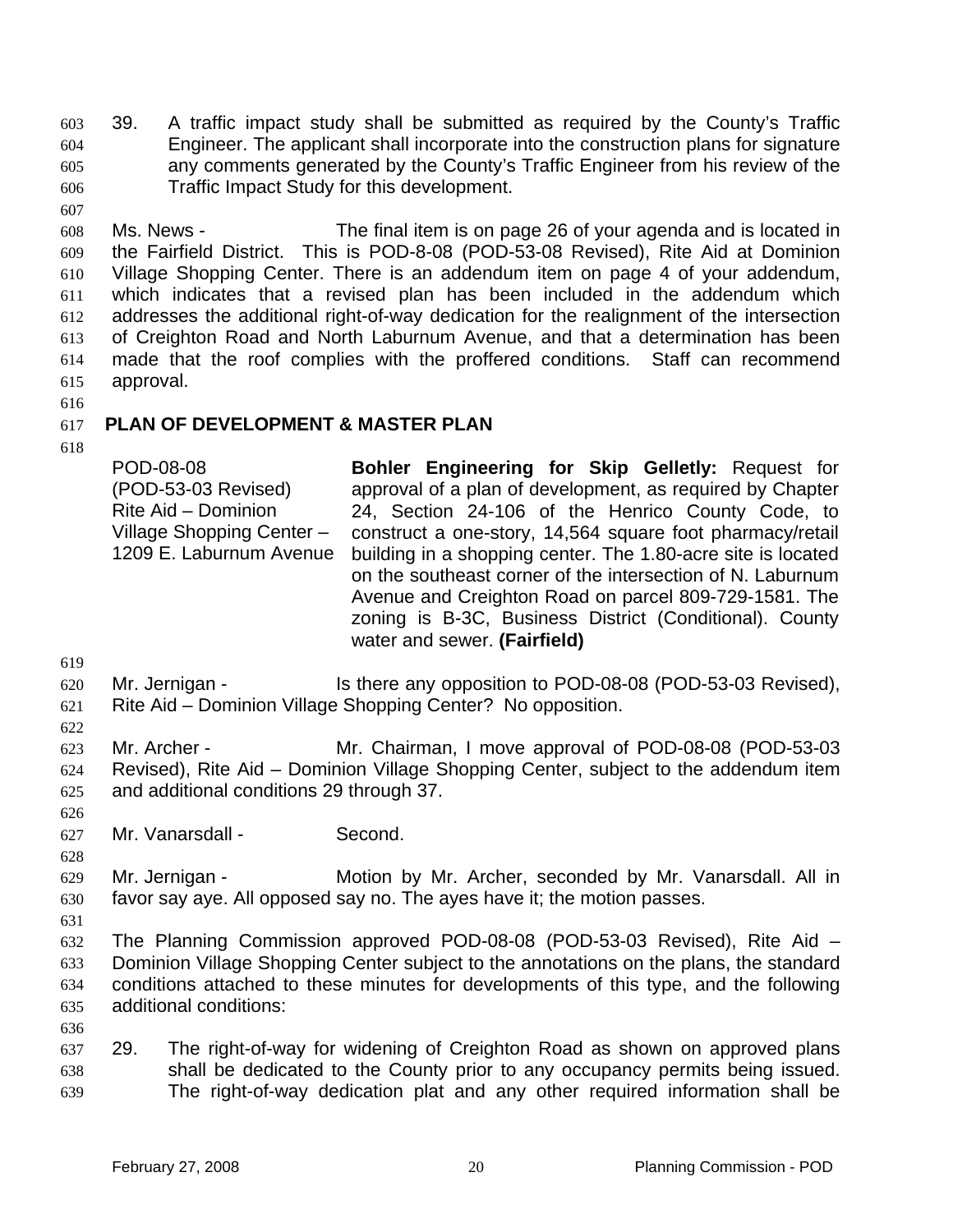39. A traffic impact study shall be submitted as required by the County's Traffic Engineer. The applicant shall incorporate into the construction plans for signature any comments generated by the County's Traffic Engineer from his review of the Traffic Impact Study for this development.

Ms. News - The final item is on page 26 of your agenda and is located in the Fairfield District. This is POD-8-08 (POD-53-08 Revised), Rite Aid at Dominion Village Shopping Center. There is an addendum item on page 4 of your addendum, which indicates that a revised plan has been included in the addendum which addresses the additional right-of-way dedication for the realignment of the intersection of Creighton Road and North Laburnum Avenue, and that a determination has been made that the roof complies with the proffered conditions. Staff can recommend approval.

## PLAN OF DEVELOPMENT & MASTER PLAN

| | |
|---|---|
| POD-08-08<br>(POD-53-03 Revised)<br>Rite Aid – Dominion Village Shopping Center – 1209 E. Laburnum Avenue | **Bohler Engineering for Skip Gelletly:** Request for approval of a plan of development, as required by Chapter 24, Section 24-106 of the Henrico County Code, to construct a one-story, 14,564 square foot pharmacy/retail building in a shopping center. The 1.80-acre site is located on the southeast corner of the intersection of N. Laburnum Avenue and Creighton Road on parcel 809-729-1581. The zoning is B-3C, Business District (Conditional). County water and sewer. **(Fairfield)** |

Mr. Jernigan - Is there any opposition to POD-08-08 (POD-53-03 Revised), Rite Aid – Dominion Village Shopping Center? No opposition.

Mr. Archer - Mr. Chairman, I move approval of POD-08-08 (POD-53-03 Revised), Rite Aid – Dominion Village Shopping Center, subject to the addendum item and additional conditions 29 through 37.

Mr. Vanarsdall - Second.

Mr. Jernigan - Motion by Mr. Archer, seconded by Mr. Vanarsdall. All in favor say aye. All opposed say no. The ayes have it; the motion passes.

The Planning Commission approved POD-08-08 (POD-53-03 Revised), Rite Aid – Dominion Village Shopping Center subject to the annotations on the plans, the standard conditions attached to these minutes for developments of this type, and the following additional conditions:

29. The right-of-way for widening of Creighton Road as shown on approved plans shall be dedicated to the County prior to any occupancy permits being issued. The right-of-way dedication plat and any other required information shall be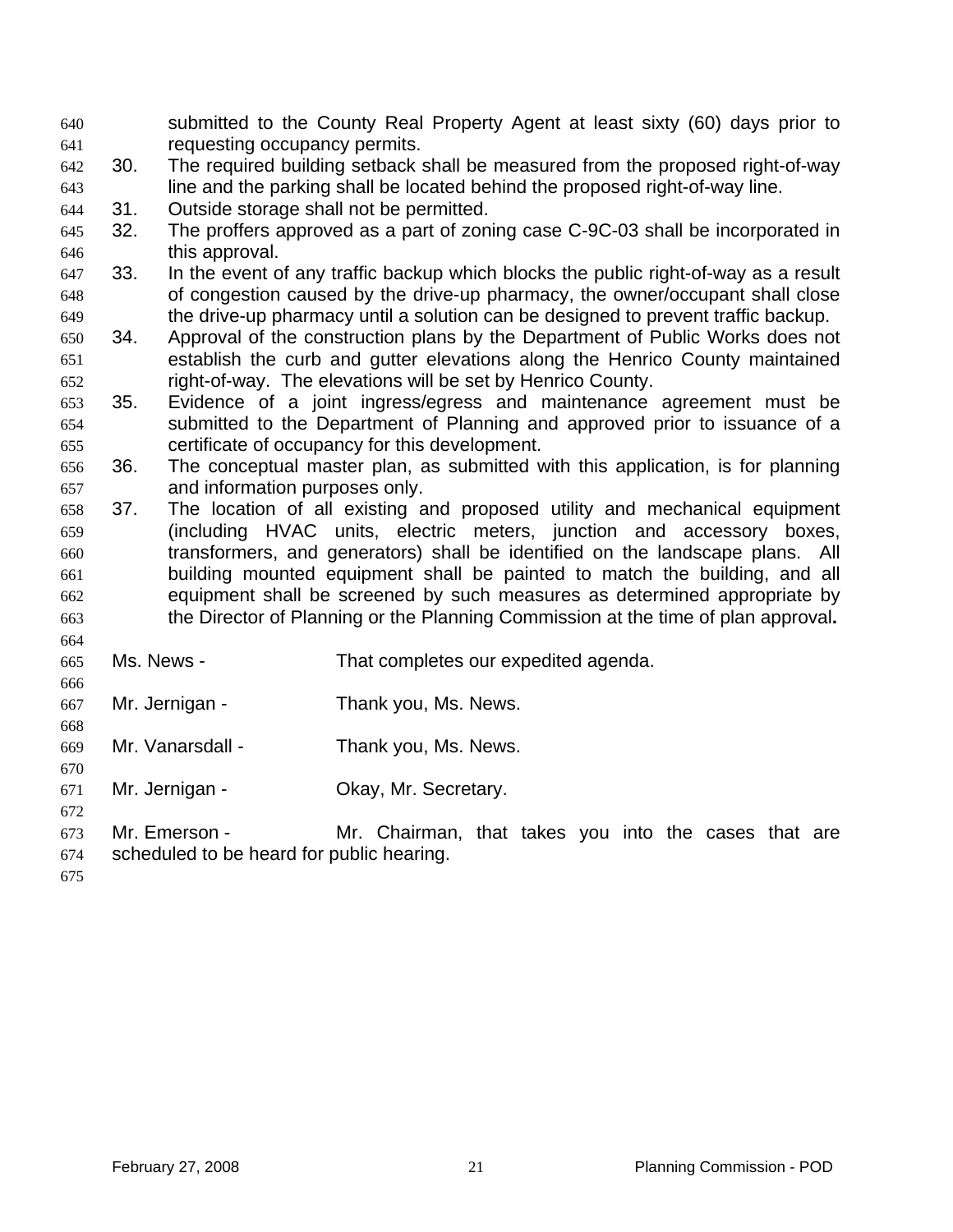submitted to the County Real Property Agent at least sixty (60) days prior to requesting occupancy permits.

30. The required building setback shall be measured from the proposed right-of-way line and the parking shall be located behind the proposed right-of-way line.
31. Outside storage shall not be permitted.
32. The proffers approved as a part of zoning case C-9C-03 shall be incorporated in this approval.
33. In the event of any traffic backup which blocks the public right-of-way as a result of congestion caused by the drive-up pharmacy, the owner/occupant shall close the drive-up pharmacy until a solution can be designed to prevent traffic backup.
34. Approval of the construction plans by the Department of Public Works does not establish the curb and gutter elevations along the Henrico County maintained right-of-way. The elevations will be set by Henrico County.
35. Evidence of a joint ingress/egress and maintenance agreement must be submitted to the Department of Planning and approved prior to issuance of a certificate of occupancy for this development.
36. The conceptual master plan, as submitted with this application, is for planning and information purposes only.
37. The location of all existing and proposed utility and mechanical equipment (including HVAC units, electric meters, junction and accessory boxes, transformers, and generators) shall be identified on the landscape plans. All building mounted equipment shall be painted to match the building, and all equipment shall be screened by such measures as determined appropriate by the Director of Planning or the Planning Commission at the time of plan approval**.**

Ms. News - That completes our expedited agenda.

Mr. Jernigan - Thank you, Ms. News.

Mr. Vanarsdall - Thank you, Ms. News.

Mr. Jernigan - Okay, Mr. Secretary.

Mr. Emerson - Mr. Chairman, that takes you into the cases that are scheduled to be heard for public hearing.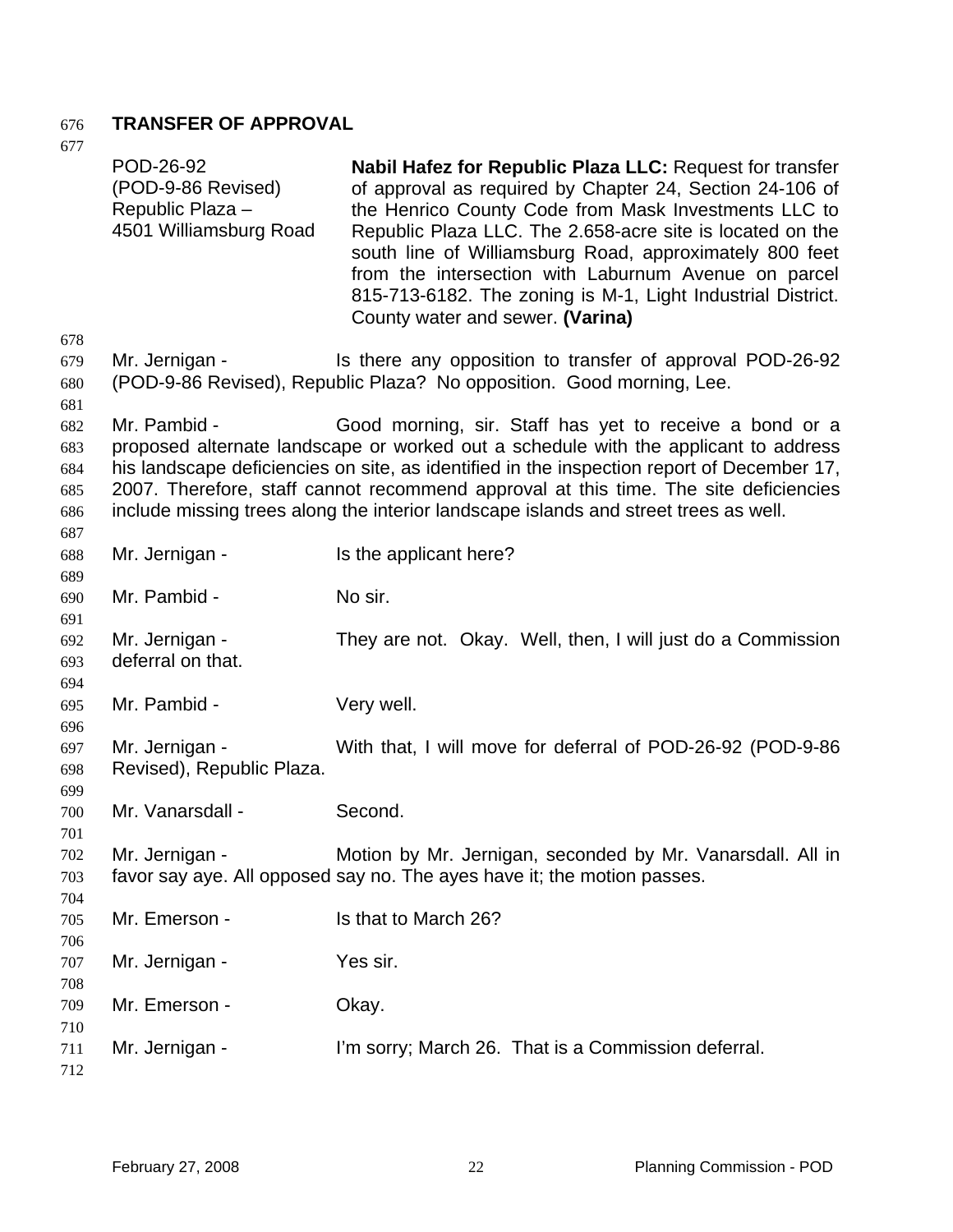**TRANSFER OF APPROVAL**

| | |
|---|---|
| POD-26-92 (POD-9-86 Revised) Republic Plaza – 4501 Williamsburg Road | **Nabil Hafez for Republic Plaza LLC:** Request for transfer of approval as required by Chapter 24, Section 24-106 of the Henrico County Code from Mask Investments LLC to Republic Plaza LLC. The 2.658-acre site is located on the south line of Williamsburg Road, approximately 800 feet from the intersection with Laburnum Avenue on parcel 815-713-6182. The zoning is M-1, Light Industrial District. County water and sewer. **(Varina)** |

Mr. Jernigan - Is there any opposition to transfer of approval POD-26-92 (POD-9-86 Revised), Republic Plaza? No opposition. Good morning, Lee.

Mr. Pambid - Good morning, sir. Staff has yet to receive a bond or a proposed alternate landscape or worked out a schedule with the applicant to address his landscape deficiencies on site, as identified in the inspection report of December 17, 2007. Therefore, staff cannot recommend approval at this time. The site deficiencies include missing trees along the interior landscape islands and street trees as well.

Mr. Jernigan - Is the applicant here?

Mr. Pambid - No sir.

Mr. Jernigan - They are not. Okay. Well, then, I will just do a Commission deferral on that.

Mr. Pambid - Very well.

Mr. Jernigan - With that, I will move for deferral of POD-26-92 (POD-9-86 Revised), Republic Plaza.

Mr. Vanarsdall - Second.

Mr. Jernigan - Motion by Mr. Jernigan, seconded by Mr. Vanarsdall. All in favor say aye. All opposed say no. The ayes have it; the motion passes.

Mr. Emerson - Is that to March 26?

Mr. Jernigan - Yes sir.

Mr. Emerson - Okay.

Mr. Jernigan - I'm sorry; March 26. That is a Commission deferral.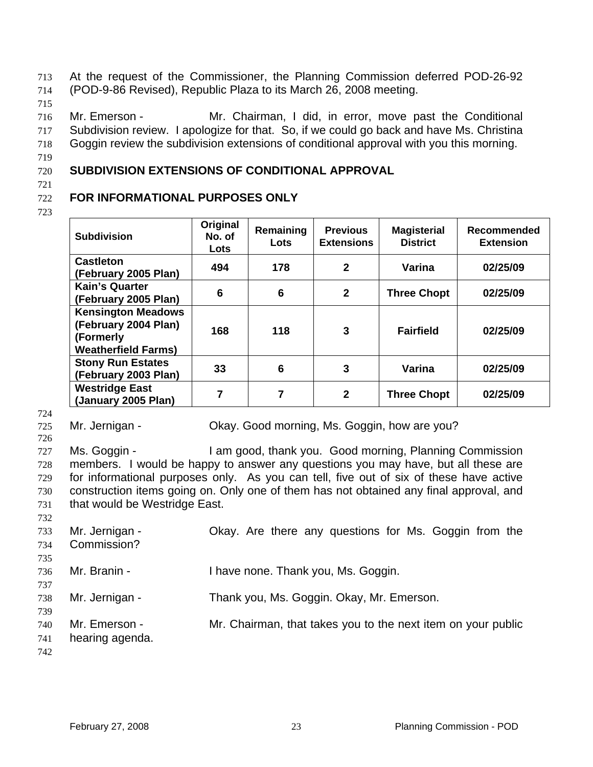At the request of the Commissioner, the Planning Commission deferred POD-26-92 (POD-9-86 Revised), Republic Plaza to its March 26, 2008 meeting.

Mr. Emerson - Mr. Chairman, I did, in error, move past the Conditional Subdivision review. I apologize for that. So, if we could go back and have Ms. Christina Goggin review the subdivision extensions of conditional approval with you this morning.

**SUBDIVISION EXTENSIONS OF CONDITIONAL APPROVAL**

**FOR INFORMATIONAL PURPOSES ONLY**

| Subdivision | Original No. of Lots | Remaining Lots | Previous Extensions | Magisterial District | Recommended Extension |
|---|---|---|---|---|---|
| **Castleton (February 2005 Plan)** | **494** | **178** | **2** | **Varina** | **02/25/09** |
| **Kain's Quarter (February 2005 Plan)** | **6** | **6** | **2** | **Three Chopt** | **02/25/09** |
| **Kensington Meadows (February 2004 Plan) (Formerly Weatherfield Farms)** | **168** | **118** | **3** | **Fairfield** | **02/25/09** |
| **Stony Run Estates (February 2003 Plan)** | **33** | **6** | **3** | **Varina** | **02/25/09** |
| **Westridge East (January 2005 Plan)** | **7** | **7** | **2** | **Three Chopt** | **02/25/09** |

Mr. Jernigan - Okay. Good morning, Ms. Goggin, how are you?

Ms. Goggin - I am good, thank you. Good morning, Planning Commission members. I would be happy to answer any questions you may have, but all these are for informational purposes only. As you can tell, five out of six of these have active construction items going on. Only one of them has not obtained any final approval, and that would be Westridge East.

Mr. Jernigan - Okay. Are there any questions for Ms. Goggin from the Commission?

Mr. Branin - I have none. Thank you, Ms. Goggin.

Mr. Jernigan - Thank you, Ms. Goggin. Okay, Mr. Emerson.

Mr. Emerson - Mr. Chairman, that takes you to the next item on your public hearing agenda.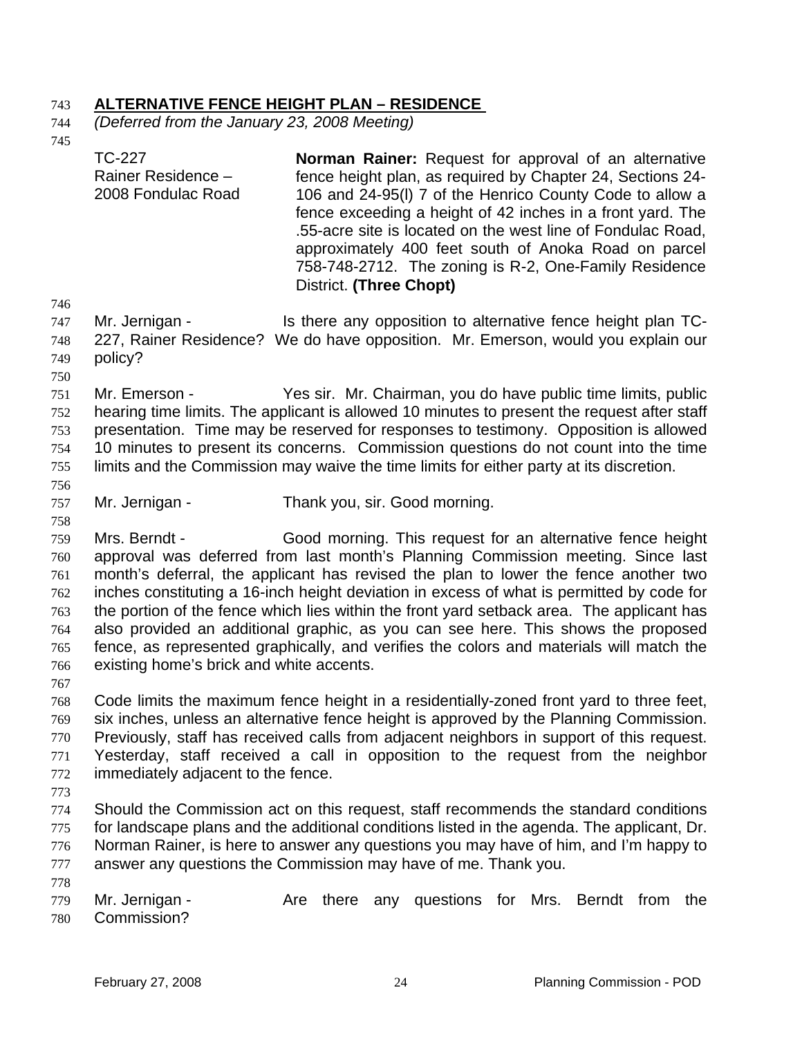**ALTERNATIVE FENCE HEIGHT PLAN – RESIDENCE**

*(Deferred from the January 23, 2008 Meeting)*

TC-227
Rainer Residence –
2008 Fondulac Road

**Norman Rainer:** Request for approval of an alternative fence height plan, as required by Chapter 24, Sections 24-106 and 24-95(l) 7 of the Henrico County Code to allow a fence exceeding a height of 42 inches in a front yard. The .55-acre site is located on the west line of Fondulac Road, approximately 400 feet south of Anoka Road on parcel 758-748-2712. The zoning is R-2, One-Family Residence District. **(Three Chopt)**

Mr. Jernigan - Is there any opposition to alternative fence height plan TC-227, Rainer Residence? We do have opposition. Mr. Emerson, would you explain our policy?

Mr. Emerson - Yes sir. Mr. Chairman, you do have public time limits, public hearing time limits. The applicant is allowed 10 minutes to present the request after staff presentation. Time may be reserved for responses to testimony. Opposition is allowed 10 minutes to present its concerns. Commission questions do not count into the time limits and the Commission may waive the time limits for either party at its discretion.

Mr. Jernigan - Thank you, sir. Good morning.

Mrs. Berndt - Good morning. This request for an alternative fence height approval was deferred from last month's Planning Commission meeting. Since last month's deferral, the applicant has revised the plan to lower the fence another two inches constituting a 16-inch height deviation in excess of what is permitted by code for the portion of the fence which lies within the front yard setback area. The applicant has also provided an additional graphic, as you can see here. This shows the proposed fence, as represented graphically, and verifies the colors and materials will match the existing home's brick and white accents.

Code limits the maximum fence height in a residentially-zoned front yard to three feet, six inches, unless an alternative fence height is approved by the Planning Commission. Previously, staff has received calls from adjacent neighbors in support of this request. Yesterday, staff received a call in opposition to the request from the neighbor immediately adjacent to the fence.

Should the Commission act on this request, staff recommends the standard conditions for landscape plans and the additional conditions listed in the agenda. The applicant, Dr. Norman Rainer, is here to answer any questions you may have of him, and I'm happy to answer any questions the Commission may have of me. Thank you.

Mr. Jernigan - Are there any questions for Mrs. Berndt from the Commission?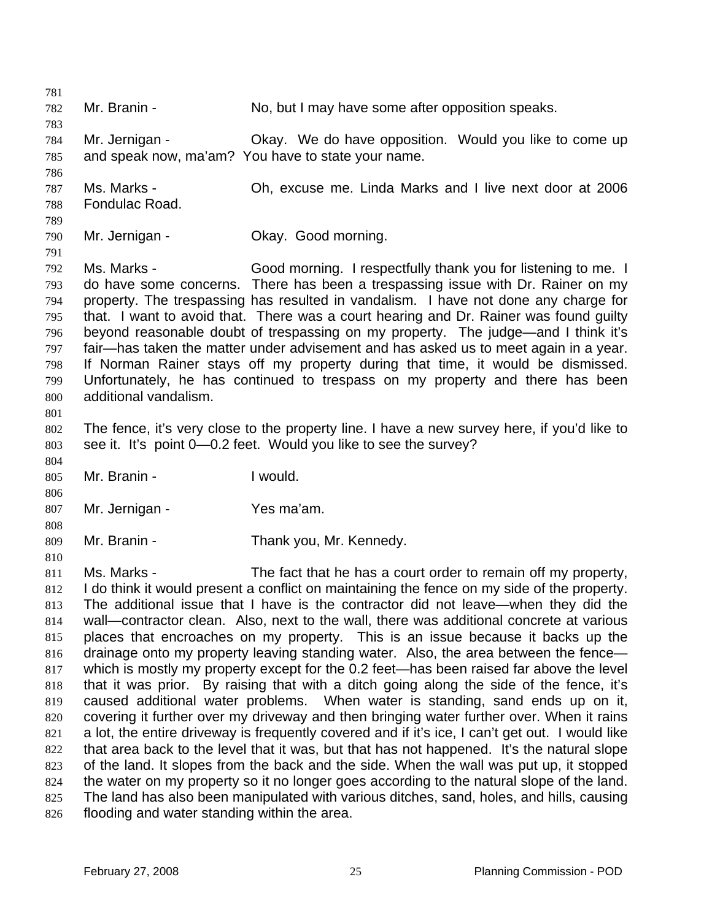Mr. Branin - No, but I may have some after opposition speaks.

Mr. Jernigan - Okay. We do have opposition. Would you like to come up and speak now, ma'am? You have to state your name.

Ms. Marks - Oh, excuse me. Linda Marks and I live next door at 2006 Fondulac Road.

Mr. Jernigan - Okay. Good morning.

Ms. Marks - Good morning. I respectfully thank you for listening to me. I do have some concerns. There has been a trespassing issue with Dr. Rainer on my property. The trespassing has resulted in vandalism. I have not done any charge for that. I want to avoid that. There was a court hearing and Dr. Rainer was found guilty beyond reasonable doubt of trespassing on my property. The judge—and I think it's fair—has taken the matter under advisement and has asked us to meet again in a year. If Norman Rainer stays off my property during that time, it would be dismissed. Unfortunately, he has continued to trespass on my property and there has been additional vandalism.

The fence, it's very close to the property line. I have a new survey here, if you'd like to see it. It's point 0—0.2 feet. Would you like to see the survey?

Mr. Branin - I would.

Mr. Jernigan - Yes ma'am.

Mr. Branin - Thank you, Mr. Kennedy.

Ms. Marks - The fact that he has a court order to remain off my property, I do think it would present a conflict on maintaining the fence on my side of the property. The additional issue that I have is the contractor did not leave—when they did the wall—contractor clean. Also, next to the wall, there was additional concrete at various places that encroaches on my property. This is an issue because it backs up the drainage onto my property leaving standing water. Also, the area between the fence—which is mostly my property except for the 0.2 feet—has been raised far above the level that it was prior. By raising that with a ditch going along the side of the fence, it's caused additional water problems. When water is standing, sand ends up on it, covering it further over my driveway and then bringing water further over. When it rains a lot, the entire driveway is frequently covered and if it's ice, I can't get out. I would like that area back to the level that it was, but that has not happened. It's the natural slope of the land. It slopes from the back and the side. When the wall was put up, it stopped the water on my property so it no longer goes according to the natural slope of the land. The land has also been manipulated with various ditches, sand, holes, and hills, causing flooding and water standing within the area.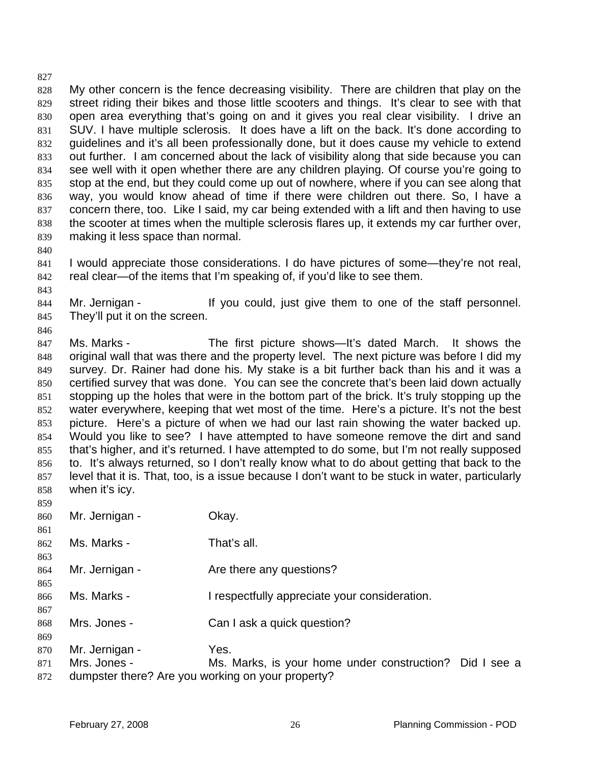My other concern is the fence decreasing visibility. There are children that play on the street riding their bikes and those little scooters and things. It's clear to see with that open area everything that's going on and it gives you real clear visibility. I drive an SUV. I have multiple sclerosis. It does have a lift on the back. It's done according to guidelines and it's all been professionally done, but it does cause my vehicle to extend out further. I am concerned about the lack of visibility along that side because you can see well with it open whether there are any children playing. Of course you're going to stop at the end, but they could come up out of nowhere, where if you can see along that way, you would know ahead of time if there were children out there. So, I have a concern there, too. Like I said, my car being extended with a lift and then having to use the scooter at times when the multiple sclerosis flares up, it extends my car further over, making it less space than normal.

I would appreciate those considerations. I do have pictures of some—they're not real, real clear—of the items that I'm speaking of, if you'd like to see them.

Mr. Jernigan - If you could, just give them to one of the staff personnel. They'll put it on the screen.

Ms. Marks - The first picture shows—It's dated March. It shows the original wall that was there and the property level. The next picture was before I did my survey. Dr. Rainer had done his. My stake is a bit further back than his and it was a certified survey that was done. You can see the concrete that's been laid down actually stopping up the holes that were in the bottom part of the brick. It's truly stopping up the water everywhere, keeping that wet most of the time. Here's a picture. It's not the best picture. Here's a picture of when we had our last rain showing the water backed up. Would you like to see? I have attempted to have someone remove the dirt and sand that's higher, and it's returned. I have attempted to do some, but I'm not really supposed to. It's always returned, so I don't really know what to do about getting that back to the level that it is. That, too, is a issue because I don't want to be stuck in water, particularly when it's icy.

Mr. Jernigan - Okay.

Ms. Marks - That's all.

Mr. Jernigan - Are there any questions?

Ms. Marks - I respectfully appreciate your consideration.

Mrs. Jones - Can I ask a quick question?

Mr. Jernigan - Yes.

Mrs. Jones - Ms. Marks, is your home under construction? Did I see a dumpster there? Are you working on your property?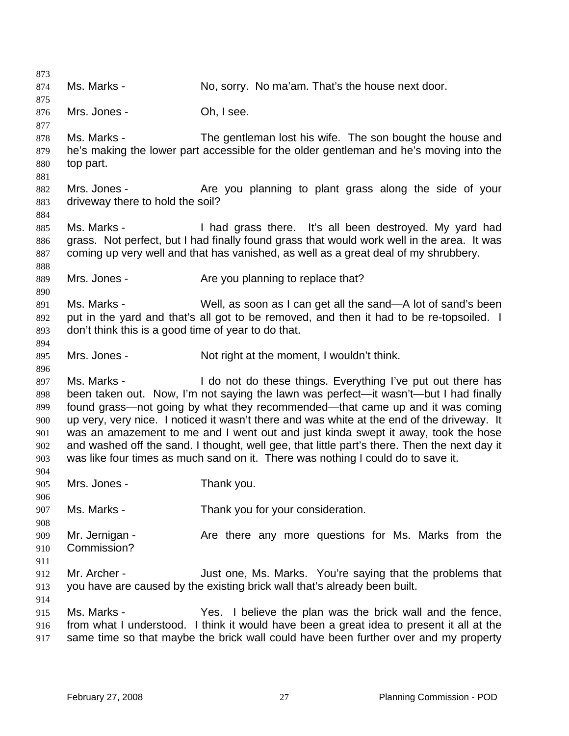Ms. Marks - No, sorry. No ma'am. That's the house next door.

Mrs. Jones - Oh, I see.

Ms. Marks - The gentleman lost his wife. The son bought the house and he's making the lower part accessible for the older gentleman and he's moving into the top part.

Mrs. Jones - Are you planning to plant grass along the side of your driveway there to hold the soil?

Ms. Marks - I had grass there. It's all been destroyed. My yard had grass. Not perfect, but I had finally found grass that would work well in the area. It was coming up very well and that has vanished, as well as a great deal of my shrubbery.

Mrs. Jones - Are you planning to replace that?

Ms. Marks - Well, as soon as I can get all the sand—A lot of sand's been put in the yard and that's all got to be removed, and then it had to be re-topsoiled. I don't think this is a good time of year to do that.

Mrs. Jones - Not right at the moment, I wouldn't think.

Ms. Marks - I do not do these things. Everything I've put out there has been taken out. Now, I'm not saying the lawn was perfect—it wasn't—but I had finally found grass—not going by what they recommended—that came up and it was coming up very, very nice. I noticed it wasn't there and was white at the end of the driveway. It was an amazement to me and I went out and just kinda swept it away, took the hose and washed off the sand. I thought, well gee, that little part's there. Then the next day it was like four times as much sand on it. There was nothing I could do to save it.

Mrs. Jones - Thank you.

Ms. Marks - Thank you for your consideration.

Mr. Jernigan - Are there any more questions for Ms. Marks from the Commission?

Mr. Archer - Just one, Ms. Marks. You're saying that the problems that you have are caused by the existing brick wall that's already been built.

Ms. Marks - Yes. I believe the plan was the brick wall and the fence, from what I understood. I think it would have been a great idea to present it all at the same time so that maybe the brick wall could have been further over and my property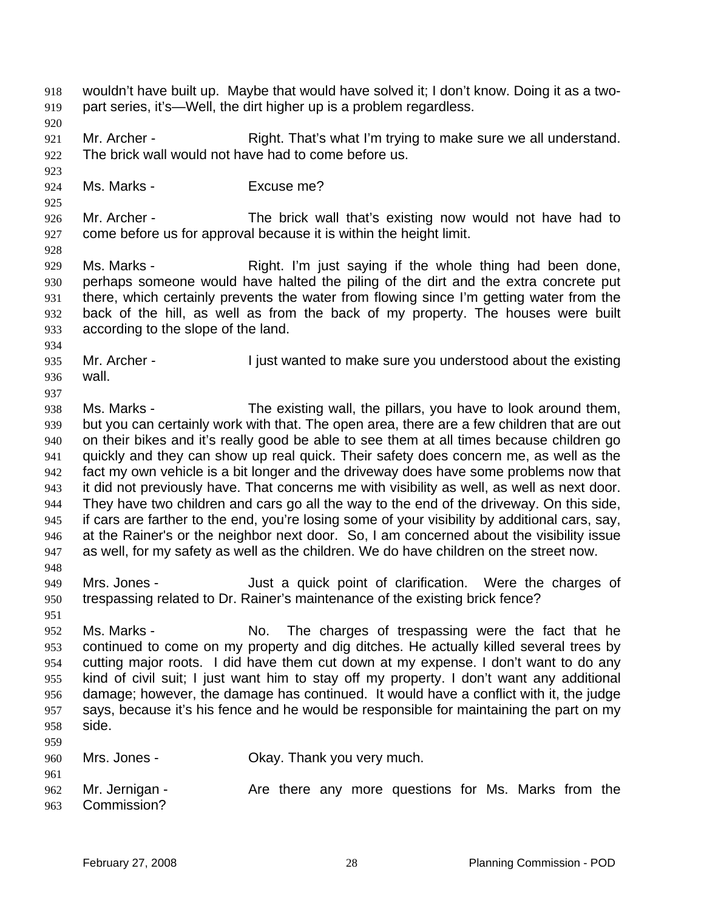wouldn't have built up. Maybe that would have solved it; I don't know. Doing it as a two-part series, it's—Well, the dirt higher up is a problem regardless.

Mr. Archer - Right. That's what I'm trying to make sure we all understand. The brick wall would not have had to come before us.

Ms. Marks - Excuse me?

Mr. Archer - The brick wall that's existing now would not have had to come before us for approval because it is within the height limit.

Ms. Marks - Right. I'm just saying if the whole thing had been done, perhaps someone would have halted the piling of the dirt and the extra concrete put there, which certainly prevents the water from flowing since I'm getting water from the back of the hill, as well as from the back of my property. The houses were built according to the slope of the land.

Mr. Archer - I just wanted to make sure you understood about the existing wall.

Ms. Marks - The existing wall, the pillars, you have to look around them, but you can certainly work with that. The open area, there are a few children that are out on their bikes and it's really good be able to see them at all times because children go quickly and they can show up real quick. Their safety does concern me, as well as the fact my own vehicle is a bit longer and the driveway does have some problems now that it did not previously have. That concerns me with visibility as well, as well as next door. They have two children and cars go all the way to the end of the driveway. On this side, if cars are farther to the end, you're losing some of your visibility by additional cars, say, at the Rainer's or the neighbor next door. So, I am concerned about the visibility issue as well, for my safety as well as the children. We do have children on the street now.

Mrs. Jones - Just a quick point of clarification. Were the charges of trespassing related to Dr. Rainer's maintenance of the existing brick fence?

Ms. Marks - No. The charges of trespassing were the fact that he continued to come on my property and dig ditches. He actually killed several trees by cutting major roots. I did have them cut down at my expense. I don't want to do any kind of civil suit; I just want him to stay off my property. I don't want any additional damage; however, the damage has continued. It would have a conflict with it, the judge says, because it's his fence and he would be responsible for maintaining the part on my side.

Mrs. Jones - Okay. Thank you very much.

Mr. Jernigan - Are there any more questions for Ms. Marks from the Commission?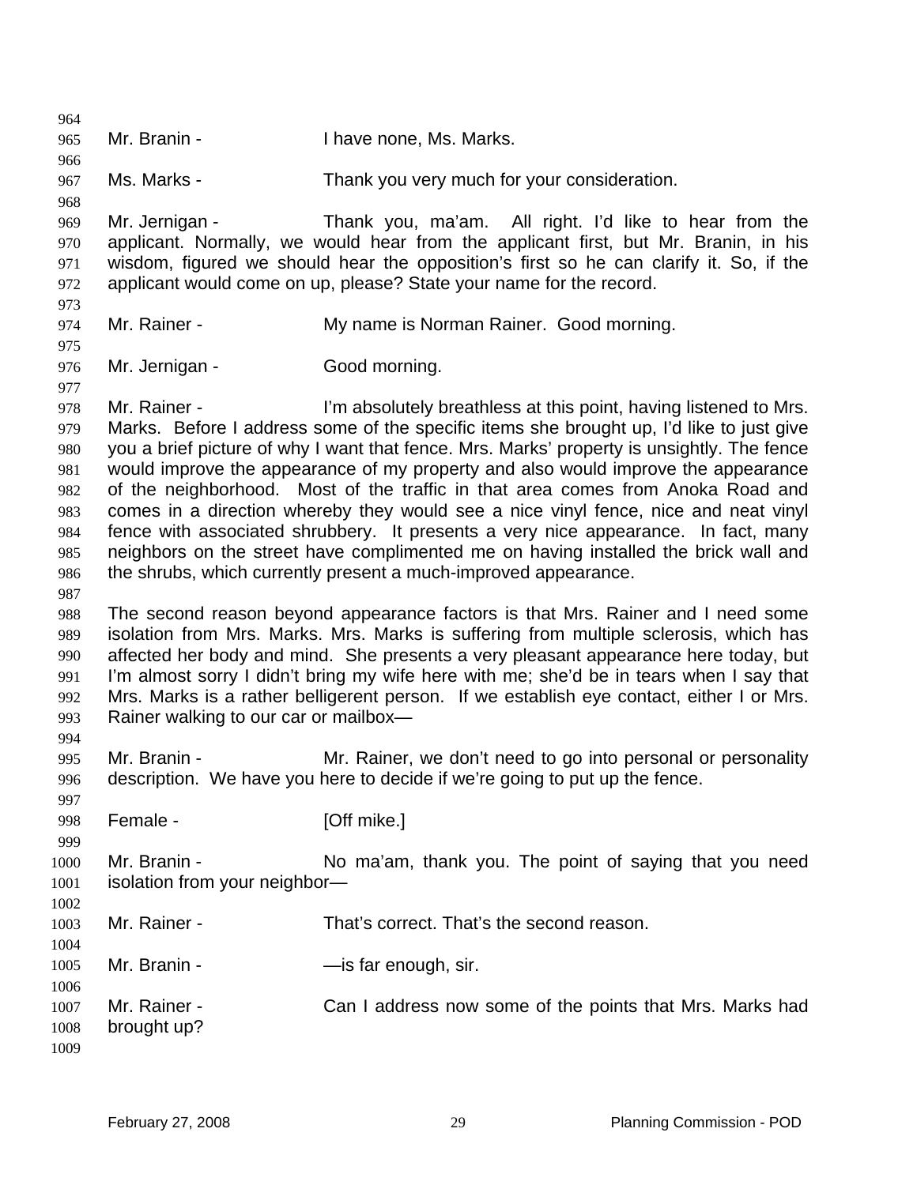Mr. Branin - I have none, Ms. Marks.

Ms. Marks - Thank you very much for your consideration.

Mr. Jernigan - Thank you, ma'am. All right. I'd like to hear from the applicant. Normally, we would hear from the applicant first, but Mr. Branin, in his wisdom, figured we should hear the opposition's first so he can clarify it. So, if the applicant would come on up, please? State your name for the record.

Mr. Rainer - My name is Norman Rainer. Good morning.

Mr. Jernigan - Good morning.

Mr. Rainer - I'm absolutely breathless at this point, having listened to Mrs. Marks. Before I address some of the specific items she brought up, I'd like to just give you a brief picture of why I want that fence. Mrs. Marks' property is unsightly. The fence would improve the appearance of my property and also would improve the appearance of the neighborhood. Most of the traffic in that area comes from Anoka Road and comes in a direction whereby they would see a nice vinyl fence, nice and neat vinyl fence with associated shrubbery. It presents a very nice appearance. In fact, many neighbors on the street have complimented me on having installed the brick wall and the shrubs, which currently present a much-improved appearance.

The second reason beyond appearance factors is that Mrs. Rainer and I need some isolation from Mrs. Marks. Mrs. Marks is suffering from multiple sclerosis, which has affected her body and mind. She presents a very pleasant appearance here today, but I'm almost sorry I didn't bring my wife here with me; she'd be in tears when I say that Mrs. Marks is a rather belligerent person. If we establish eye contact, either I or Mrs. Rainer walking to our car or mailbox—

Mr. Branin - Mr. Rainer, we don't need to go into personal or personality description. We have you here to decide if we're going to put up the fence.

Female - [Off mike.]

Mr. Branin - No ma'am, thank you. The point of saying that you need isolation from your neighbor—

Mr. Rainer - That's correct. That's the second reason.

Mr. Branin - —is far enough, sir.

Mr. Rainer - Can I address now some of the points that Mrs. Marks had brought up?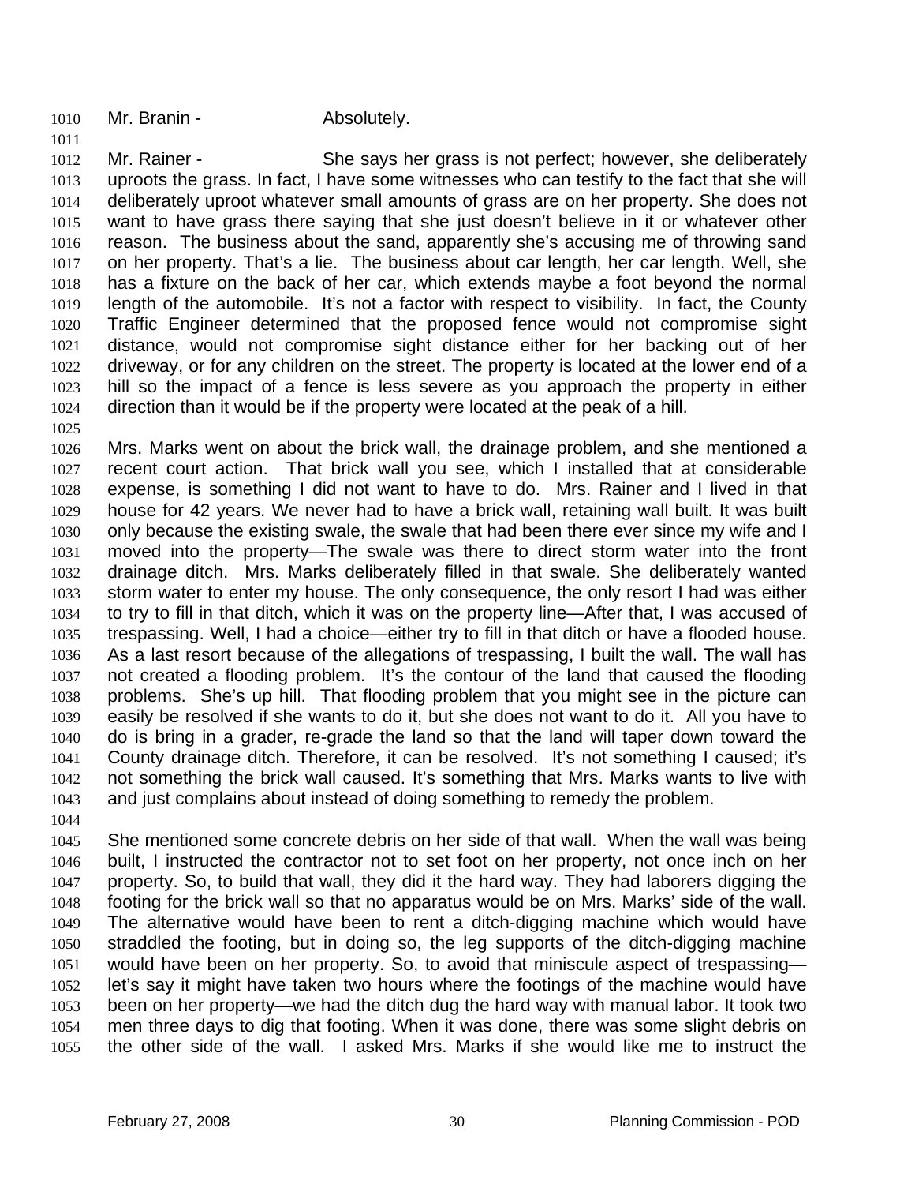Mr. Branin - Absolutely.

Mr. Rainer - She says her grass is not perfect; however, she deliberately uproots the grass. In fact, I have some witnesses who can testify to the fact that she will deliberately uproot whatever small amounts of grass are on her property. She does not want to have grass there saying that she just doesn't believe in it or whatever other reason. The business about the sand, apparently she's accusing me of throwing sand on her property. That's a lie. The business about car length, her car length. Well, she has a fixture on the back of her car, which extends maybe a foot beyond the normal length of the automobile. It's not a factor with respect to visibility. In fact, the County Traffic Engineer determined that the proposed fence would not compromise sight distance, would not compromise sight distance either for her backing out of her driveway, or for any children on the street. The property is located at the lower end of a hill so the impact of a fence is less severe as you approach the property in either direction than it would be if the property were located at the peak of a hill.

Mrs. Marks went on about the brick wall, the drainage problem, and she mentioned a recent court action. That brick wall you see, which I installed that at considerable expense, is something I did not want to have to do. Mrs. Rainer and I lived in that house for 42 years. We never had to have a brick wall, retaining wall built. It was built only because the existing swale, the swale that had been there ever since my wife and I moved into the property—The swale was there to direct storm water into the front drainage ditch. Mrs. Marks deliberately filled in that swale. She deliberately wanted storm water to enter my house. The only consequence, the only resort I had was either to try to fill in that ditch, which it was on the property line—After that, I was accused of trespassing. Well, I had a choice—either try to fill in that ditch or have a flooded house. As a last resort because of the allegations of trespassing, I built the wall. The wall has not created a flooding problem. It's the contour of the land that caused the flooding problems. She's up hill. That flooding problem that you might see in the picture can easily be resolved if she wants to do it, but she does not want to do it. All you have to do is bring in a grader, re-grade the land so that the land will taper down toward the County drainage ditch. Therefore, it can be resolved. It's not something I caused; it's not something the brick wall caused. It's something that Mrs. Marks wants to live with and just complains about instead of doing something to remedy the problem.

She mentioned some concrete debris on her side of that wall. When the wall was being built, I instructed the contractor not to set foot on her property, not once inch on her property. So, to build that wall, they did it the hard way. They had laborers digging the footing for the brick wall so that no apparatus would be on Mrs. Marks' side of the wall. The alternative would have been to rent a ditch-digging machine which would have straddled the footing, but in doing so, the leg supports of the ditch-digging machine would have been on her property. So, to avoid that miniscule aspect of trespassing—let's say it might have taken two hours where the footings of the machine would have been on her property—we had the ditch dug the hard way with manual labor. It took two men three days to dig that footing. When it was done, there was some slight debris on the other side of the wall. I asked Mrs. Marks if she would like me to instruct the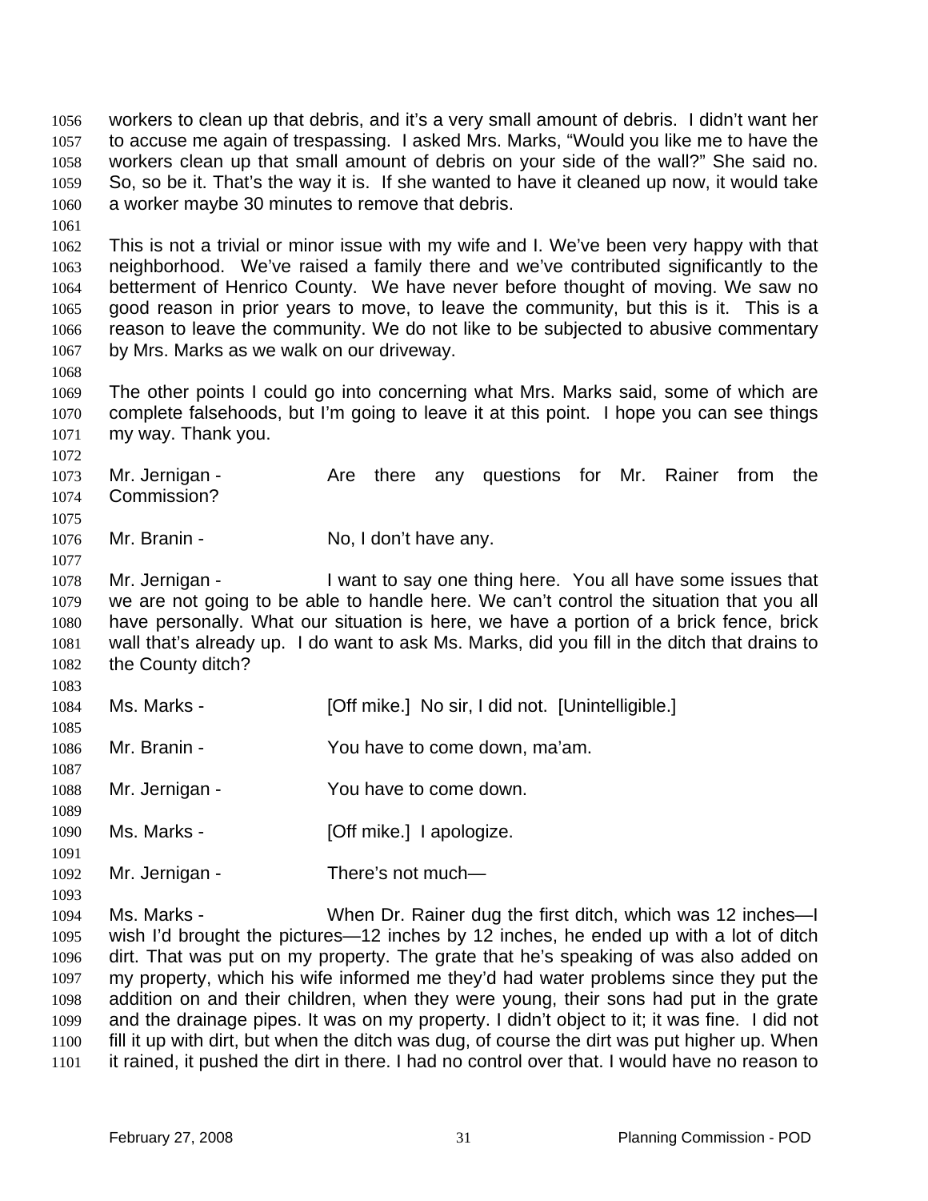workers to clean up that debris, and it's a very small amount of debris. I didn't want her to accuse me again of trespassing. I asked Mrs. Marks, "Would you like me to have the workers clean up that small amount of debris on your side of the wall?" She said no. So, so be it. That's the way it is. If she wanted to have it cleaned up now, it would take a worker maybe 30 minutes to remove that debris.

This is not a trivial or minor issue with my wife and I. We've been very happy with that neighborhood. We've raised a family there and we've contributed significantly to the betterment of Henrico County. We have never before thought of moving. We saw no good reason in prior years to move, to leave the community, but this is it. This is a reason to leave the community. We do not like to be subjected to abusive commentary by Mrs. Marks as we walk on our driveway.

The other points I could go into concerning what Mrs. Marks said, some of which are complete falsehoods, but I'm going to leave it at this point. I hope you can see things my way. Thank you.

Mr. Jernigan - Are there any questions for Mr. Rainer from the Commission?

Mr. Branin - No, I don't have any.

Mr. Jernigan - I want to say one thing here. You all have some issues that we are not going to be able to handle here. We can't control the situation that you all have personally. What our situation is here, we have a portion of a brick fence, brick wall that's already up. I do want to ask Ms. Marks, did you fill in the ditch that drains to the County ditch?

Ms. Marks - [Off mike.] No sir, I did not. [Unintelligible.]

Mr. Branin - You have to come down, ma'am.

Mr. Jernigan - You have to come down.

Ms. Marks - [Off mike.] I apologize.

Mr. Jernigan - There's not much—

Ms. Marks - When Dr. Rainer dug the first ditch, which was 12 inches—I wish I'd brought the pictures—12 inches by 12 inches, he ended up with a lot of ditch dirt. That was put on my property. The grate that he's speaking of was also added on my property, which his wife informed me they'd had water problems since they put the addition on and their children, when they were young, their sons had put in the grate and the drainage pipes. It was on my property. I didn't object to it; it was fine. I did not fill it up with dirt, but when the ditch was dug, of course the dirt was put higher up. When it rained, it pushed the dirt in there. I had no control over that. I would have no reason to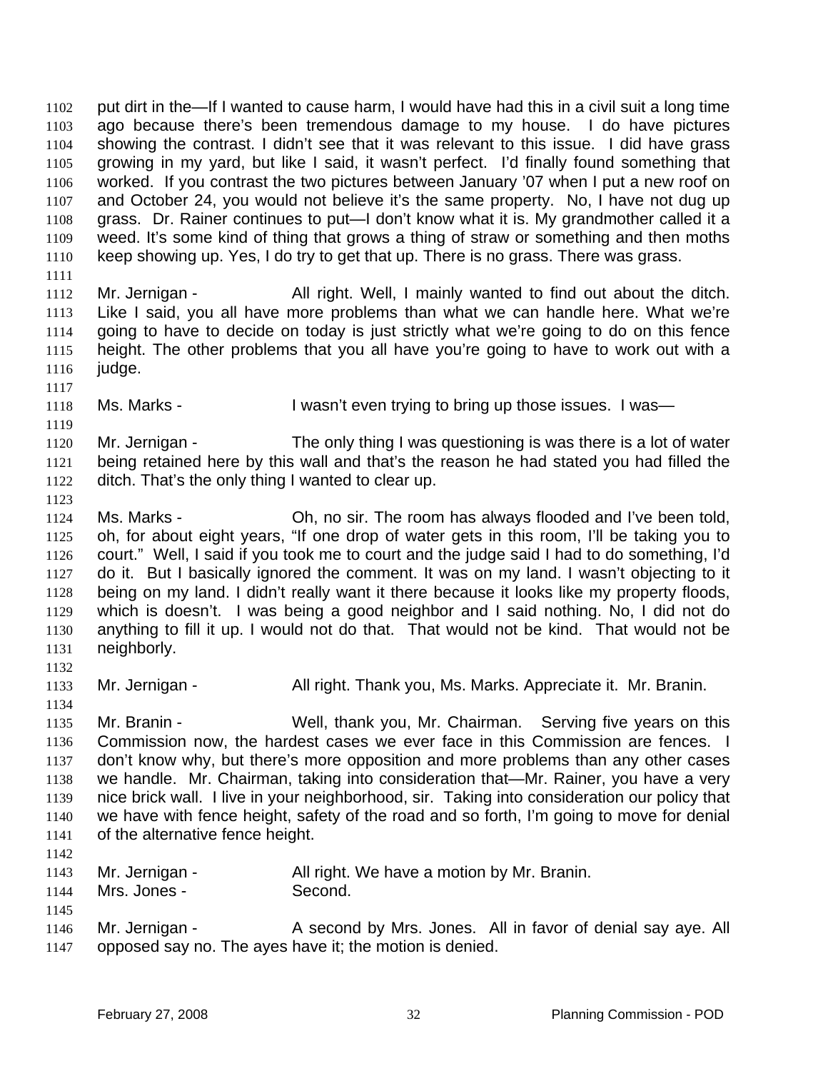put dirt in the—If I wanted to cause harm, I would have had this in a civil suit a long time ago because there's been tremendous damage to my house. I do have pictures showing the contrast. I didn't see that it was relevant to this issue. I did have grass growing in my yard, but like I said, it wasn't perfect. I'd finally found something that worked. If you contrast the two pictures between January '07 when I put a new roof on and October 24, you would not believe it's the same property. No, I have not dug up grass. Dr. Rainer continues to put—I don't know what it is. My grandmother called it a weed. It's some kind of thing that grows a thing of straw or something and then moths keep showing up. Yes, I do try to get that up. There is no grass. There was grass.

Mr. Jernigan - All right. Well, I mainly wanted to find out about the ditch. Like I said, you all have more problems than what we can handle here. What we're going to have to decide on today is just strictly what we're going to do on this fence height. The other problems that you all have you're going to have to work out with a judge.

Ms. Marks - I wasn't even trying to bring up those issues. I was—

Mr. Jernigan - The only thing I was questioning is was there is a lot of water being retained here by this wall and that's the reason he had stated you had filled the ditch. That's the only thing I wanted to clear up.

Ms. Marks - Oh, no sir. The room has always flooded and I've been told, oh, for about eight years, "If one drop of water gets in this room, I'll be taking you to court." Well, I said if you took me to court and the judge said I had to do something, I'd do it. But I basically ignored the comment. It was on my land. I wasn't objecting to it being on my land. I didn't really want it there because it looks like my property floods, which is doesn't. I was being a good neighbor and I said nothing. No, I did not do anything to fill it up. I would not do that. That would not be kind. That would not be neighborly.

Mr. Jernigan - All right. Thank you, Ms. Marks. Appreciate it. Mr. Branin.

Mr. Branin - Well, thank you, Mr. Chairman. Serving five years on this Commission now, the hardest cases we ever face in this Commission are fences. I don't know why, but there's more opposition and more problems than any other cases we handle. Mr. Chairman, taking into consideration that—Mr. Rainer, you have a very nice brick wall. I live in your neighborhood, sir. Taking into consideration our policy that we have with fence height, safety of the road and so forth, I'm going to move for denial of the alternative fence height.

Mr. Jernigan - All right. We have a motion by Mr. Branin.
Mrs. Jones - Second.

Mr. Jernigan - A second by Mrs. Jones. All in favor of denial say aye. All opposed say no. The ayes have it; the motion is denied.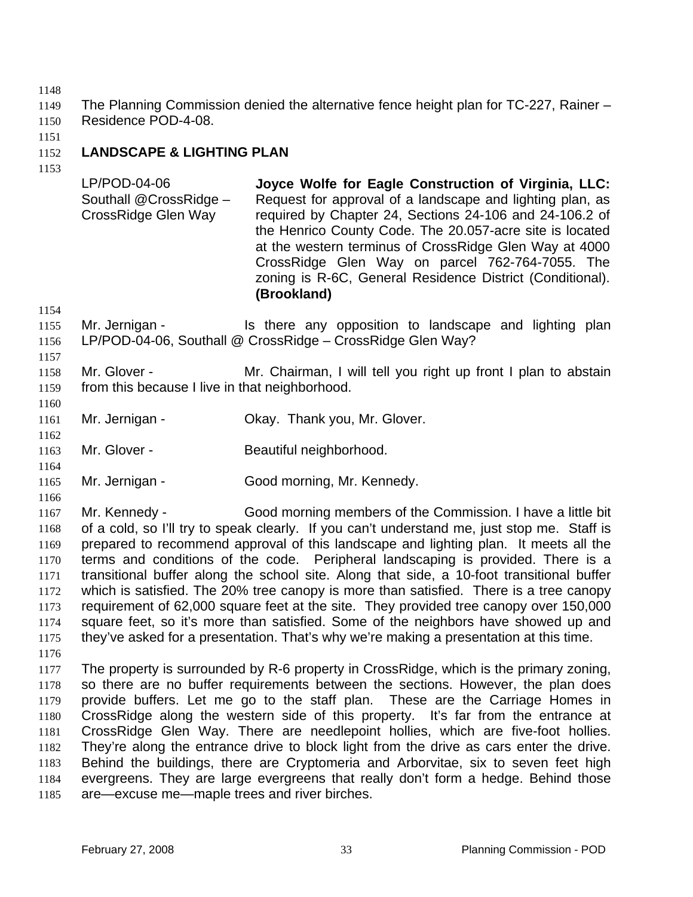The Planning Commission denied the alternative fence height plan for TC-227, Rainer – Residence POD-4-08.

## LANDSCAPE & LIGHTING PLAN

| | |
|---|---|
| LP/POD-04-06<br>Southall @CrossRidge – CrossRidge Glen Way | **Joyce Wolfe for Eagle Construction of Virginia, LLC:** Request for approval of a landscape and lighting plan, as required by Chapter 24, Sections 24-106 and 24-106.2 of the Henrico County Code. The 20.057-acre site is located at the western terminus of CrossRidge Glen Way at 4000 CrossRidge Glen Way on parcel 762-764-7055. The zoning is R-6C, General Residence District (Conditional). **(Brookland)** |

Mr. Jernigan - Is there any opposition to landscape and lighting plan LP/POD-04-06, Southall @ CrossRidge – CrossRidge Glen Way?

Mr. Glover - Mr. Chairman, I will tell you right up front I plan to abstain from this because I live in that neighborhood.

Mr. Jernigan - Okay. Thank you, Mr. Glover.

Mr. Glover - Beautiful neighborhood.

Mr. Jernigan - Good morning, Mr. Kennedy.

Mr. Kennedy - Good morning members of the Commission. I have a little bit of a cold, so I'll try to speak clearly. If you can't understand me, just stop me. Staff is prepared to recommend approval of this landscape and lighting plan. It meets all the terms and conditions of the code. Peripheral landscaping is provided. There is a transitional buffer along the school site. Along that side, a 10-foot transitional buffer which is satisfied. The 20% tree canopy is more than satisfied. There is a tree canopy requirement of 62,000 square feet at the site. They provided tree canopy over 150,000 square feet, so it's more than satisfied. Some of the neighbors have showed up and they've asked for a presentation. That's why we're making a presentation at this time.

The property is surrounded by R-6 property in CrossRidge, which is the primary zoning, so there are no buffer requirements between the sections. However, the plan does provide buffers. Let me go to the staff plan. These are the Carriage Homes in CrossRidge along the western side of this property. It's far from the entrance at CrossRidge Glen Way. There are needlepoint hollies, which are five-foot hollies. They're along the entrance drive to block light from the drive as cars enter the drive. Behind the buildings, there are Cryptomeria and Arborvitae, six to seven feet high evergreens. They are large evergreens that really don't form a hedge. Behind those are—excuse me—maple trees and river birches.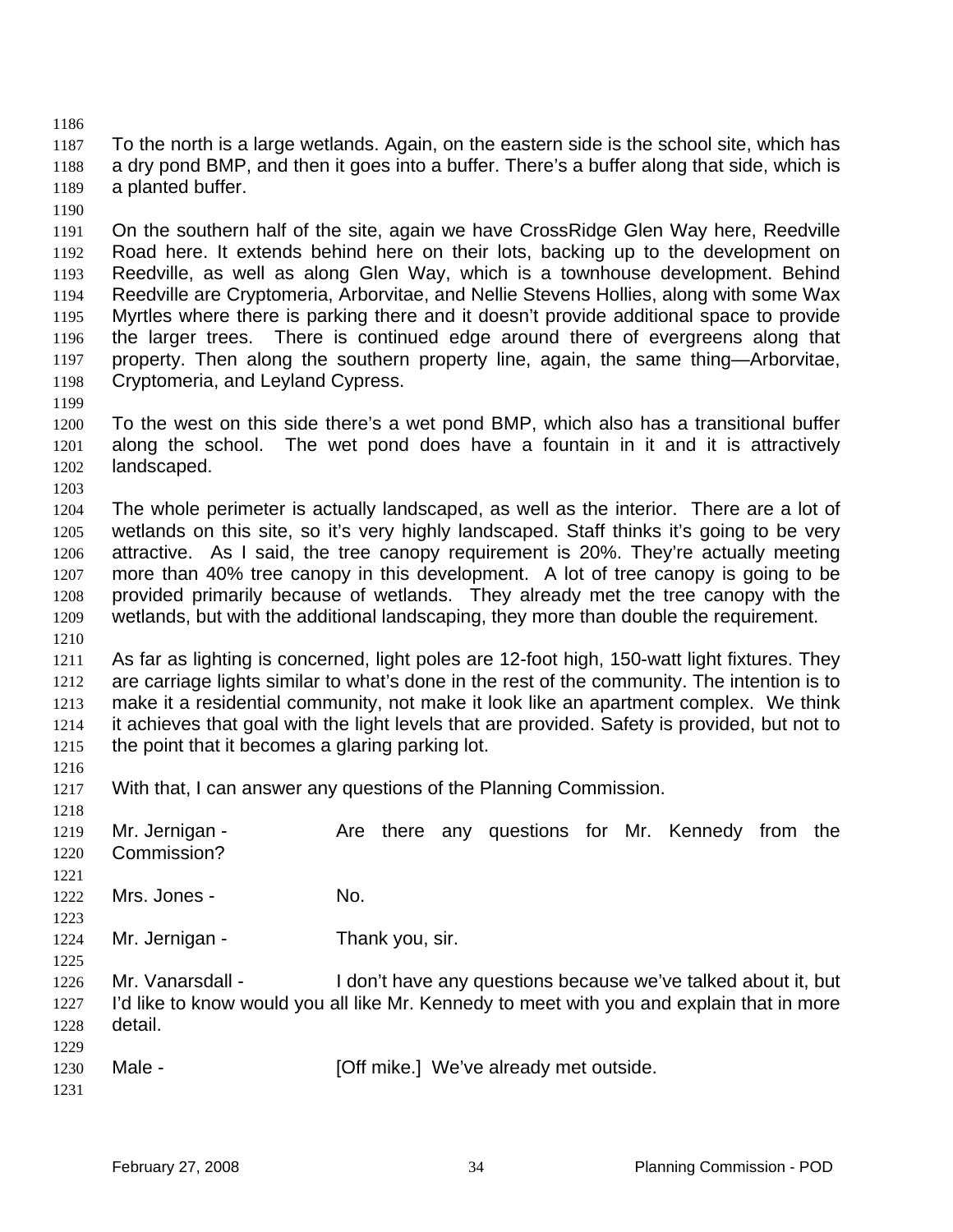To the north is a large wetlands. Again, on the eastern side is the school site, which has a dry pond BMP, and then it goes into a buffer. There's a buffer along that side, which is a planted buffer.

On the southern half of the site, again we have CrossRidge Glen Way here, Reedville Road here. It extends behind here on their lots, backing up to the development on Reedville, as well as along Glen Way, which is a townhouse development. Behind Reedville are Cryptomeria, Arborvitae, and Nellie Stevens Hollies, along with some Wax Myrtles where there is parking there and it doesn't provide additional space to provide the larger trees. There is continued edge around there of evergreens along that property. Then along the southern property line, again, the same thing—Arborvitae, Cryptomeria, and Leyland Cypress.

To the west on this side there's a wet pond BMP, which also has a transitional buffer along the school. The wet pond does have a fountain in it and it is attractively landscaped.

The whole perimeter is actually landscaped, as well as the interior. There are a lot of wetlands on this site, so it's very highly landscaped. Staff thinks it's going to be very attractive. As I said, the tree canopy requirement is 20%. They're actually meeting more than 40% tree canopy in this development. A lot of tree canopy is going to be provided primarily because of wetlands. They already met the tree canopy with the wetlands, but with the additional landscaping, they more than double the requirement.

As far as lighting is concerned, light poles are 12-foot high, 150-watt light fixtures. They are carriage lights similar to what's done in the rest of the community. The intention is to make it a residential community, not make it look like an apartment complex. We think it achieves that goal with the light levels that are provided. Safety is provided, but not to the point that it becomes a glaring parking lot.

With that, I can answer any questions of the Planning Commission.

Mr. Jernigan - Are there any questions for Mr. Kennedy from the Commission?

Mrs. Jones - No.

Mr. Jernigan - Thank you, sir.

Mr. Vanarsdall - I don't have any questions because we've talked about it, but I'd like to know would you all like Mr. Kennedy to meet with you and explain that in more detail.

Male - [Off mike.] We've already met outside.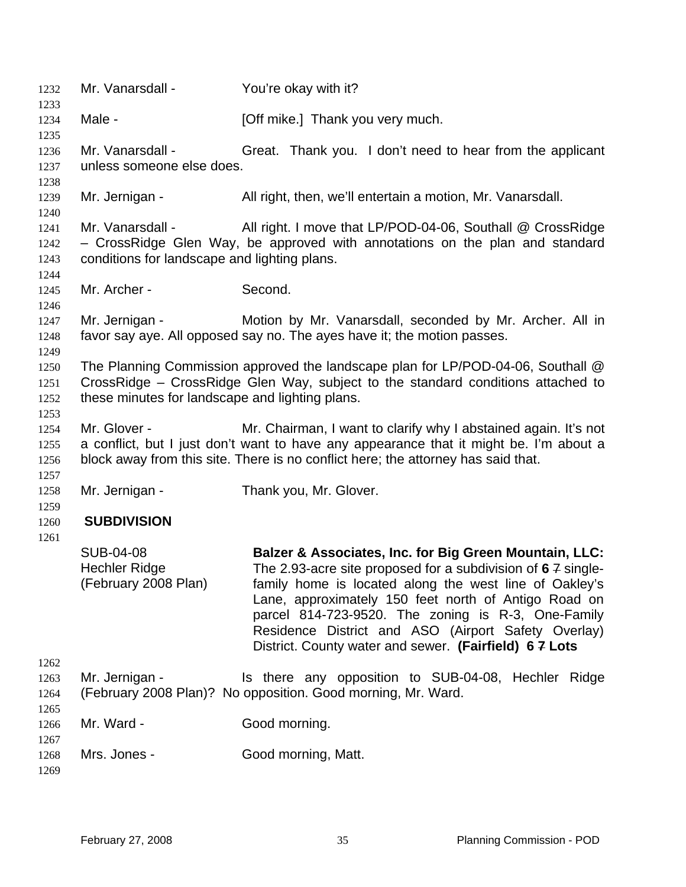Mr. Vanarsdall - You're okay with it?

Male - [Off mike.] Thank you very much.

Mr. Vanarsdall - Great. Thank you. I don't need to hear from the applicant unless someone else does.

Mr. Jernigan - All right, then, we'll entertain a motion, Mr. Vanarsdall.

Mr. Vanarsdall - All right. I move that LP/POD-04-06, Southall @ CrossRidge – CrossRidge Glen Way, be approved with annotations on the plan and standard conditions for landscape and lighting plans.

Mr. Archer - Second.

Mr. Jernigan - Motion by Mr. Vanarsdall, seconded by Mr. Archer. All in favor say aye. All opposed say no. The ayes have it; the motion passes.

The Planning Commission approved the landscape plan for LP/POD-04-06, Southall @ CrossRidge – CrossRidge Glen Way, subject to the standard conditions attached to these minutes for landscape and lighting plans.

Mr. Glover - Mr. Chairman, I want to clarify why I abstained again. It's not a conflict, but I just don't want to have any appearance that it might be. I'm about a block away from this site. There is no conflict here; the attorney has said that.

Mr. Jernigan - Thank you, Mr. Glover.

## SUBDIVISION

SUB-04-08
Hechler Ridge
(February 2008 Plan)

**Balzer & Associates, Inc. for Big Green Mountain, LLC:** The 2.93-acre site proposed for a subdivision of **6** ~~7~~ single-family home is located along the west line of Oakley's Lane, approximately 150 feet north of Antigo Road on parcel 814-723-9520. The zoning is R-3, One-Family Residence District and ASO (Airport Safety Overlay) District. County water and sewer. **(Fairfield) 6 ~~7~~ Lots**

Mr. Jernigan - Is there any opposition to SUB-04-08, Hechler Ridge (February 2008 Plan)? No opposition. Good morning, Mr. Ward.

Mr. Ward - Good morning.

Mrs. Jones - Good morning, Matt.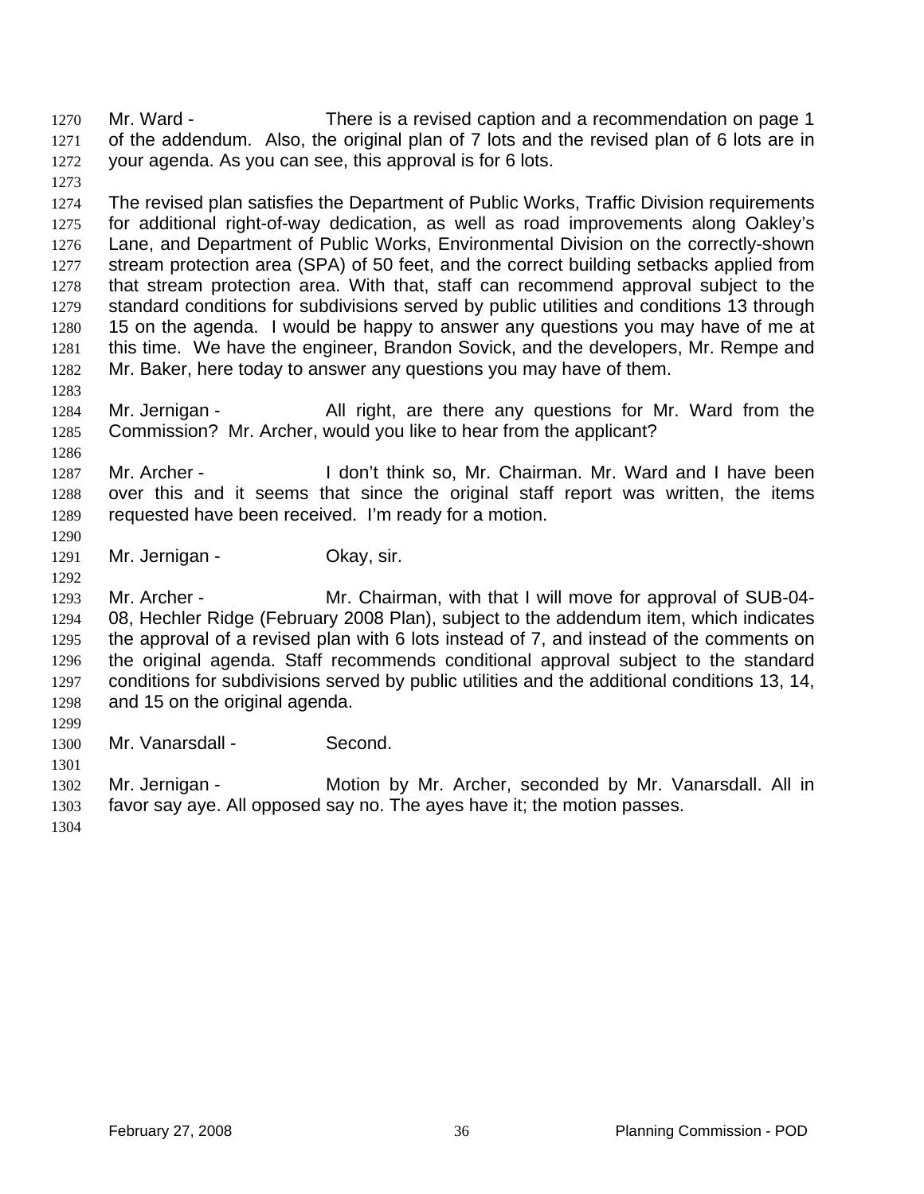Mr. Ward - There is a revised caption and a recommendation on page 1 of the addendum. Also, the original plan of 7 lots and the revised plan of 6 lots are in your agenda. As you can see, this approval is for 6 lots.

The revised plan satisfies the Department of Public Works, Traffic Division requirements for additional right-of-way dedication, as well as road improvements along Oakley's Lane, and Department of Public Works, Environmental Division on the correctly-shown stream protection area (SPA) of 50 feet, and the correct building setbacks applied from that stream protection area. With that, staff can recommend approval subject to the standard conditions for subdivisions served by public utilities and conditions 13 through 15 on the agenda. I would be happy to answer any questions you may have of me at this time. We have the engineer, Brandon Sovick, and the developers, Mr. Rempe and Mr. Baker, here today to answer any questions you may have of them.

Mr. Jernigan - All right, are there any questions for Mr. Ward from the Commission? Mr. Archer, would you like to hear from the applicant?

Mr. Archer - I don't think so, Mr. Chairman. Mr. Ward and I have been over this and it seems that since the original staff report was written, the items requested have been received. I'm ready for a motion.

Mr. Jernigan - Okay, sir.

Mr. Archer - Mr. Chairman, with that I will move for approval of SUB-04-08, Hechler Ridge (February 2008 Plan), subject to the addendum item, which indicates the approval of a revised plan with 6 lots instead of 7, and instead of the comments on the original agenda. Staff recommends conditional approval subject to the standard conditions for subdivisions served by public utilities and the additional conditions 13, 14, and 15 on the original agenda.

Mr. Vanarsdall - Second.

Mr. Jernigan - Motion by Mr. Archer, seconded by Mr. Vanarsdall. All in favor say aye. All opposed say no. The ayes have it; the motion passes.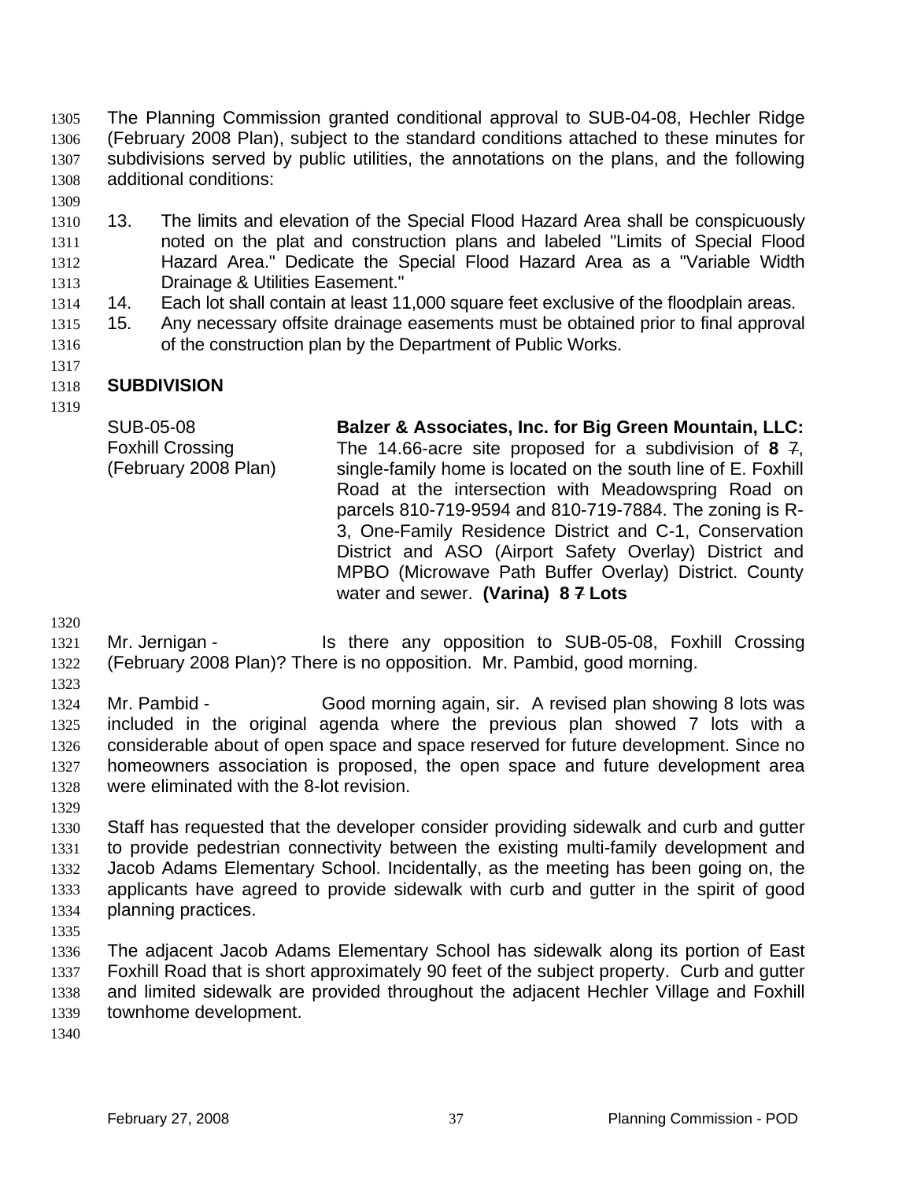The Planning Commission granted conditional approval to SUB-04-08, Hechler Ridge (February 2008 Plan), subject to the standard conditions attached to these minutes for subdivisions served by public utilities, the annotations on the plans, and the following additional conditions:

13. The limits and elevation of the Special Flood Hazard Area shall be conspicuously noted on the plat and construction plans and labeled "Limits of Special Flood Hazard Area." Dedicate the Special Flood Hazard Area as a "Variable Width Drainage & Utilities Easement."
14. Each lot shall contain at least 11,000 square feet exclusive of the floodplain areas.
15. Any necessary offsite drainage easements must be obtained prior to final approval of the construction plan by the Department of Public Works.

## SUBDIVISION

| | |
|---|---|
| SUB-05-08<br>Foxhill Crossing<br>(February 2008 Plan) | **Balzer & Associates, Inc. for Big Green Mountain, LLC:** The 14.66-acre site proposed for a subdivision of **8** ~~7~~, single-family home is located on the south line of E. Foxhill Road at the intersection with Meadowspring Road on parcels 810-719-9594 and 810-719-7884. The zoning is R-3, One-Family Residence District and C-1, Conservation District and ASO (Airport Safety Overlay) District and MPBO (Microwave Path Buffer Overlay) District. County water and sewer. **(Varina) 8 ~~7~~ Lots** |

Mr. Jernigan - Is there any opposition to SUB-05-08, Foxhill Crossing (February 2008 Plan)? There is no opposition. Mr. Pambid, good morning.

Mr. Pambid - Good morning again, sir. A revised plan showing 8 lots was included in the original agenda where the previous plan showed 7 lots with a considerable about of open space and space reserved for future development. Since no homeowners association is proposed, the open space and future development area were eliminated with the 8-lot revision.

Staff has requested that the developer consider providing sidewalk and curb and gutter to provide pedestrian connectivity between the existing multi-family development and Jacob Adams Elementary School. Incidentally, as the meeting has been going on, the applicants have agreed to provide sidewalk with curb and gutter in the spirit of good planning practices.

The adjacent Jacob Adams Elementary School has sidewalk along its portion of East Foxhill Road that is short approximately 90 feet of the subject property. Curb and gutter and limited sidewalk are provided throughout the adjacent Hechler Village and Foxhill townhome development.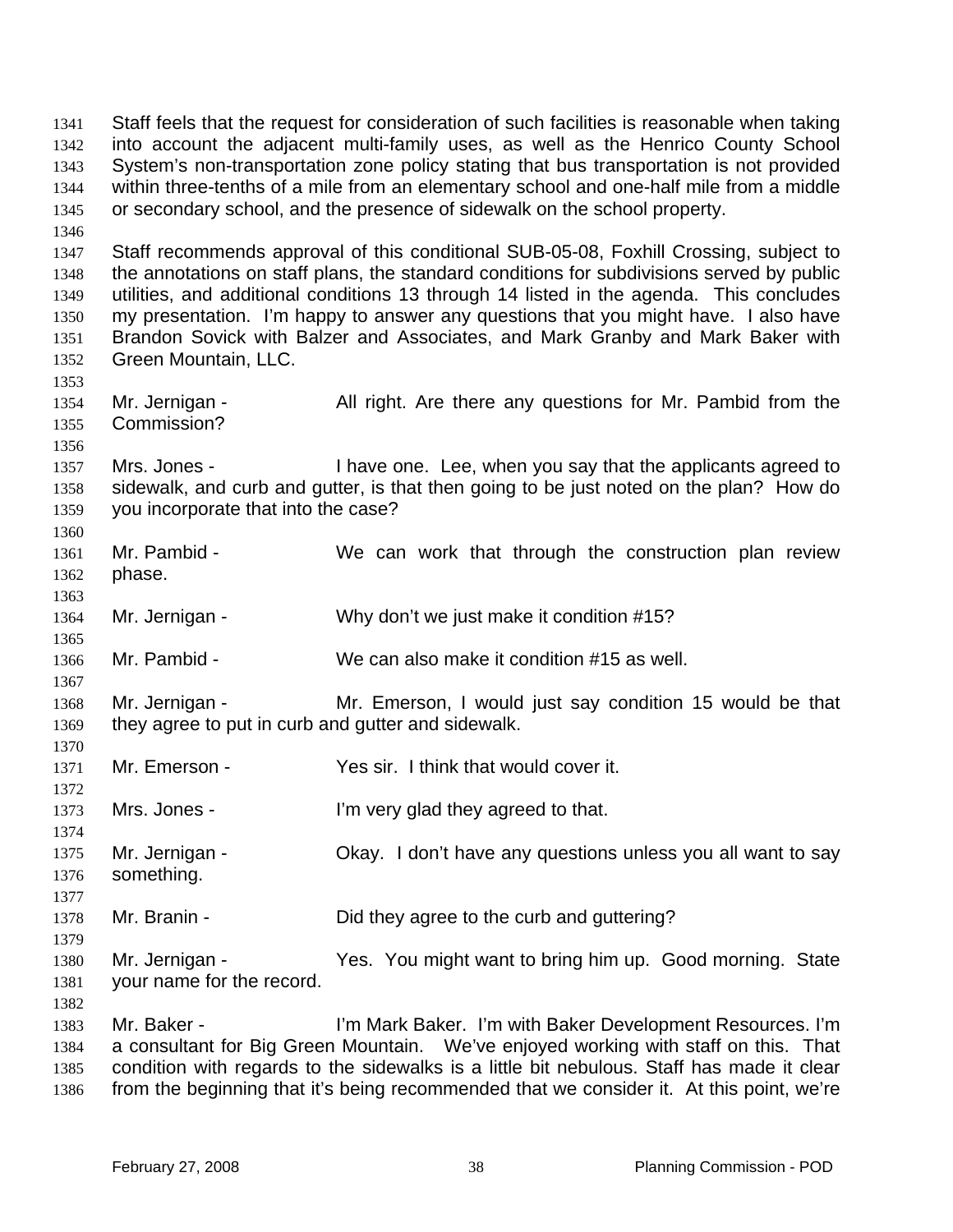Staff feels that the request for consideration of such facilities is reasonable when taking into account the adjacent multi-family uses, as well as the Henrico County School System's non-transportation zone policy stating that bus transportation is not provided within three-tenths of a mile from an elementary school and one-half mile from a middle or secondary school, and the presence of sidewalk on the school property.

Staff recommends approval of this conditional SUB-05-08, Foxhill Crossing, subject to the annotations on staff plans, the standard conditions for subdivisions served by public utilities, and additional conditions 13 through 14 listed in the agenda. This concludes my presentation. I'm happy to answer any questions that you might have. I also have Brandon Sovick with Balzer and Associates, and Mark Granby and Mark Baker with Green Mountain, LLC.

Mr. Jernigan - All right. Are there any questions for Mr. Pambid from the Commission?

Mrs. Jones - I have one. Lee, when you say that the applicants agreed to sidewalk, and curb and gutter, is that then going to be just noted on the plan? How do you incorporate that into the case?

Mr. Pambid - We can work that through the construction plan review phase.

Mr. Jernigan - Why don't we just make it condition #15?

Mr. Pambid - We can also make it condition #15 as well.

Mr. Jernigan - Mr. Emerson, I would just say condition 15 would be that they agree to put in curb and gutter and sidewalk.

Mr. Emerson - Yes sir. I think that would cover it.

Mrs. Jones - I'm very glad they agreed to that.

Mr. Jernigan - Okay. I don't have any questions unless you all want to say something.

Mr. Branin - Did they agree to the curb and guttering?

Mr. Jernigan - Yes. You might want to bring him up. Good morning. State your name for the record.

Mr. Baker - I'm Mark Baker. I'm with Baker Development Resources. I'm a consultant for Big Green Mountain. We've enjoyed working with staff on this. That condition with regards to the sidewalks is a little bit nebulous. Staff has made it clear from the beginning that it's being recommended that we consider it. At this point, we're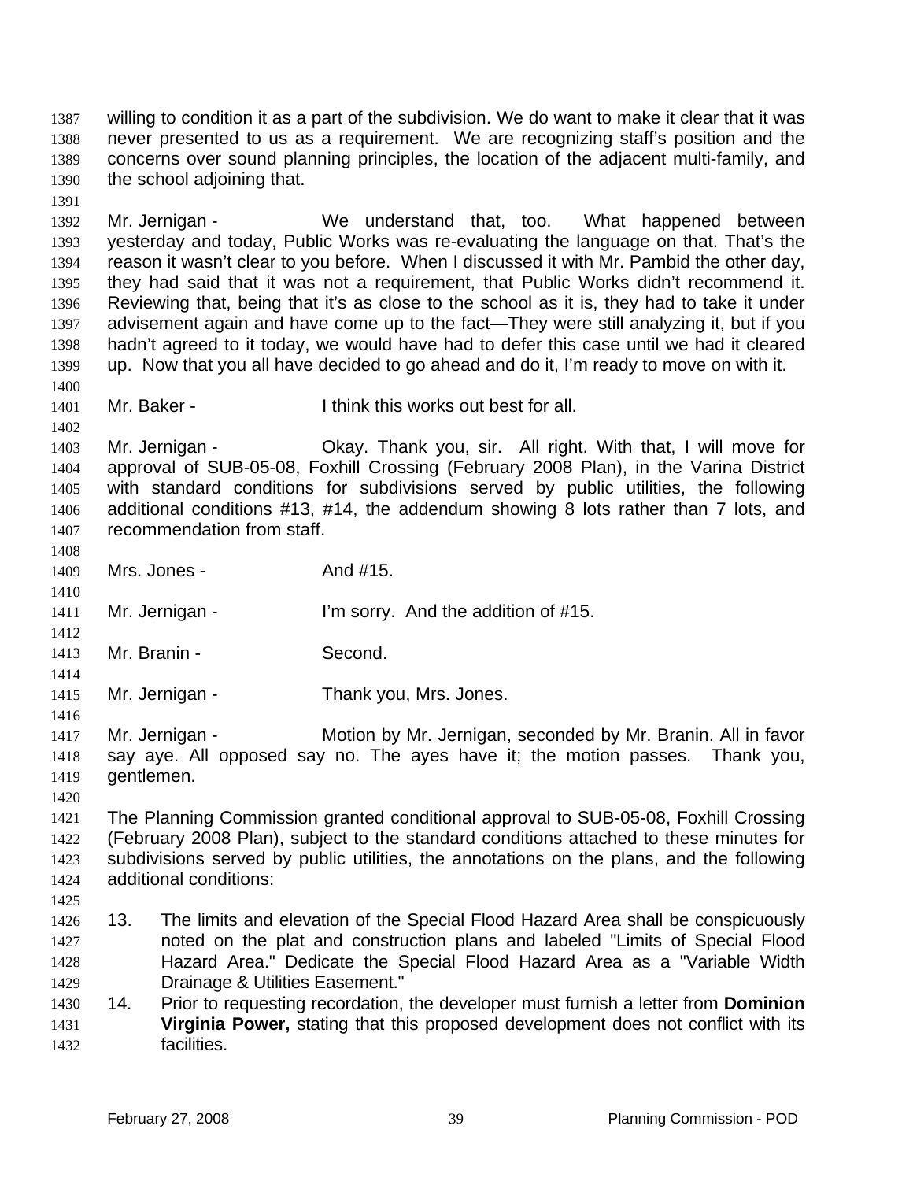willing to condition it as a part of the subdivision. We do want to make it clear that it was never presented to us as a requirement. We are recognizing staff's position and the concerns over sound planning principles, the location of the adjacent multi-family, and the school adjoining that.

Mr. Jernigan - We understand that, too. What happened between yesterday and today, Public Works was re-evaluating the language on that. That's the reason it wasn't clear to you before. When I discussed it with Mr. Pambid the other day, they had said that it was not a requirement, that Public Works didn't recommend it. Reviewing that, being that it's as close to the school as it is, they had to take it under advisement again and have come up to the fact—They were still analyzing it, but if you hadn't agreed to it today, we would have had to defer this case until we had it cleared up. Now that you all have decided to go ahead and do it, I'm ready to move on with it.

Mr. Baker - I think this works out best for all.

Mr. Jernigan - Okay. Thank you, sir. All right. With that, I will move for approval of SUB-05-08, Foxhill Crossing (February 2008 Plan), in the Varina District with standard conditions for subdivisions served by public utilities, the following additional conditions #13, #14, the addendum showing 8 lots rather than 7 lots, and recommendation from staff.

Mrs. Jones - And #15.

Mr. Jernigan - I'm sorry. And the addition of #15.

Mr. Branin - Second.

Mr. Jernigan - Thank you, Mrs. Jones.

Mr. Jernigan - Motion by Mr. Jernigan, seconded by Mr. Branin. All in favor say aye. All opposed say no. The ayes have it; the motion passes. Thank you, gentlemen.

The Planning Commission granted conditional approval to SUB-05-08, Foxhill Crossing (February 2008 Plan), subject to the standard conditions attached to these minutes for subdivisions served by public utilities, the annotations on the plans, and the following additional conditions:

13. The limits and elevation of the Special Flood Hazard Area shall be conspicuously noted on the plat and construction plans and labeled "Limits of Special Flood Hazard Area." Dedicate the Special Flood Hazard Area as a "Variable Width Drainage & Utilities Easement."
14. Prior to requesting recordation, the developer must furnish a letter from **Dominion Virginia Power,** stating that this proposed development does not conflict with its facilities.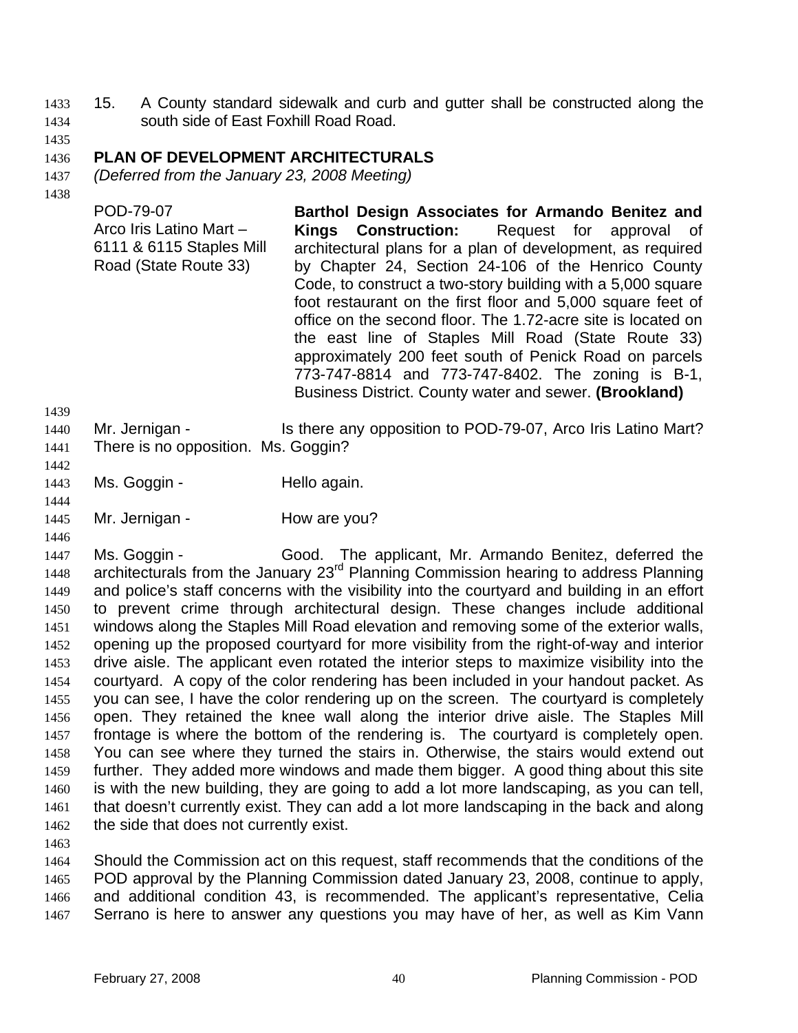15. A County standard sidewalk and curb and gutter shall be constructed along the south side of East Foxhill Road Road.

**PLAN OF DEVELOPMENT ARCHITECTURALS**

*(Deferred from the January 23, 2008 Meeting)*

| | |
|---|---|
| POD-79-07<br>Arco Iris Latino Mart – 6111 & 6115 Staples Mill Road (State Route 33) | **Barthol Design Associates for Armando Benitez and Kings Construction:** Request for approval of architectural plans for a plan of development, as required by Chapter 24, Section 24-106 of the Henrico County Code, to construct a two-story building with a 5,000 square foot restaurant on the first floor and 5,000 square feet of office on the second floor. The 1.72-acre site is located on the east line of Staples Mill Road (State Route 33) approximately 200 feet south of Penick Road on parcels 773-747-8814 and 773-747-8402. The zoning is B-1, Business District. County water and sewer. **(Brookland)** |

Mr. Jernigan - Is there any opposition to POD-79-07, Arco Iris Latino Mart? There is no opposition. Ms. Goggin?

Ms. Goggin - Hello again.

Mr. Jernigan - How are you?

Ms. Goggin - Good. The applicant, Mr. Armando Benitez, deferred the architecturals from the January 23rd Planning Commission hearing to address Planning and police's staff concerns with the visibility into the courtyard and building in an effort to prevent crime through architectural design. These changes include additional windows along the Staples Mill Road elevation and removing some of the exterior walls, opening up the proposed courtyard for more visibility from the right-of-way and interior drive aisle. The applicant even rotated the interior steps to maximize visibility into the courtyard. A copy of the color rendering has been included in your handout packet. As you can see, I have the color rendering up on the screen. The courtyard is completely open. They retained the knee wall along the interior drive aisle. The Staples Mill frontage is where the bottom of the rendering is. The courtyard is completely open. You can see where they turned the stairs in. Otherwise, the stairs would extend out further. They added more windows and made them bigger. A good thing about this site is with the new building, they are going to add a lot more landscaping, as you can tell, that doesn't currently exist. They can add a lot more landscaping in the back and along the side that does not currently exist.

Should the Commission act on this request, staff recommends that the conditions of the POD approval by the Planning Commission dated January 23, 2008, continue to apply, and additional condition 43, is recommended. The applicant's representative, Celia Serrano is here to answer any questions you may have of her, as well as Kim Vann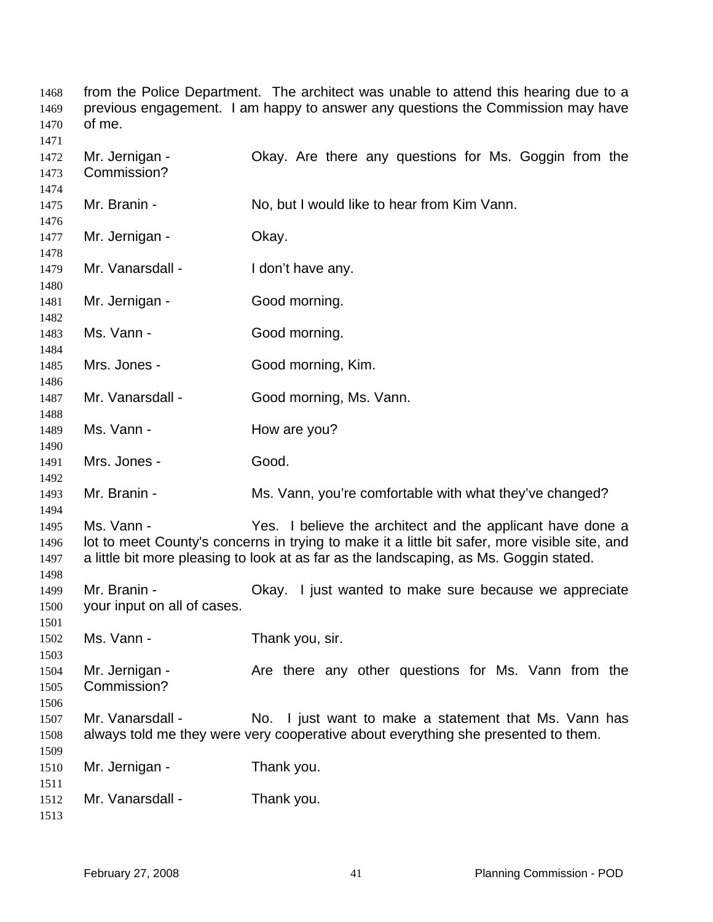from the Police Department. The architect was unable to attend this hearing due to a previous engagement. I am happy to answer any questions the Commission may have of me.

Mr. Jernigan - Okay. Are there any questions for Ms. Goggin from the Commission?

Mr. Branin - No, but I would like to hear from Kim Vann.

Mr. Jernigan - Okay.

Mr. Vanarsdall - I don't have any.

Mr. Jernigan - Good morning.

Ms. Vann - Good morning.

Mrs. Jones - Good morning, Kim.

Mr. Vanarsdall - Good morning, Ms. Vann.

Ms. Vann - How are you?

Mrs. Jones - Good.

Mr. Branin - Ms. Vann, you're comfortable with what they've changed?

Ms. Vann - Yes. I believe the architect and the applicant have done a lot to meet County's concerns in trying to make it a little bit safer, more visible site, and a little bit more pleasing to look at as far as the landscaping, as Ms. Goggin stated.

Mr. Branin - Okay. I just wanted to make sure because we appreciate your input on all of cases.

Ms. Vann - Thank you, sir.

Mr. Jernigan - Are there any other questions for Ms. Vann from the Commission?

Mr. Vanarsdall - No. I just want to make a statement that Ms. Vann has always told me they were very cooperative about everything she presented to them.

Mr. Jernigan - Thank you.

Mr. Vanarsdall - Thank you.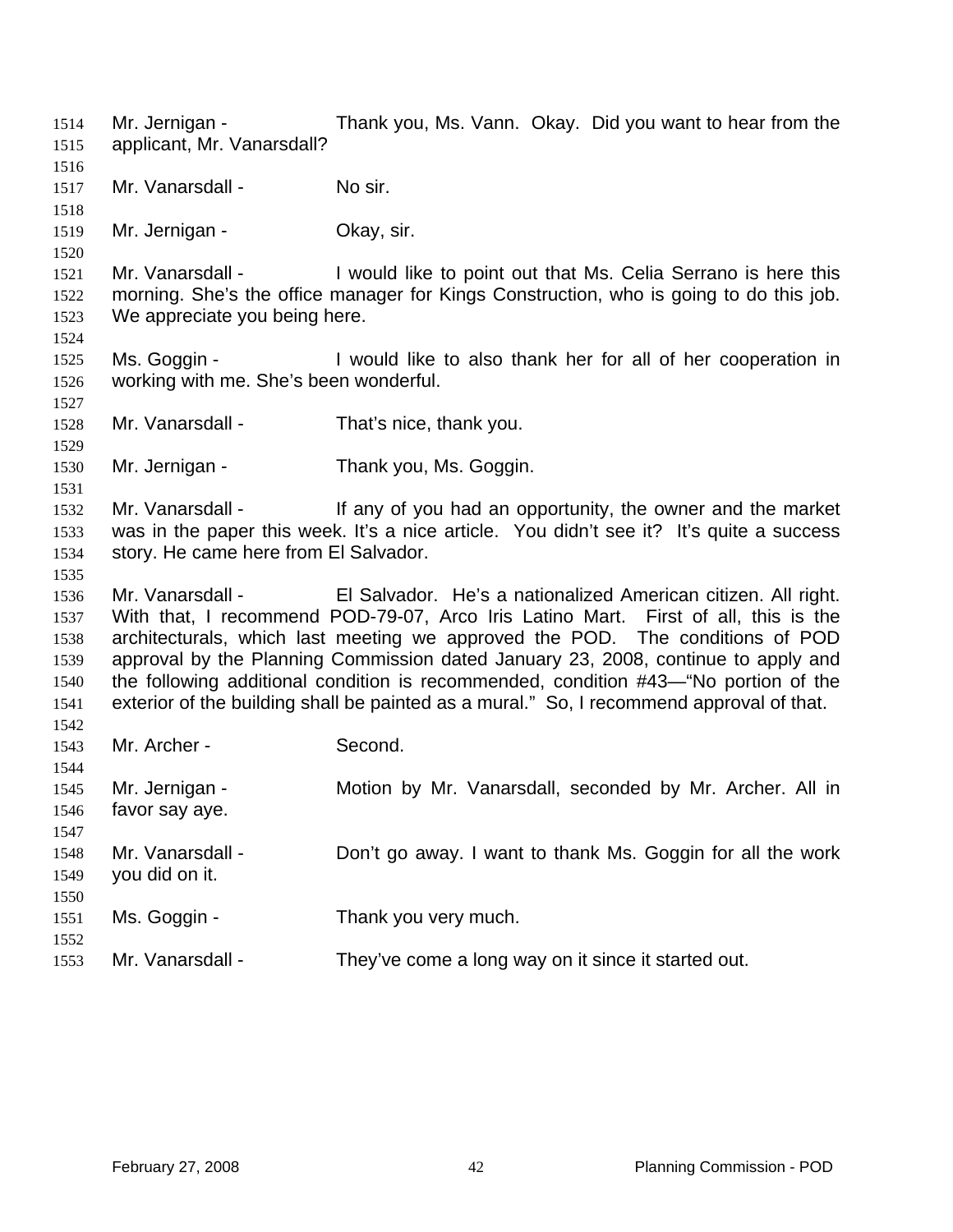Mr. Jernigan - Thank you, Ms. Vann. Okay. Did you want to hear from the applicant, Mr. Vanarsdall?

Mr. Vanarsdall - No sir.

Mr. Jernigan - Okay, sir.

Mr. Vanarsdall - I would like to point out that Ms. Celia Serrano is here this morning. She's the office manager for Kings Construction, who is going to do this job. We appreciate you being here.

Ms. Goggin - I would like to also thank her for all of her cooperation in working with me. She's been wonderful.

Mr. Vanarsdall - That's nice, thank you.

Mr. Jernigan - Thank you, Ms. Goggin.

Mr. Vanarsdall - If any of you had an opportunity, the owner and the market was in the paper this week. It's a nice article. You didn't see it? It's quite a success story. He came here from El Salvador.

Mr. Vanarsdall - El Salvador. He's a nationalized American citizen. All right. With that, I recommend POD-79-07, Arco Iris Latino Mart. First of all, this is the architecturals, which last meeting we approved the POD. The conditions of POD approval by the Planning Commission dated January 23, 2008, continue to apply and the following additional condition is recommended, condition #43—"No portion of the exterior of the building shall be painted as a mural." So, I recommend approval of that.

Mr. Archer - Second.

Mr. Jernigan - Motion by Mr. Vanarsdall, seconded by Mr. Archer. All in favor say aye.

Mr. Vanarsdall - Don't go away. I want to thank Ms. Goggin for all the work you did on it.

Ms. Goggin - Thank you very much.

Mr. Vanarsdall - They've come a long way on it since it started out.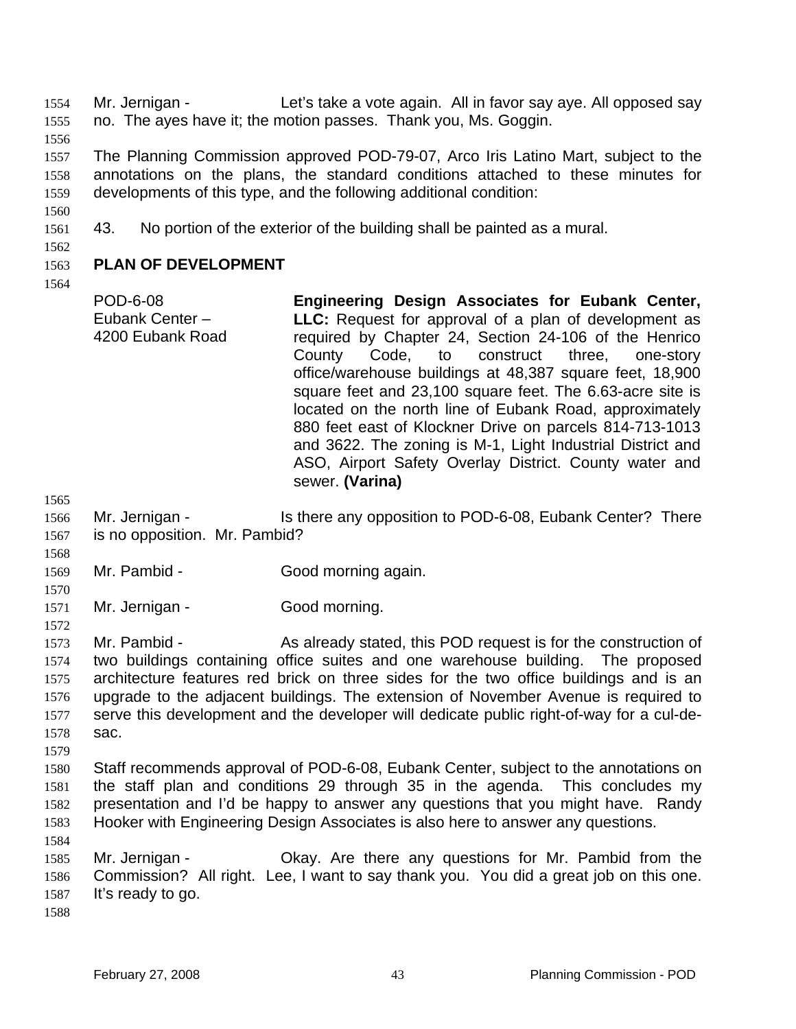Mr. Jernigan - Let's take a vote again. All in favor say aye. All opposed say no. The ayes have it; the motion passes. Thank you, Ms. Goggin.

The Planning Commission approved POD-79-07, Arco Iris Latino Mart, subject to the annotations on the plans, the standard conditions attached to these minutes for developments of this type, and the following additional condition:

43. No portion of the exterior of the building shall be painted as a mural.

## PLAN OF DEVELOPMENT

| | |
|---|---|
| POD-6-08<br>Eubank Center –<br>4200 Eubank Road | **Engineering Design Associates for Eubank Center, LLC:** Request for approval of a plan of development as required by Chapter 24, Section 24-106 of the Henrico County Code, to construct three, one-story office/warehouse buildings at 48,387 square feet, 18,900 square feet and 23,100 square feet. The 6.63-acre site is located on the north line of Eubank Road, approximately 880 feet east of Klockner Drive on parcels 814-713-1013 and 3622. The zoning is M-1, Light Industrial District and ASO, Airport Safety Overlay District. County water and sewer. **(Varina)** |

Mr. Jernigan - Is there any opposition to POD-6-08, Eubank Center? There is no opposition. Mr. Pambid?

Mr. Pambid - Good morning again.

Mr. Jernigan - Good morning.

Mr. Pambid - As already stated, this POD request is for the construction of two buildings containing office suites and one warehouse building. The proposed architecture features red brick on three sides for the two office buildings and is an upgrade to the adjacent buildings. The extension of November Avenue is required to serve this development and the developer will dedicate public right-of-way for a cul-de-sac.

Staff recommends approval of POD-6-08, Eubank Center, subject to the annotations on the staff plan and conditions 29 through 35 in the agenda. This concludes my presentation and I'd be happy to answer any questions that you might have. Randy Hooker with Engineering Design Associates is also here to answer any questions.

Mr. Jernigan - Okay. Are there any questions for Mr. Pambid from the Commission? All right. Lee, I want to say thank you. You did a great job on this one. It's ready to go.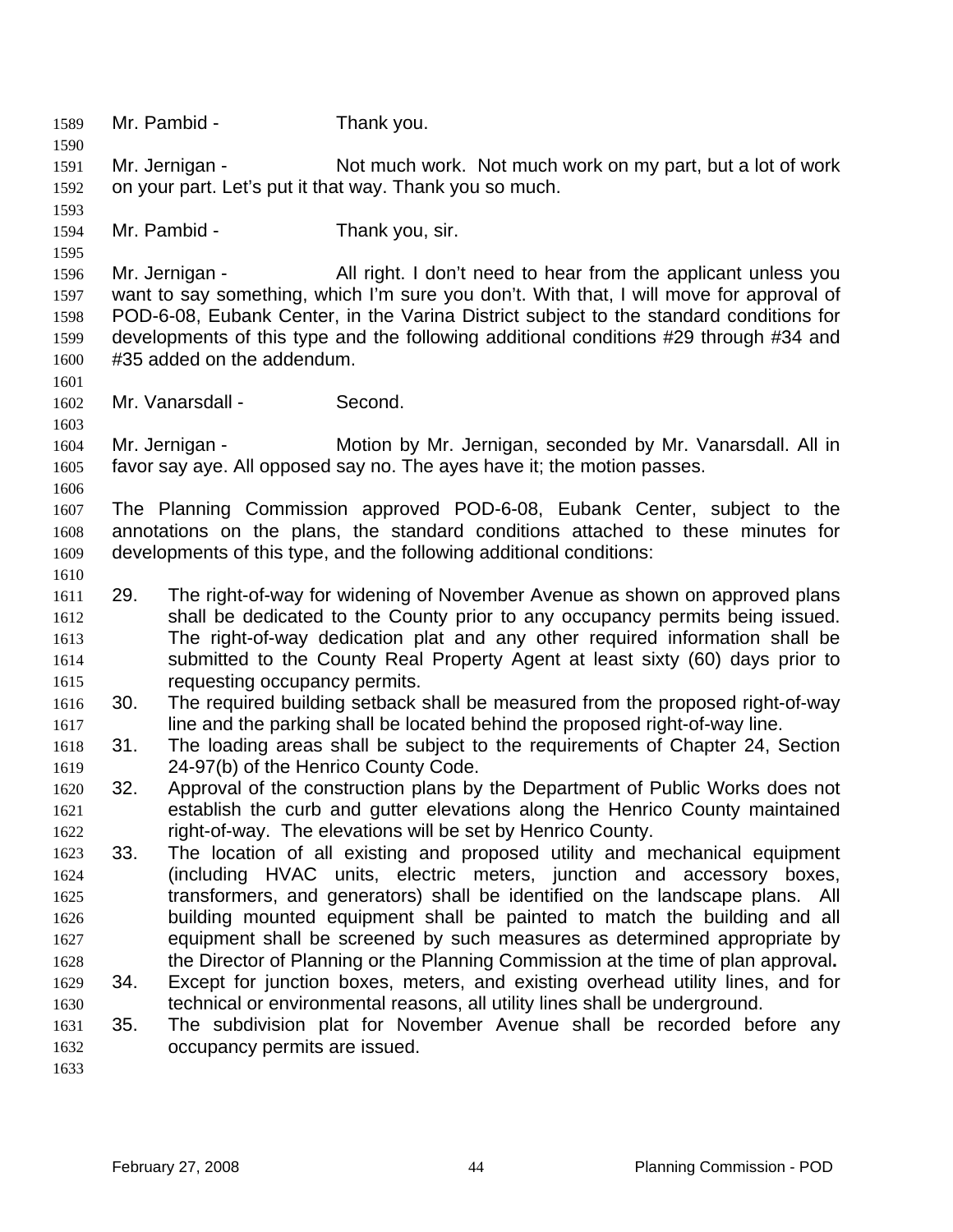Mr. Pambid - Thank you.

Mr. Jernigan - Not much work. Not much work on my part, but a lot of work on your part. Let's put it that way. Thank you so much.

Mr. Pambid - Thank you, sir.

Mr. Jernigan - All right. I don't need to hear from the applicant unless you want to say something, which I'm sure you don't. With that, I will move for approval of POD-6-08, Eubank Center, in the Varina District subject to the standard conditions for developments of this type and the following additional conditions #29 through #34 and #35 added on the addendum.

Mr. Vanarsdall - Second.

Mr. Jernigan - Motion by Mr. Jernigan, seconded by Mr. Vanarsdall. All in favor say aye. All opposed say no. The ayes have it; the motion passes.

The Planning Commission approved POD-6-08, Eubank Center, subject to the annotations on the plans, the standard conditions attached to these minutes for developments of this type, and the following additional conditions:

29. The right-of-way for widening of November Avenue as shown on approved plans shall be dedicated to the County prior to any occupancy permits being issued. The right-of-way dedication plat and any other required information shall be submitted to the County Real Property Agent at least sixty (60) days prior to requesting occupancy permits.
30. The required building setback shall be measured from the proposed right-of-way line and the parking shall be located behind the proposed right-of-way line.
31. The loading areas shall be subject to the requirements of Chapter 24, Section 24-97(b) of the Henrico County Code.
32. Approval of the construction plans by the Department of Public Works does not establish the curb and gutter elevations along the Henrico County maintained right-of-way. The elevations will be set by Henrico County.
33. The location of all existing and proposed utility and mechanical equipment (including HVAC units, electric meters, junction and accessory boxes, transformers, and generators) shall be identified on the landscape plans. All building mounted equipment shall be painted to match the building and all equipment shall be screened by such measures as determined appropriate by the Director of Planning or the Planning Commission at the time of plan approval.
34. Except for junction boxes, meters, and existing overhead utility lines, and for technical or environmental reasons, all utility lines shall be underground.
35. The subdivision plat for November Avenue shall be recorded before any occupancy permits are issued.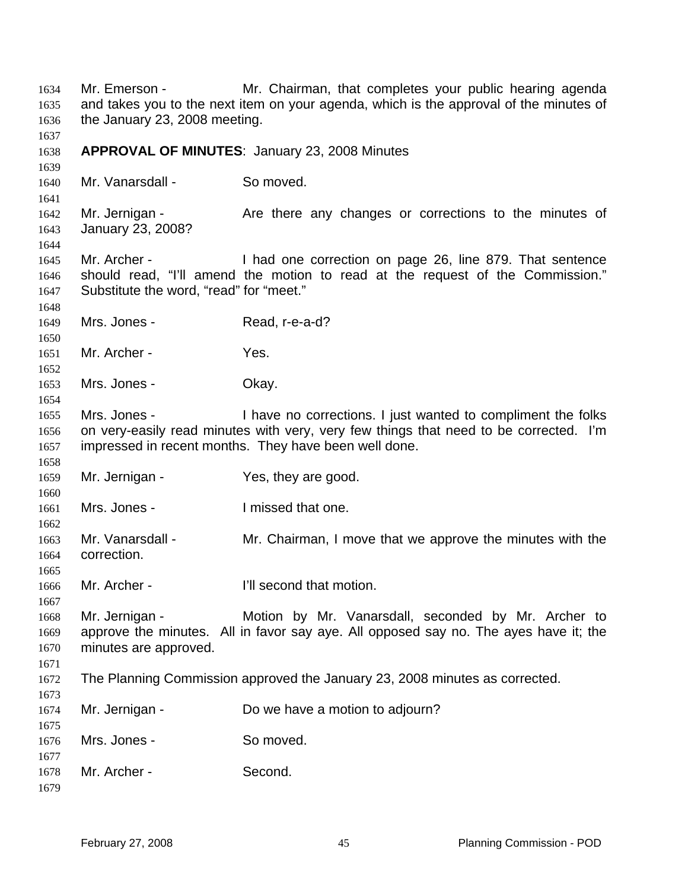Mr. Emerson - Mr. Chairman, that completes your public hearing agenda and takes you to the next item on your agenda, which is the approval of the minutes of the January 23, 2008 meeting.

**APPROVAL OF MINUTES**: January 23, 2008 Minutes

Mr. Vanarsdall - So moved.

Mr. Jernigan - Are there any changes or corrections to the minutes of January 23, 2008?

Mr. Archer - I had one correction on page 26, line 879. That sentence should read, "I'll amend the motion to read at the request of the Commission." Substitute the word, "read" for "meet."

Mrs. Jones - Read, r-e-a-d?

Mr. Archer - Yes.

Mrs. Jones - Okay.

Mrs. Jones - I have no corrections. I just wanted to compliment the folks on very-easily read minutes with very, very few things that need to be corrected. I'm impressed in recent months. They have been well done.

Mr. Jernigan - Yes, they are good.

Mrs. Jones - I missed that one.

Mr. Vanarsdall - Mr. Chairman, I move that we approve the minutes with the correction.

Mr. Archer - I'll second that motion.

Mr. Jernigan - Motion by Mr. Vanarsdall, seconded by Mr. Archer to approve the minutes. All in favor say aye. All opposed say no. The ayes have it; the minutes are approved.

The Planning Commission approved the January 23, 2008 minutes as corrected.

Mr. Jernigan - Do we have a motion to adjourn?

Mrs. Jones - So moved.

Mr. Archer - Second.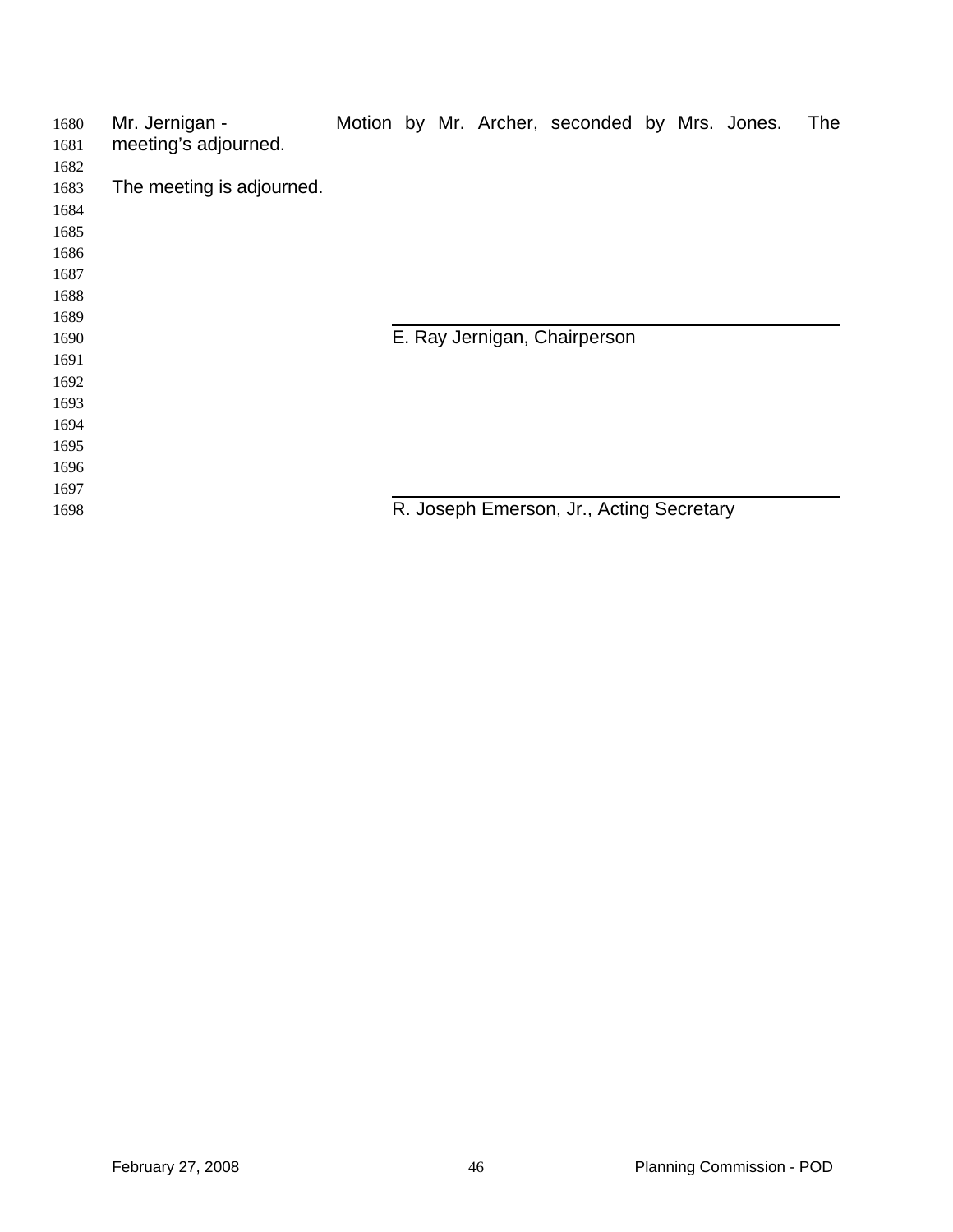Mr. Jernigan - Motion by Mr. Archer, seconded by Mrs. Jones. The meeting's adjourned.

The meeting is adjourned.

\_\_\_\_\_\_\_\_\_\_\_\_\_\_\_\_\_\_\_\_\_\_\_\_\_\_\_\_\_\_\_\_\_\_\_\_\_\_\_\_

E. Ray Jernigan, Chairperson

\_\_\_\_\_\_\_\_\_\_\_\_\_\_\_\_\_\_\_\_\_\_\_\_\_\_\_\_\_\_\_\_\_\_\_\_\_\_\_\_

R. Joseph Emerson, Jr., Acting Secretary